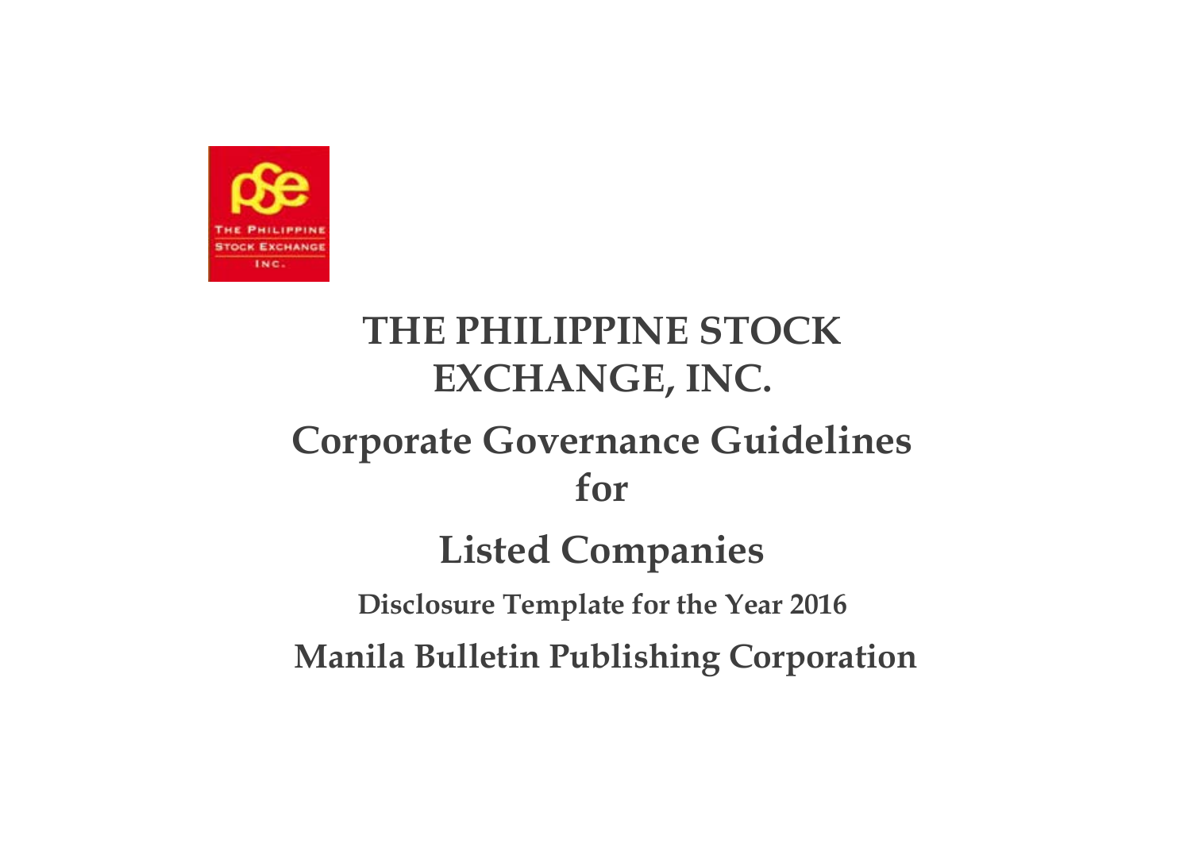# THE PHILIPPINE STOCK EXCHANGE, INC.

## Corporate Governance Guidelines for Listed Companies

### Disclosure Template for the Year 2016

## Manila Bulletin Publishing Corporation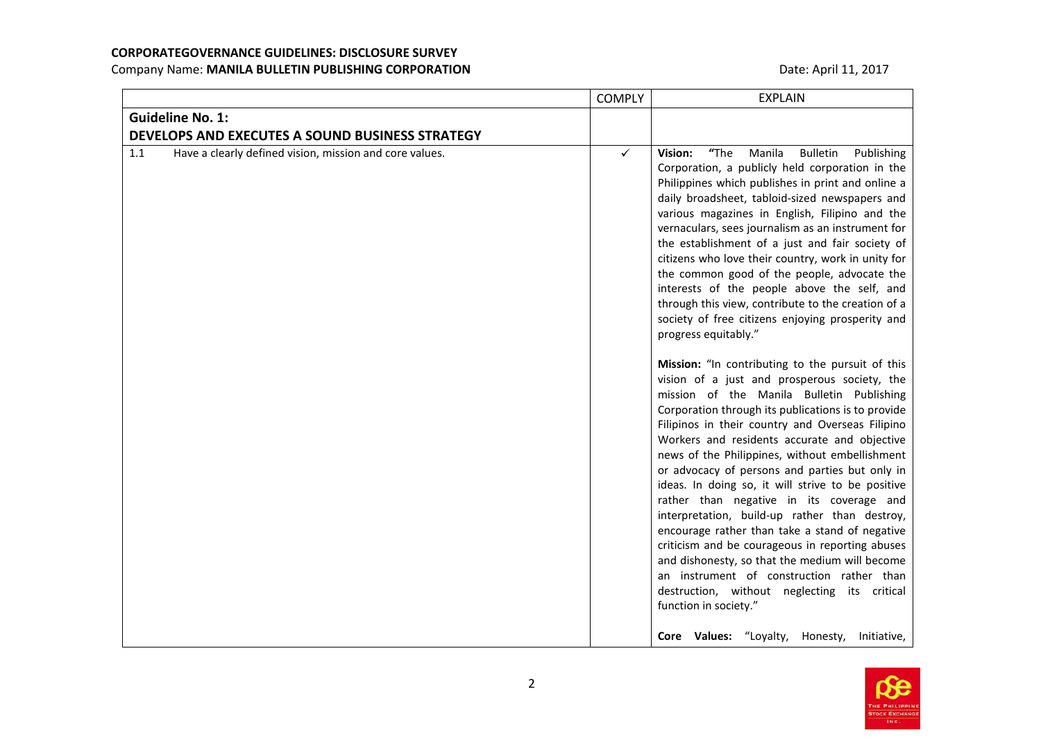**CORPORATEGOVERNANCE GUIDELINES: DISCLOSURE SURVEY**

Company Name: **MANILA BULLETIN PUBLISHING CORPORATION** Date: April 11, 2017

| | COMPLY | EXPLAIN |
|---|---|---|
| **Guideline No. 1:** **DEVELOPS AND EXECUTES A SOUND BUSINESS STRATEGY** | | |
| 1.1 Have a clearly defined vision, mission and core values. | ✓ | **Vision:** "The Manila Bulletin Publishing Corporation, a publicly held corporation in the Philippines which publishes in print and online a daily broadsheet, tabloid-sized newspapers and various magazines in English, Filipino and the vernaculars, sees journalism as an instrument for the establishment of a just and fair society of citizens who love their country, work in unity for the common good of the people, advocate the interests of the people above the self, and through this view, contribute to the creation of a society of free citizens enjoying prosperity and progress equitably."<br><br>**Mission:** "In contributing to the pursuit of this vision of a just and prosperous society, the mission of the Manila Bulletin Publishing Corporation through its publications is to provide Filipinos in their country and Overseas Filipino Workers and residents accurate and objective news of the Philippines, without embellishment or advocacy of persons and parties but only in ideas. In doing so, it will strive to be positive rather than negative in its coverage and interpretation, build-up rather than destroy, encourage rather than take a stand of negative criticism and be courageous in reporting abuses and dishonesty, so that the medium will become an instrument of construction rather than destruction, without neglecting its critical function in society."<br><br>**Core Values:** "Loyalty, Honesty, Initiative, |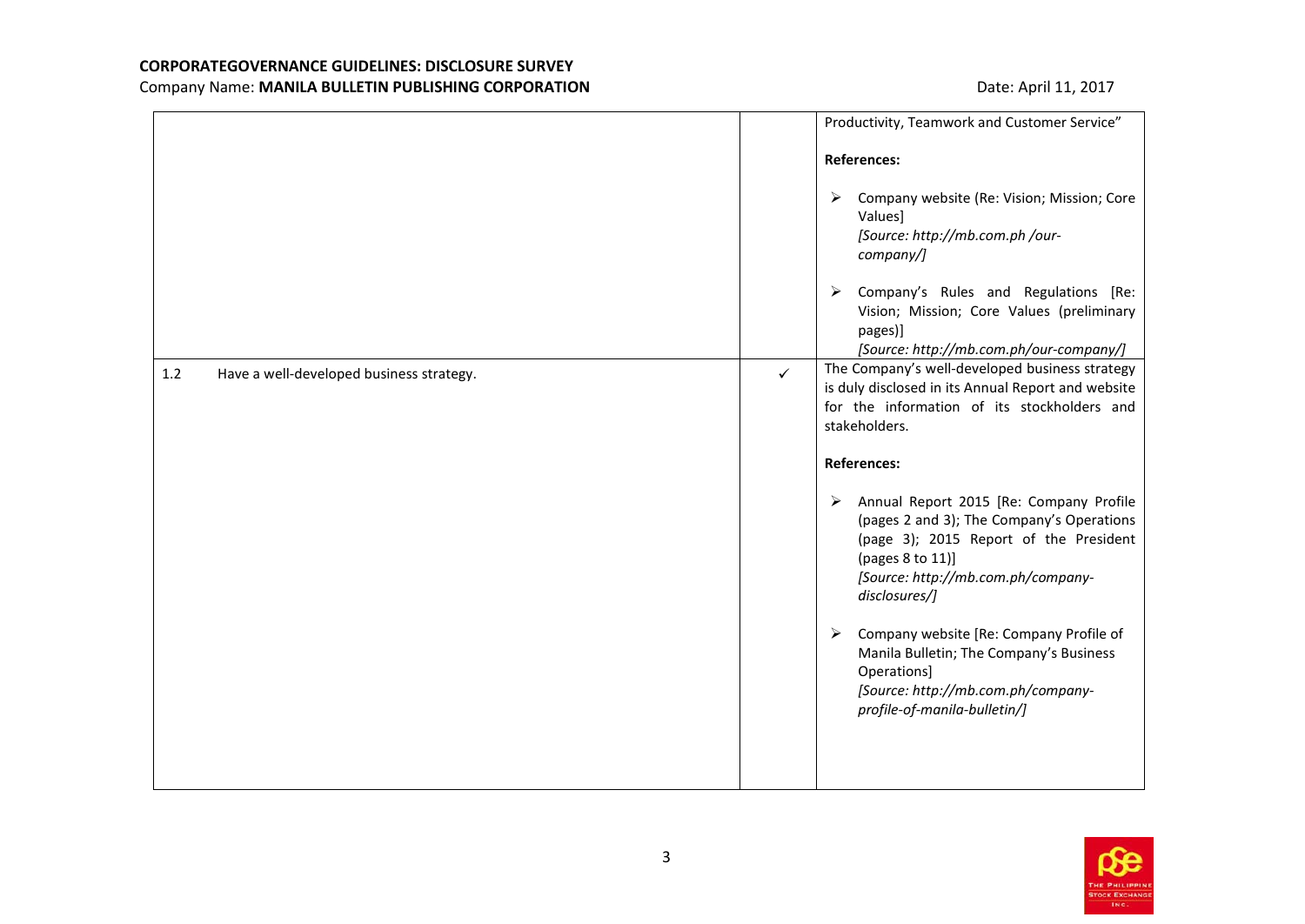| | | |
|---|---|---|
| | | Productivity, Teamwork and Customer Service"<br><br>**References:**<br><br>➢ Company website (Re: Vision; Mission; Core Values]<br>*[Source: http://mb.com.ph /our-company/]*<br><br>➢ Company's Rules and Regulations [Re: Vision; Mission; Core Values (preliminary pages)]<br>*[Source: http://mb.com.ph/our-company/]* |
| 1.2 Have a well-developed business strategy. | ✓ | The Company's well-developed business strategy is duly disclosed in its Annual Report and website for the information of its stockholders and stakeholders.<br><br>**References:**<br><br>➢ Annual Report 2015 [Re: Company Profile (pages 2 and 3); The Company's Operations (page 3); 2015 Report of the President (pages 8 to 11)]<br>*[Source: http://mb.com.ph/company-disclosures/]*<br><br>➢ Company website [Re: Company Profile of Manila Bulletin; The Company's Business Operations]<br>*[Source: http://mb.com.ph/company-profile-of-manila-bulletin/]* |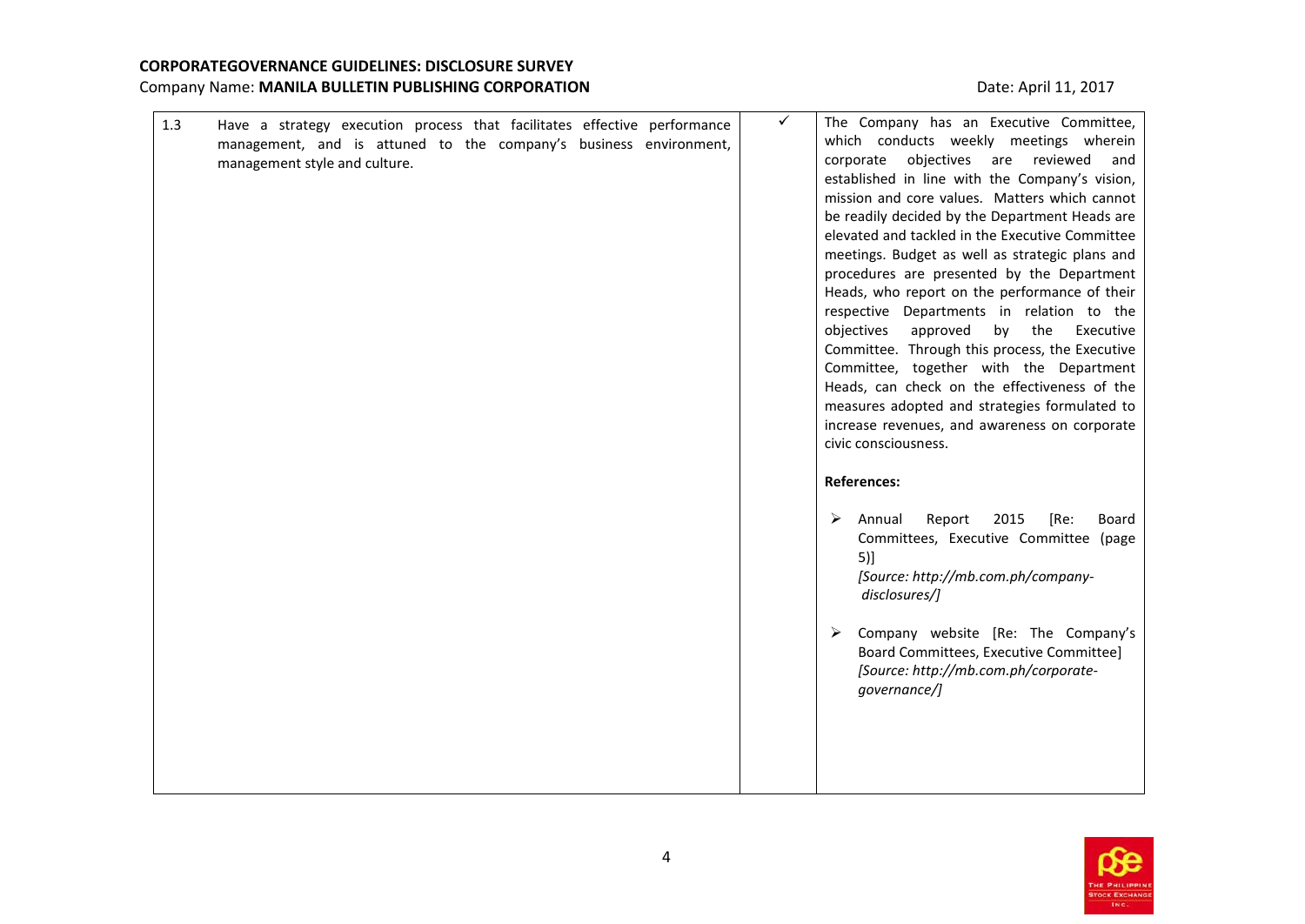| 1.3 | Have a strategy execution process that facilitates effective performance management, and is attuned to the company's business environment, management style and culture. | ✓ | The Company has an Executive Committee, which conducts weekly meetings wherein corporate objectives are reviewed and established in line with the Company's vision, mission and core values. Matters which cannot be readily decided by the Department Heads are elevated and tackled in the Executive Committee meetings. Budget as well as strategic plans and procedures are presented by the Department Heads, who report on the performance of their respective Departments in relation to the objectives approved by the Executive Committee. Through this process, the Executive Committee, together with the Department Heads, can check on the effectiveness of the measures adopted and strategies formulated to increase revenues, and awareness on corporate civic consciousness.<br><br>**References:**<br><br>➢ Annual Report 2015 [Re: Board Committees, Executive Committee (page 5)] *[Source: http://mb.com.ph/company-disclosures/]*<br><br>➢ Company website [Re: The Company's Board Committees, Executive Committee] *[Source: http://mb.com.ph/corporate-governance/]* |
|---|---|---|---|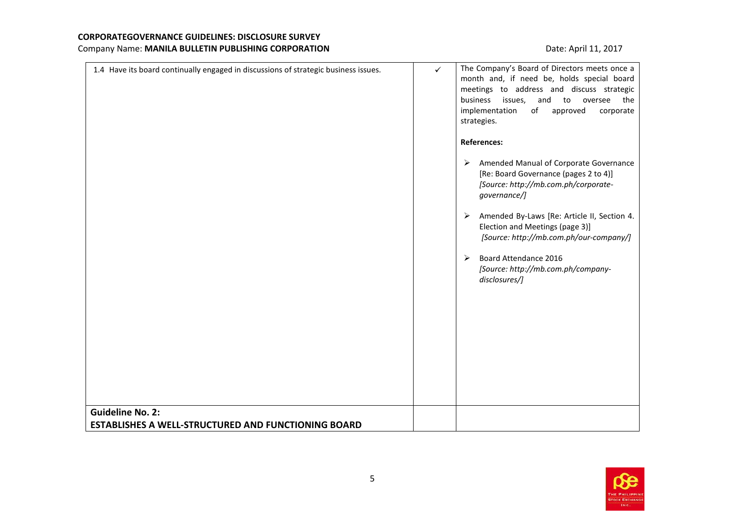**CORPORATEGOVERNANCE GUIDELINES: DISCLOSURE SURVEY**

Company Name: **MANILA BULLETIN PUBLISHING CORPORATION**

Date: April 11, 2017

| | | |
|---|---|---|
| 1.4 Have its board continually engaged in discussions of strategic business issues. | ✓ | The Company's Board of Directors meets once a month and, if need be, holds special board meetings to address and discuss strategic business issues, and to oversee the implementation of approved corporate strategies.<br><br>**References:**<br><br>➢ Amended Manual of Corporate Governance [Re: Board Governance (pages 2 to 4)] *[Source: http://mb.com.ph/corporate-governance/]*<br><br>➢ Amended By-Laws [Re: Article II, Section 4. Election and Meetings (page 3)] *[Source: http://mb.com.ph/our-company/]*<br><br>➢ Board Attendance 2016 *[Source: http://mb.com.ph/company-disclosures/]* |
| **Guideline No. 2:**<br>**ESTABLISHES A WELL-STRUCTURED AND FUNCTIONING BOARD** | | |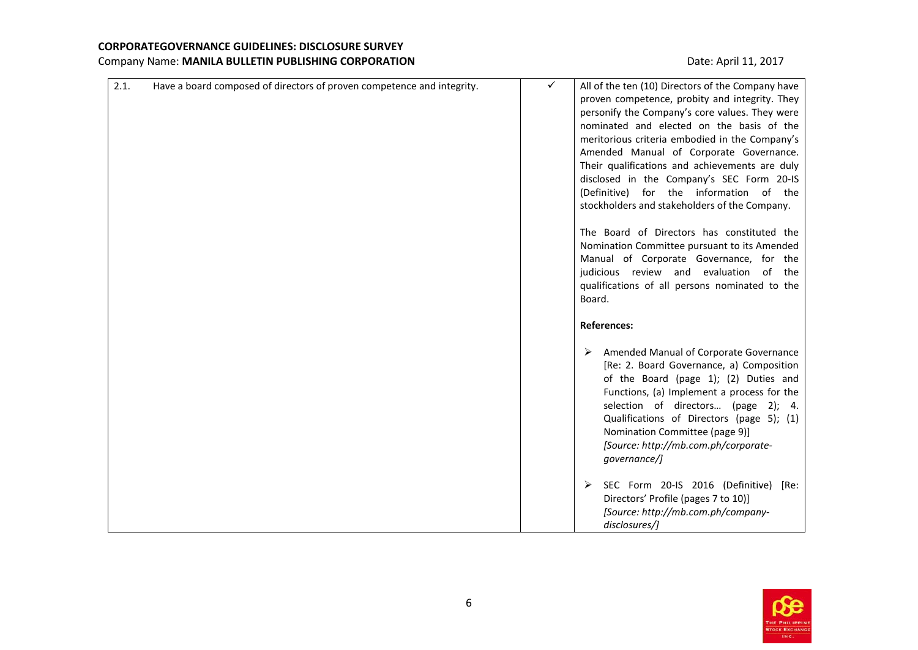| | | | |
|---|---|---|---|
| 2.1. | Have a board composed of directors of proven competence and integrity. | ✓ | All of the ten (10) Directors of the Company have proven competence, probity and integrity. They personify the Company's core values. They were nominated and elected on the basis of the meritorious criteria embodied in the Company's Amended Manual of Corporate Governance. Their qualifications and achievements are duly disclosed in the Company's SEC Form 20-IS (Definitive) for the information of the stockholders and stakeholders of the Company.<br><br>The Board of Directors has constituted the Nomination Committee pursuant to its Amended Manual of Corporate Governance, for the judicious review and evaluation of the qualifications of all persons nominated to the Board.<br><br>**References:**<br><br>➢ Amended Manual of Corporate Governance [Re: 2. Board Governance, a) Composition of the Board (page 1); (2) Duties and Functions, (a) Implement a process for the selection of directors… (page 2); 4. Qualifications of Directors (page 5); (1) Nomination Committee (page 9)] *[Source: http://mb.com.ph/corporate-governance/]*<br><br>➢ SEC Form 20-IS 2016 (Definitive) [Re: Directors' Profile (pages 7 to 10)] *[Source: http://mb.com.ph/company-disclosures/]* |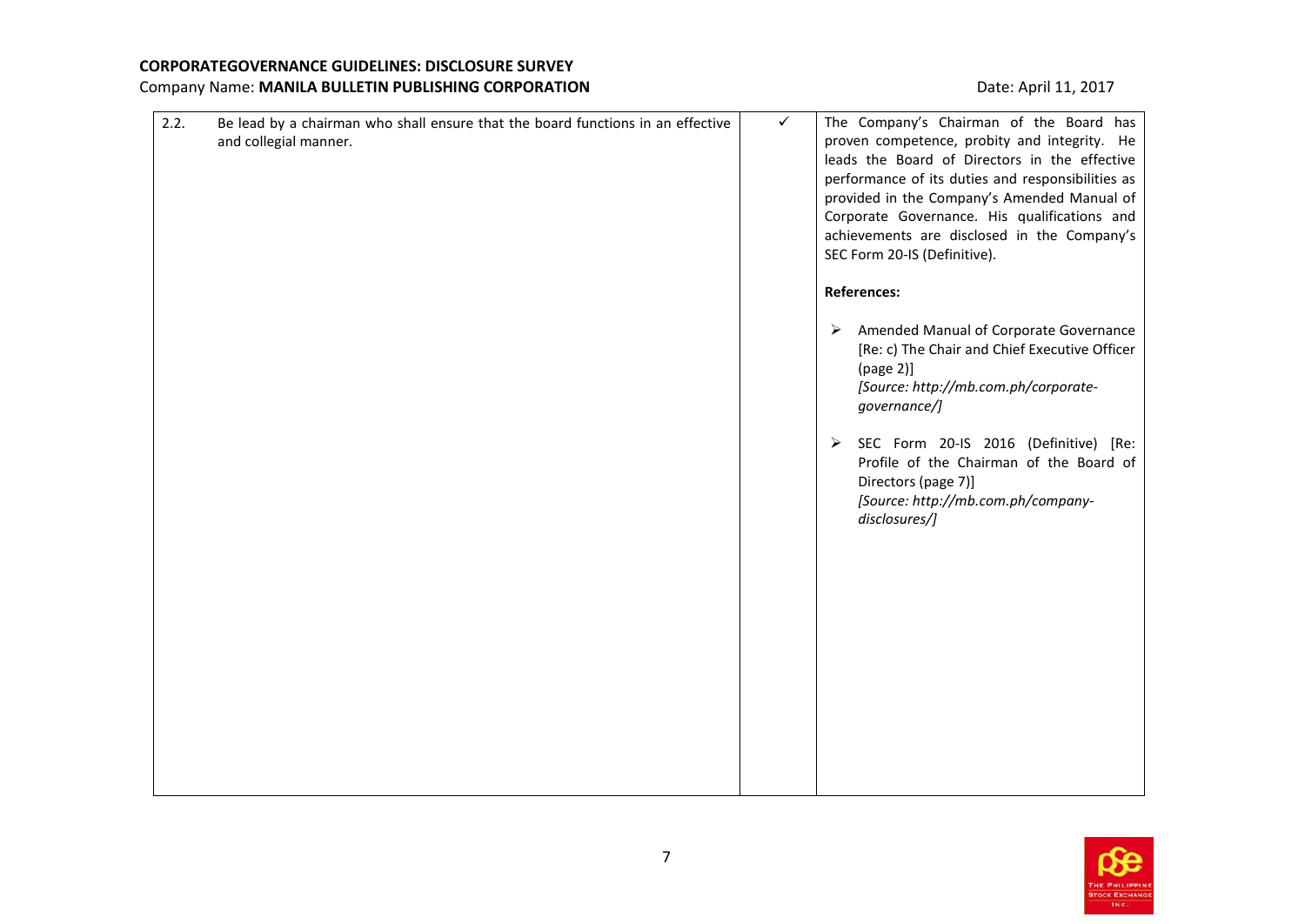| | | | |
|---|---|---|---|
| 2.2. | Be lead by a chairman who shall ensure that the board functions in an effective and collegial manner. | ✓ | The Company's Chairman of the Board has proven competence, probity and integrity. He leads the Board of Directors in the effective performance of its duties and responsibilities as provided in the Company's Amended Manual of Corporate Governance. His qualifications and achievements are disclosed in the Company's SEC Form 20-IS (Definitive).<br><br>**References:**<br><br>➢ Amended Manual of Corporate Governance [Re: c) The Chair and Chief Executive Officer (page 2)] *[Source: http://mb.com.ph/corporate-governance/]*<br><br>➢ SEC Form 20-IS 2016 (Definitive) [Re: Profile of the Chairman of the Board of Directors (page 7)] *[Source: http://mb.com.ph/company-disclosures/]* |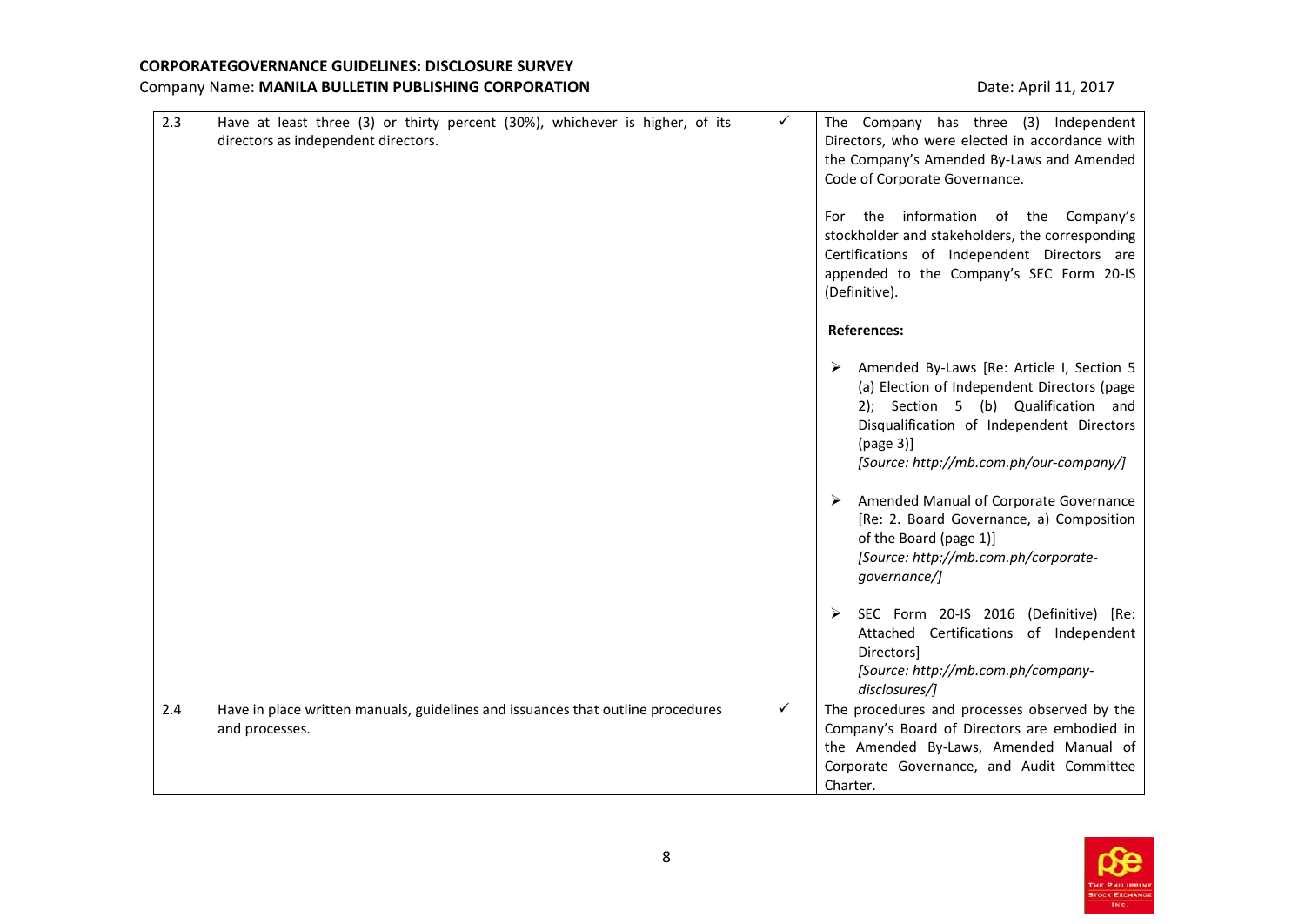| | | | |
|---|---|---|---|
| 2.3 | Have at least three (3) or thirty percent (30%), whichever is higher, of its directors as independent directors. | ✓ | The Company has three (3) Independent Directors, who were elected in accordance with the Company's Amended By-Laws and Amended Code of Corporate Governance.<br><br>For the information of the Company's stockholder and stakeholders, the corresponding Certifications of Independent Directors are appended to the Company's SEC Form 20-IS (Definitive).<br><br>**References:**<br><br>➢ Amended By-Laws [Re: Article I, Section 5 (a) Election of Independent Directors (page 2); Section 5 (b) Qualification and Disqualification of Independent Directors (page 3)] *[Source: http://mb.com.ph/our-company/]*<br><br>➢ Amended Manual of Corporate Governance [Re: 2. Board Governance, a) Composition of the Board (page 1)] *[Source: http://mb.com.ph/corporate-governance/]*<br><br>➢ SEC Form 20-IS 2016 (Definitive) [Re: Attached Certifications of Independent Directors] *[Source: http://mb.com.ph/company-disclosures/]* |
| 2.4 | Have in place written manuals, guidelines and issuances that outline procedures and processes. | ✓ | The procedures and processes observed by the Company's Board of Directors are embodied in the Amended By-Laws, Amended Manual of Corporate Governance, and Audit Committee Charter. |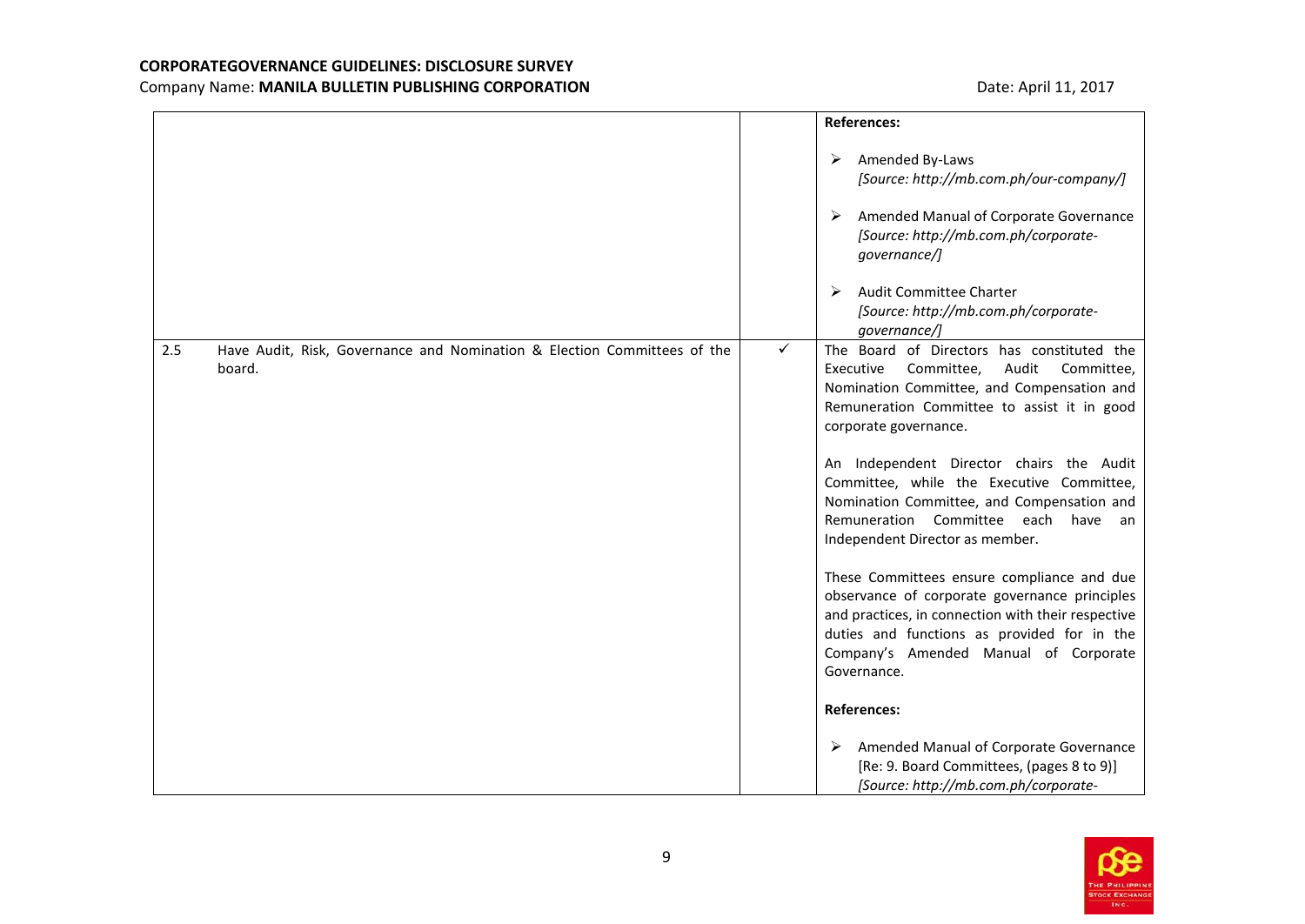| | | | |
|---|---|---|---|
| | | | **References:**<br><br>➢ Amended By-Laws *[Source: http://mb.com.ph/our-company/]*<br><br>➢ Amended Manual of Corporate Governance *[Source: http://mb.com.ph/corporate-governance/]*<br><br>➢ Audit Committee Charter *[Source: http://mb.com.ph/corporate-governance/]* |
| 2.5 | Have Audit, Risk, Governance and Nomination & Election Committees of the board. | ✓ | The Board of Directors has constituted the Executive Committee, Audit Committee, Nomination Committee, and Compensation and Remuneration Committee to assist it in good corporate governance.<br><br>An Independent Director chairs the Audit Committee, while the Executive Committee, Nomination Committee, and Compensation and Remuneration Committee each have an Independent Director as member.<br><br>These Committees ensure compliance and due observance of corporate governance principles and practices, in connection with their respective duties and functions as provided for in the Company's Amended Manual of Corporate Governance.<br><br>**References:**<br><br>➢ Amended Manual of Corporate Governance [Re: 9. Board Committees, (pages 8 to 9)] *[Source: http://mb.com.ph/corporate-* |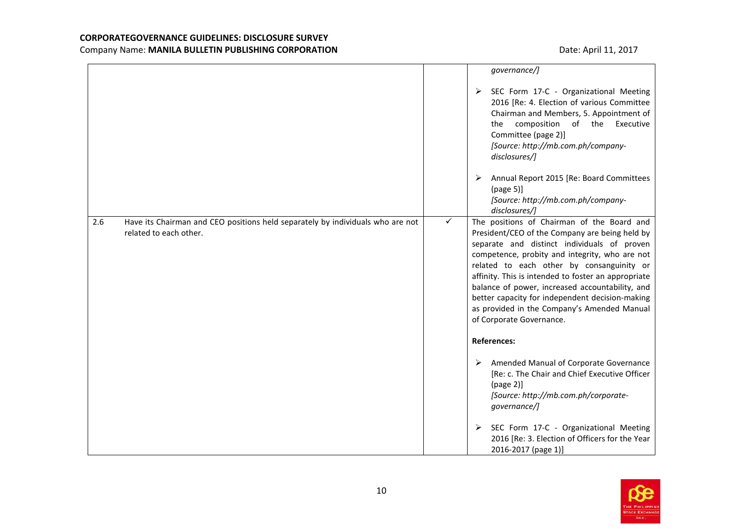| | | |
|---|---|---|
| | | *governance/]*<br><br>➢ SEC Form 17-C - Organizational Meeting 2016 [Re: 4. Election of various Committee Chairman and Members, 5. Appointment of the composition of the Executive Committee (page 2)]<br>*[Source: http://mb.com.ph/company-disclosures/]*<br><br>➢ Annual Report 2015 [Re: Board Committees (page 5)]<br>*[Source: http://mb.com.ph/company-disclosures/]* |
| 2.6 Have its Chairman and CEO positions held separately by individuals who are not related to each other. | ✓ | The positions of Chairman of the Board and President/CEO of the Company are being held by separate and distinct individuals of proven competence, probity and integrity, who are not related to each other by consanguinity or affinity. This is intended to foster an appropriate balance of power, increased accountability, and better capacity for independent decision-making as provided in the Company's Amended Manual of Corporate Governance.<br><br>**References:**<br><br>➢ Amended Manual of Corporate Governance [Re: c. The Chair and Chief Executive Officer (page 2)]<br>*[Source: http://mb.com.ph/corporate-governance/]*<br><br>➢ SEC Form 17-C - Organizational Meeting 2016 [Re: 3. Election of Officers for the Year 2016-2017 (page 1)] |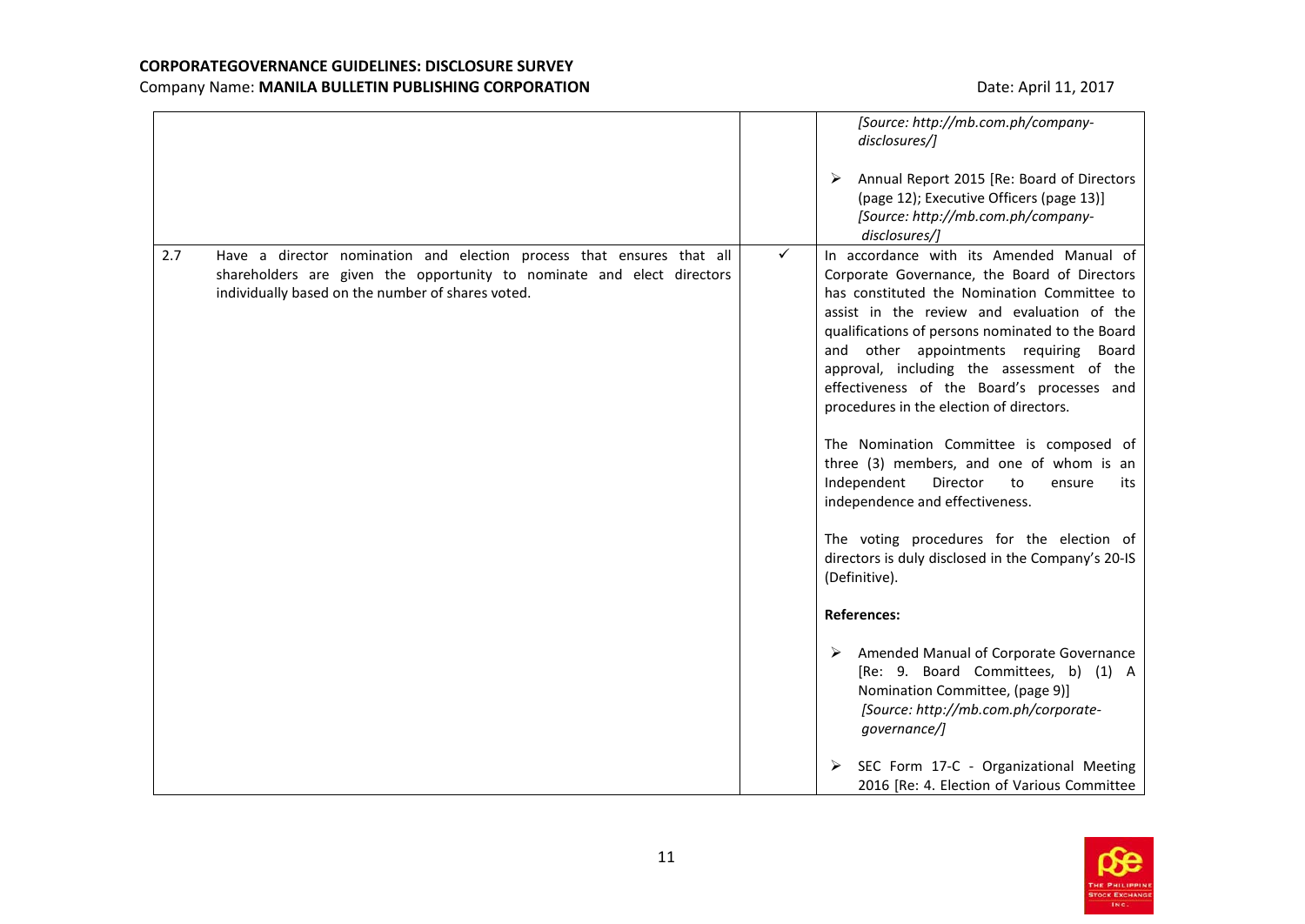| | | | |
|---|---|---|---|
| | | | *[Source: http://mb.com.ph/company-disclosures/]*<br><br>➢ Annual Report 2015 [Re: Board of Directors (page 12); Executive Officers (page 13)] *[Source: http://mb.com.ph/company-disclosures/]* |
| 2.7 | Have a director nomination and election process that ensures that all shareholders are given the opportunity to nominate and elect directors individually based on the number of shares voted. | ✓ | In accordance with its Amended Manual of Corporate Governance, the Board of Directors has constituted the Nomination Committee to assist in the review and evaluation of the qualifications of persons nominated to the Board and other appointments requiring Board approval, including the assessment of the effectiveness of the Board's processes and procedures in the election of directors.<br><br>The Nomination Committee is composed of three (3) members, and one of whom is an Independent Director to ensure its independence and effectiveness.<br><br>The voting procedures for the election of directors is duly disclosed in the Company's 20-IS (Definitive).<br><br>**References:**<br><br>➢ Amended Manual of Corporate Governance [Re: 9. Board Committees, b) (1) A Nomination Committee, (page 9)] *[Source: http://mb.com.ph/corporate-governance/]*<br><br>➢ SEC Form 17-C - Organizational Meeting 2016 [Re: 4. Election of Various Committee |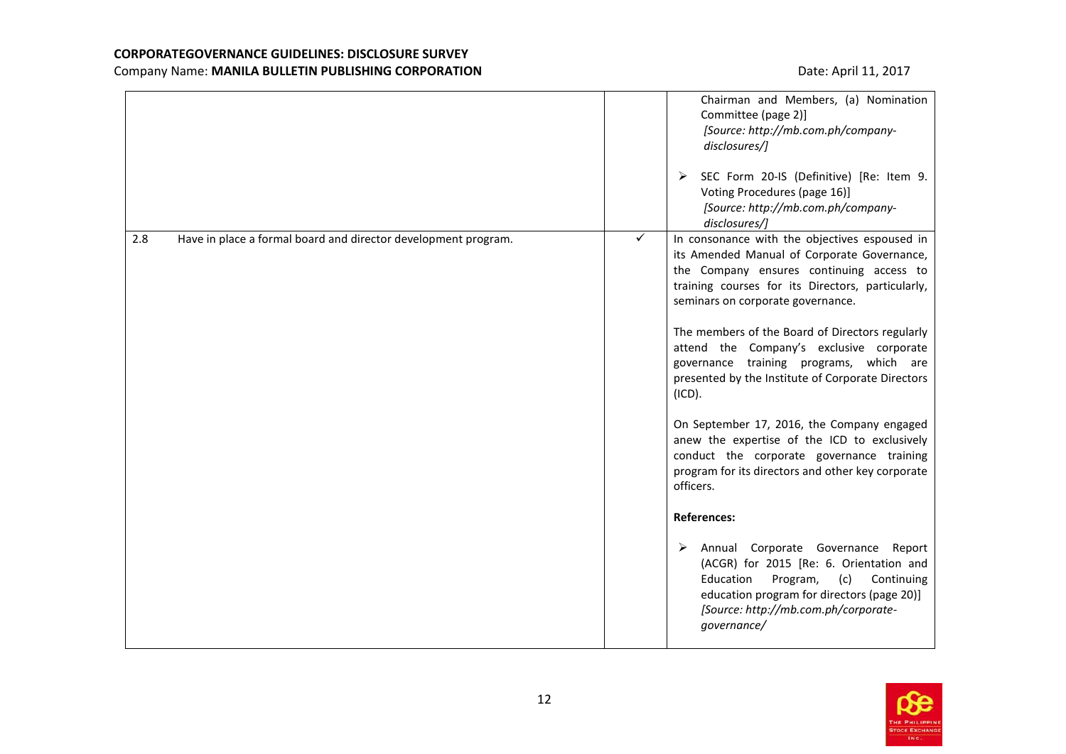| | | |
|---|---|---|
| | | ➢ Chairman and Members, (a) Nomination Committee (page 2)] *[Source: http://mb.com.ph/company-disclosures/]*<br><br>➢ SEC Form 20-IS (Definitive) [Re: Item 9. Voting Procedures (page 16)] *[Source: http://mb.com.ph/company-disclosures/]* |
| 2.8 Have in place a formal board and director development program. | ✓ | In consonance with the objectives espoused in its Amended Manual of Corporate Governance, the Company ensures continuing access to training courses for its Directors, particularly, seminars on corporate governance.<br><br>The members of the Board of Directors regularly attend the Company's exclusive corporate governance training programs, which are presented by the Institute of Corporate Directors (ICD).<br><br>On September 17, 2016, the Company engaged anew the expertise of the ICD to exclusively conduct the corporate governance training program for its directors and other key corporate officers.<br><br>**References:**<br><br>➢ Annual Corporate Governance Report (ACGR) for 2015 [Re: 6. Orientation and Education Program, (c) Continuing education program for directors (page 20)] *[Source: http://mb.com.ph/corporate-governance/* |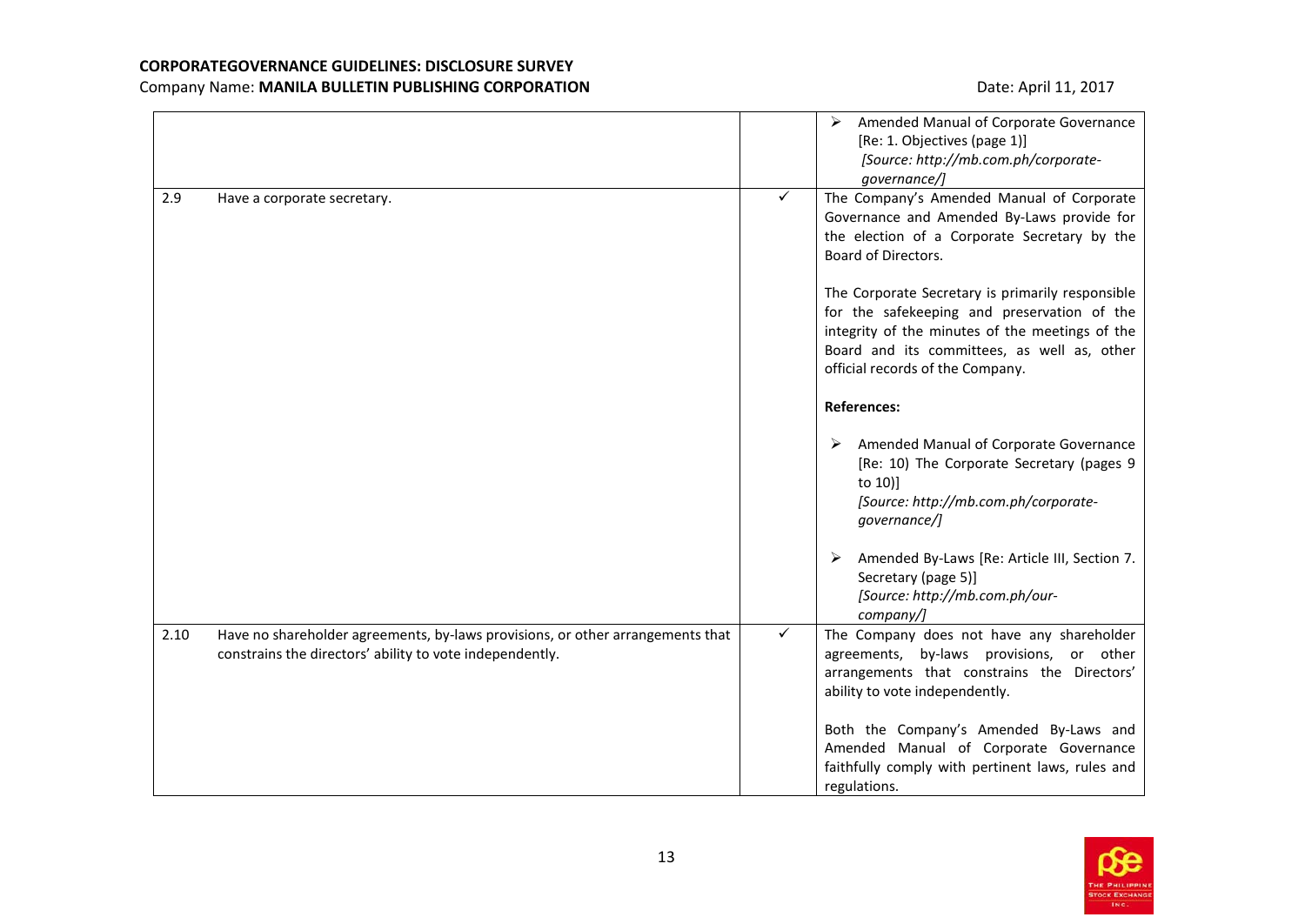**CORPORATEGOVERNANCE GUIDELINES: DISCLOSURE SURVEY**
Company Name: **MANILA BULLETIN PUBLISHING CORPORATION** Date: April 11, 2017

| | | | |
|---|---|---|---|
| | | | ➢ Amended Manual of Corporate Governance [Re: 1. Objectives (page 1)]<br>*[Source: http://mb.com.ph/corporate-governance/]* |
| 2.9 | Have a corporate secretary. | ✓ | The Company's Amended Manual of Corporate Governance and Amended By-Laws provide for the election of a Corporate Secretary by the Board of Directors.<br><br>The Corporate Secretary is primarily responsible for the safekeeping and preservation of the integrity of the minutes of the meetings of the Board and its committees, as well as, other official records of the Company.<br><br>**References:**<br><br>➢ Amended Manual of Corporate Governance [Re: 10) The Corporate Secretary (pages 9 to 10)]<br>*[Source: http://mb.com.ph/corporate-governance/]*<br><br>➢ Amended By-Laws [Re: Article III, Section 7. Secretary (page 5)]<br>*[Source: http://mb.com.ph/our-company/]* |
| 2.10 | Have no shareholder agreements, by-laws provisions, or other arrangements that constrains the directors' ability to vote independently. | ✓ | The Company does not have any shareholder agreements, by-laws provisions, or other arrangements that constrains the Directors' ability to vote independently.<br><br>Both the Company's Amended By-Laws and Amended Manual of Corporate Governance faithfully comply with pertinent laws, rules and regulations. |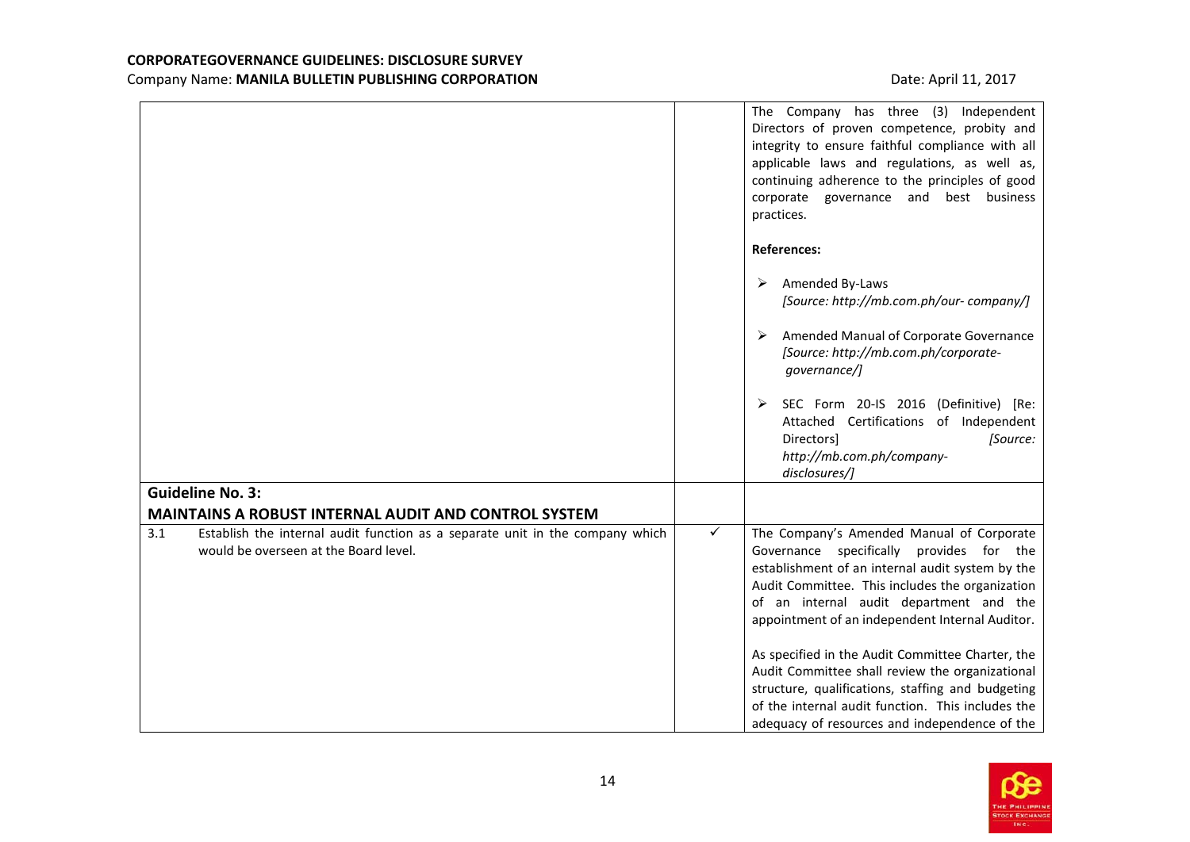| | | |
|---|---|---|
| | | The Company has three (3) Independent Directors of proven competence, probity and integrity to ensure faithful compliance with all applicable laws and regulations, as well as, continuing adherence to the principles of good corporate governance and best business practices.<br><br>**References:**<br><br>➢ Amended By-Laws *[Source: http://mb.com.ph/our- company/]*<br><br>➢ Amended Manual of Corporate Governance *[Source: http://mb.com.ph/corporate-governance/]*<br><br>➢ SEC Form 20-IS 2016 (Definitive) [Re: Attached Certifications of Independent Directors] *[Source: http://mb.com.ph/company-disclosures/]* |
| **Guideline No. 3:**<br>**MAINTAINS A ROBUST INTERNAL AUDIT AND CONTROL SYSTEM** | | |
| 3.1 Establish the internal audit function as a separate unit in the company which would be overseen at the Board level. | ✓ | The Company's Amended Manual of Corporate Governance specifically provides for the establishment of an internal audit system by the Audit Committee. This includes the organization of an internal audit department and the appointment of an independent Internal Auditor.<br><br>As specified in the Audit Committee Charter, the Audit Committee shall review the organizational structure, qualifications, staffing and budgeting of the internal audit function. This includes the adequacy of resources and independence of the |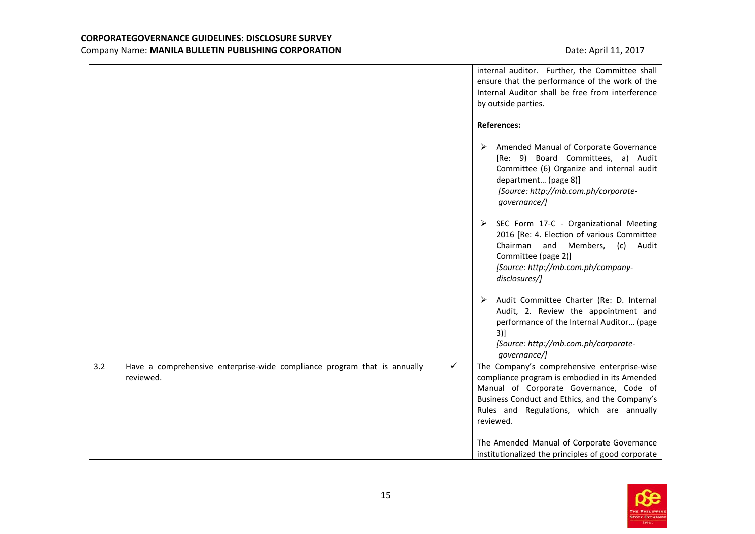| | | |
|---|---|---|
| | | internal auditor. Further, the Committee shall ensure that the performance of the work of the Internal Auditor shall be free from interference by outside parties.<br><br>**References:**<br><br>➢ Amended Manual of Corporate Governance [Re: 9) Board Committees, a) Audit Committee (6) Organize and internal audit department… (page 8)] *[Source: http://mb.com.ph/corporate-governance/]*<br><br>➢ SEC Form 17-C - Organizational Meeting 2016 [Re: 4. Election of various Committee Chairman and Members, (c) Audit Committee (page 2)] *[Source: http://mb.com.ph/company-disclosures/]*<br><br>➢ Audit Committee Charter (Re: D. Internal Audit, 2. Review the appointment and performance of the Internal Auditor… (page 3)] *[Source: http://mb.com.ph/corporate-governance/]* |
| 3.2 Have a comprehensive enterprise-wide compliance program that is annually reviewed. | ✓ | The Company's comprehensive enterprise-wise compliance program is embodied in its Amended Manual of Corporate Governance, Code of Business Conduct and Ethics, and the Company's Rules and Regulations, which are annually reviewed.<br><br>The Amended Manual of Corporate Governance institutionalized the principles of good corporate |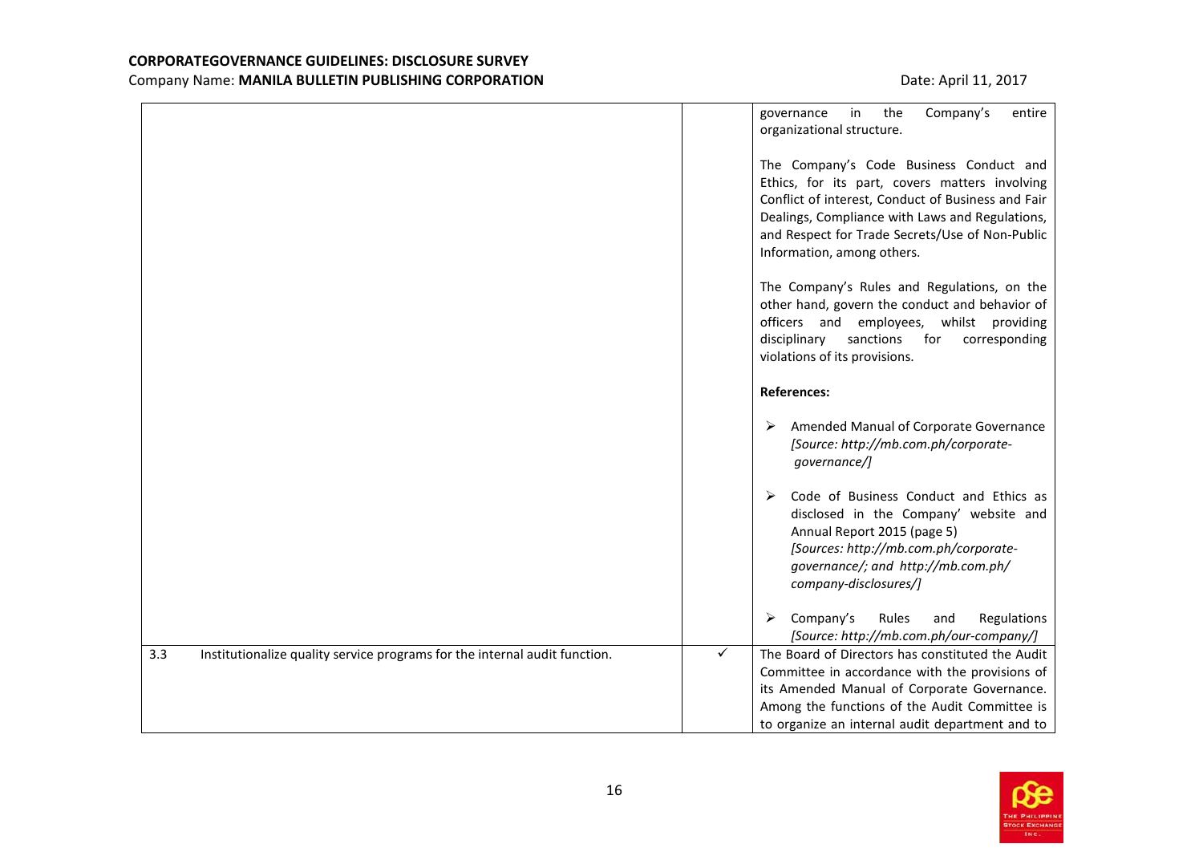| | | |
|---|---|---|
| | | governance in the Company's entire organizational structure.<br><br>The Company's Code Business Conduct and Ethics, for its part, covers matters involving Conflict of interest, Conduct of Business and Fair Dealings, Compliance with Laws and Regulations, and Respect for Trade Secrets/Use of Non-Public Information, among others.<br><br>The Company's Rules and Regulations, on the other hand, govern the conduct and behavior of officers and employees, whilst providing disciplinary sanctions for corresponding violations of its provisions.<br><br>**References:**<br><br>➢ Amended Manual of Corporate Governance *[Source: http://mb.com.ph/corporate-governance/]*<br><br>➢ Code of Business Conduct and Ethics as disclosed in the Company' website and Annual Report 2015 (page 5) *[Sources: http://mb.com.ph/corporate-governance/; and http://mb.com.ph/ company-disclosures/]*<br><br>➢ Company's Rules and Regulations *[Source: http://mb.com.ph/our-company/]* |
| 3.3 Institutionalize quality service programs for the internal audit function. | ✓ | The Board of Directors has constituted the Audit Committee in accordance with the provisions of its Amended Manual of Corporate Governance. Among the functions of the Audit Committee is to organize an internal audit department and to |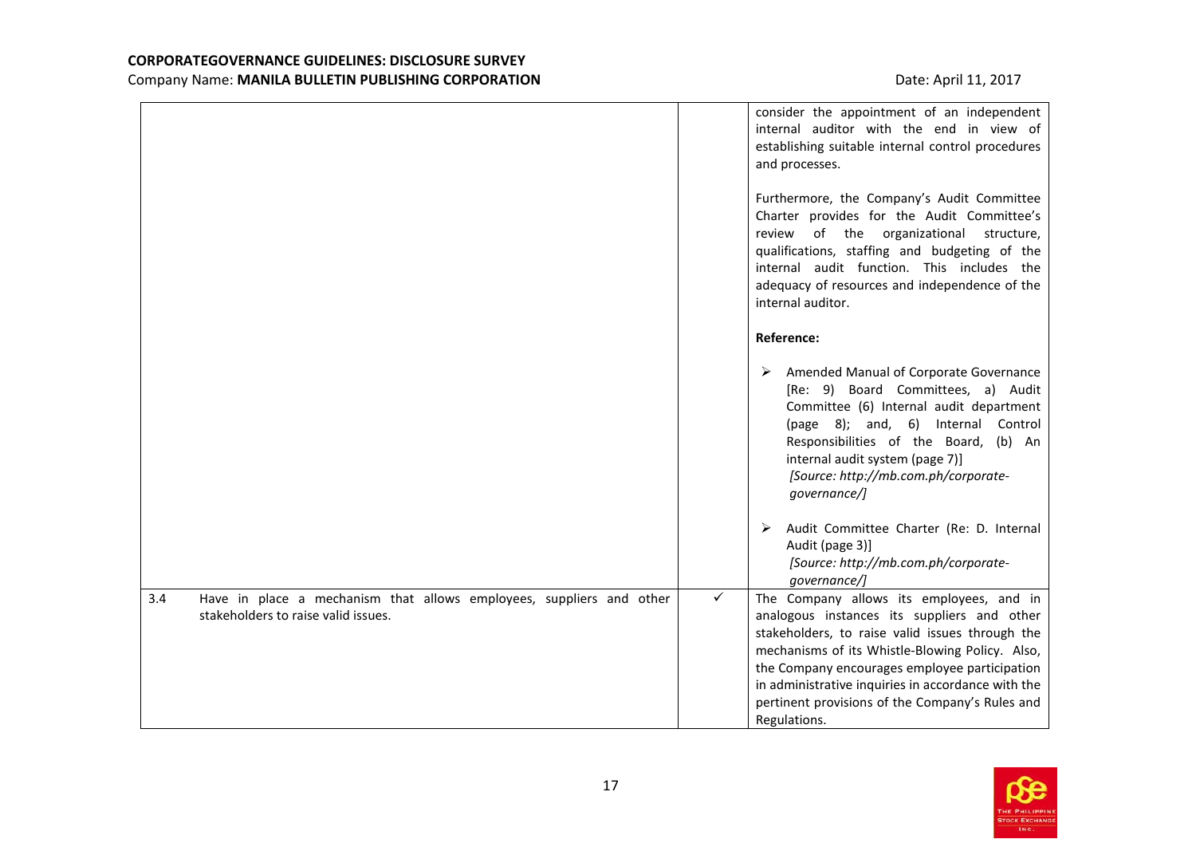| | | |
|---|---|---|
| | | consider the appointment of an independent internal auditor with the end in view of establishing suitable internal control procedures and processes.<br><br>Furthermore, the Company's Audit Committee Charter provides for the Audit Committee's review of the organizational structure, qualifications, staffing and budgeting of the internal audit function. This includes the adequacy of resources and independence of the internal auditor.<br><br>**Reference:**<br><br>➢ Amended Manual of Corporate Governance [Re: 9) Board Committees, a) Audit Committee (6) Internal audit department (page 8); and, 6) Internal Control Responsibilities of the Board, (b) An internal audit system (page 7)] *[Source: http://mb.com.ph/corporate-governance/]*<br><br>➢ Audit Committee Charter (Re: D. Internal Audit (page 3)] *[Source: http://mb.com.ph/corporate-governance/]* |
| 3.4 Have in place a mechanism that allows employees, suppliers and other stakeholders to raise valid issues. | ✓ | The Company allows its employees, and in analogous instances its suppliers and other stakeholders, to raise valid issues through the mechanisms of its Whistle-Blowing Policy. Also, the Company encourages employee participation in administrative inquiries in accordance with the pertinent provisions of the Company's Rules and Regulations. |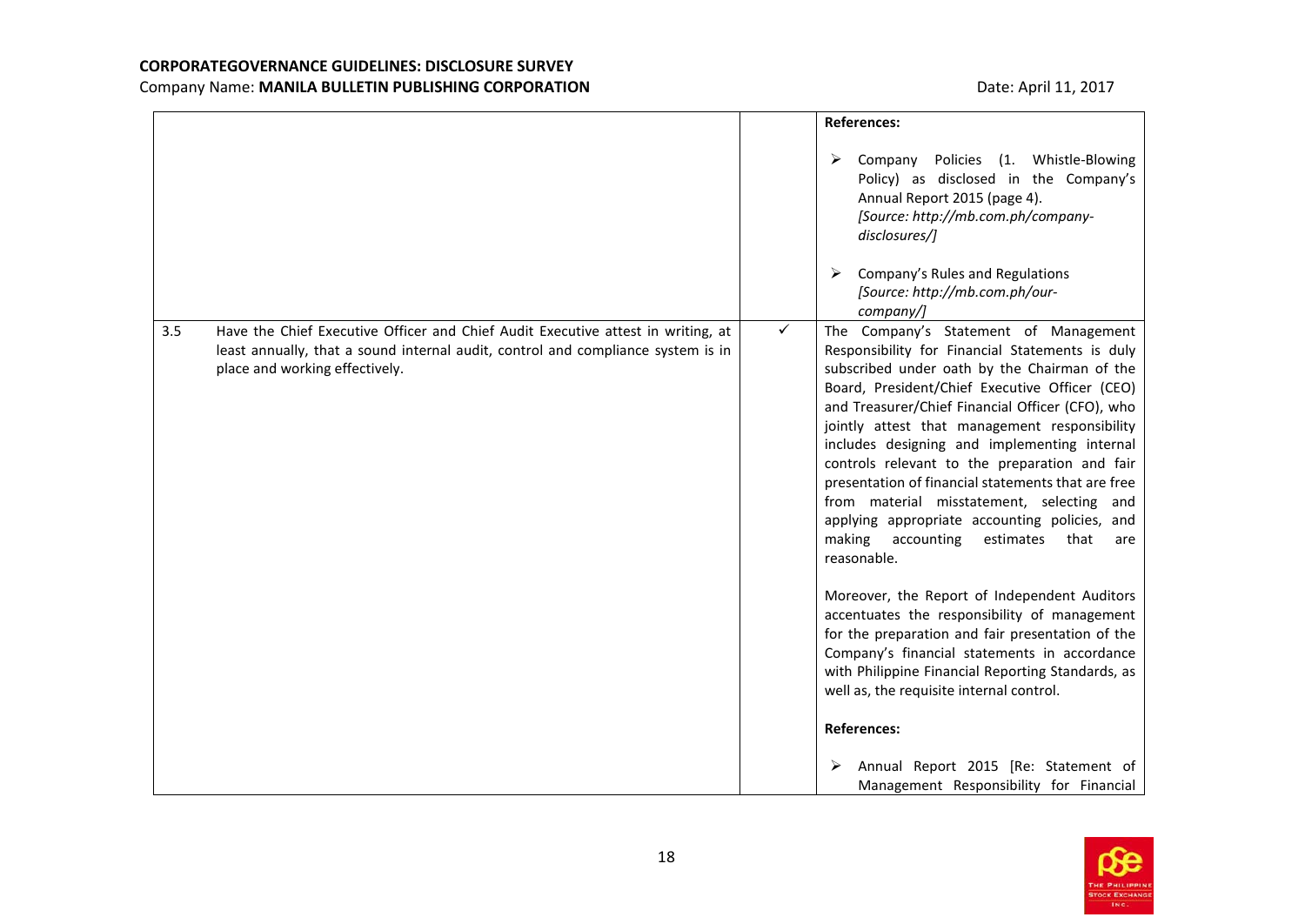| | | | |
|---|---|---|---|
| | | | **References:**<br><br>➢ Company Policies (1. Whistle-Blowing Policy) as disclosed in the Company's Annual Report 2015 (page 4).<br>*[Source: http://mb.com.ph/company-disclosures/]*<br><br>➢ Company's Rules and Regulations<br>*[Source: http://mb.com.ph/our-company/]* |
| 3.5 | Have the Chief Executive Officer and Chief Audit Executive attest in writing, at least annually, that a sound internal audit, control and compliance system is in place and working effectively. | ✓ | The Company's Statement of Management Responsibility for Financial Statements is duly subscribed under oath by the Chairman of the Board, President/Chief Executive Officer (CEO) and Treasurer/Chief Financial Officer (CFO), who jointly attest that management responsibility includes designing and implementing internal controls relevant to the preparation and fair presentation of financial statements that are free from material misstatement, selecting and applying appropriate accounting policies, and making accounting estimates that are reasonable.<br><br>Moreover, the Report of Independent Auditors accentuates the responsibility of management for the preparation and fair presentation of the Company's financial statements in accordance with Philippine Financial Reporting Standards, as well as, the requisite internal control.<br><br>**References:**<br><br>➢ Annual Report 2015 [Re: Statement of Management Responsibility for Financial |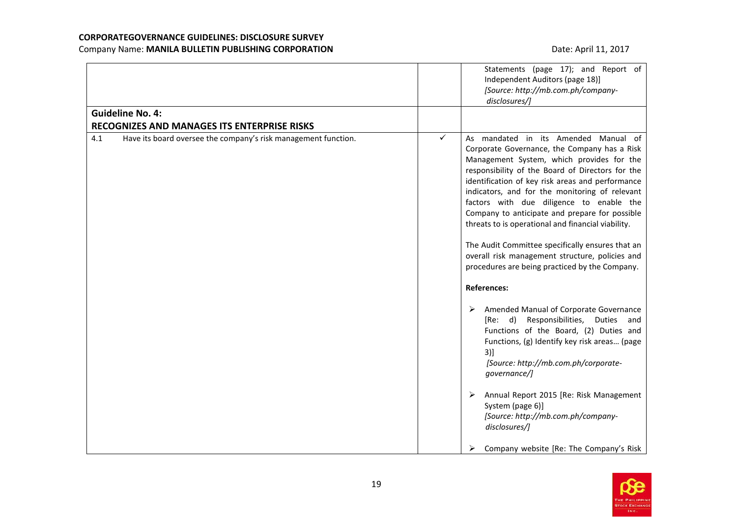| | | |
|---|---|---|
| | | Statements (page 17); and Report of Independent Auditors (page 18)] *[Source: http://mb.com.ph/company-disclosures/]* |
| **Guideline No. 4: RECOGNIZES AND MANAGES ITS ENTERPRISE RISKS** | | |
| 4.1 Have its board oversee the company's risk management function. | ✓ | As mandated in its Amended Manual of Corporate Governance, the Company has a Risk Management System, which provides for the responsibility of the Board of Directors for the identification of key risk areas and performance indicators, and for the monitoring of relevant factors with due diligence to enable the Company to anticipate and prepare for possible threats to is operational and financial viability.<br><br>The Audit Committee specifically ensures that an overall risk management structure, policies and procedures are being practiced by the Company.<br><br>**References:**<br><br>➢ Amended Manual of Corporate Governance [Re: d) Responsibilities, Duties and Functions of the Board, (2) Duties and Functions, (g) Identify key risk areas… (page 3)] *[Source: http://mb.com.ph/corporate-governance/]*<br><br>➢ Annual Report 2015 [Re: Risk Management System (page 6)] *[Source: http://mb.com.ph/company-disclosures/]*<br><br>➢ Company website [Re: The Company's Risk |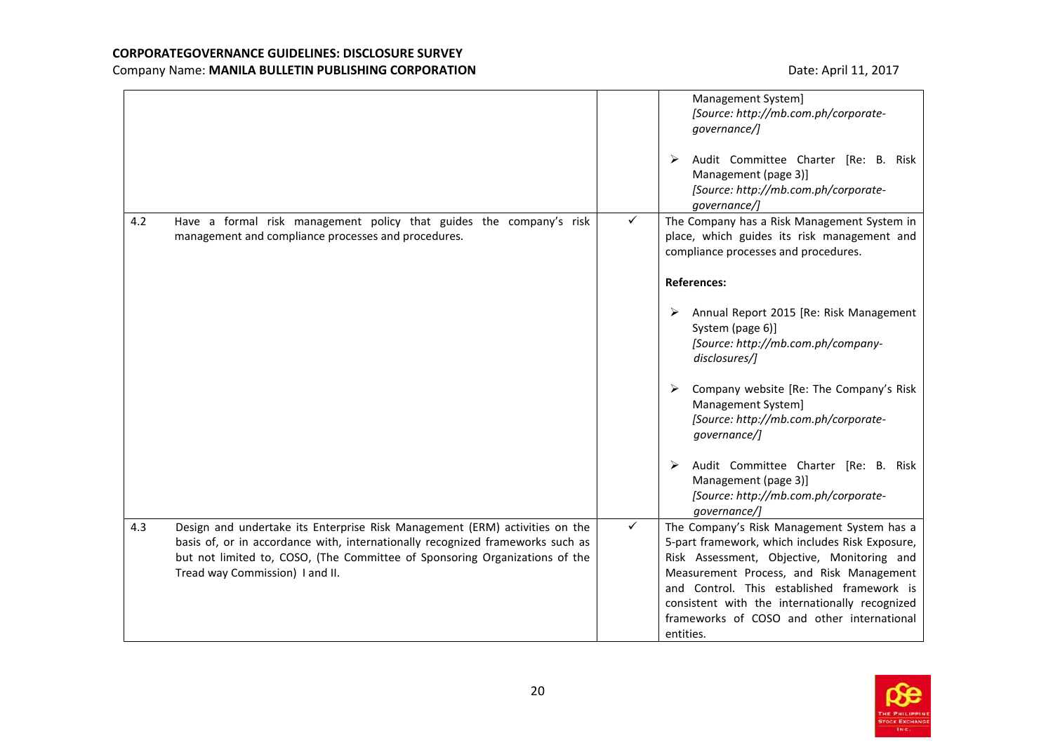| | | | |
|---|---|---|---|
| | | | Management System]<br>*[Source: http://mb.com.ph/corporate-governance/]*<br><br>➢ Audit Committee Charter [Re: B. Risk Management (page 3)]<br>*[Source: http://mb.com.ph/corporate-governance/]* |
| 4.2 | Have a formal risk management policy that guides the company's risk management and compliance processes and procedures. | ✓ | The Company has a Risk Management System in place, which guides its risk management and compliance processes and procedures.<br><br>**References:**<br><br>➢ Annual Report 2015 [Re: Risk Management System (page 6)]<br>*[Source: http://mb.com.ph/company-disclosures/]*<br><br>➢ Company website [Re: The Company's Risk Management System]<br>*[Source: http://mb.com.ph/corporate-governance/]*<br><br>➢ Audit Committee Charter [Re: B. Risk Management (page 3)]<br>*[Source: http://mb.com.ph/corporate-governance/]* |
| 4.3 | Design and undertake its Enterprise Risk Management (ERM) activities on the basis of, or in accordance with, internationally recognized frameworks such as but not limited to, COSO, (The Committee of Sponsoring Organizations of the Tread way Commission) I and II. | ✓ | The Company's Risk Management System has a 5-part framework, which includes Risk Exposure, Risk Assessment, Objective, Monitoring and Measurement Process, and Risk Management and Control. This established framework is consistent with the internationally recognized frameworks of COSO and other international entities. |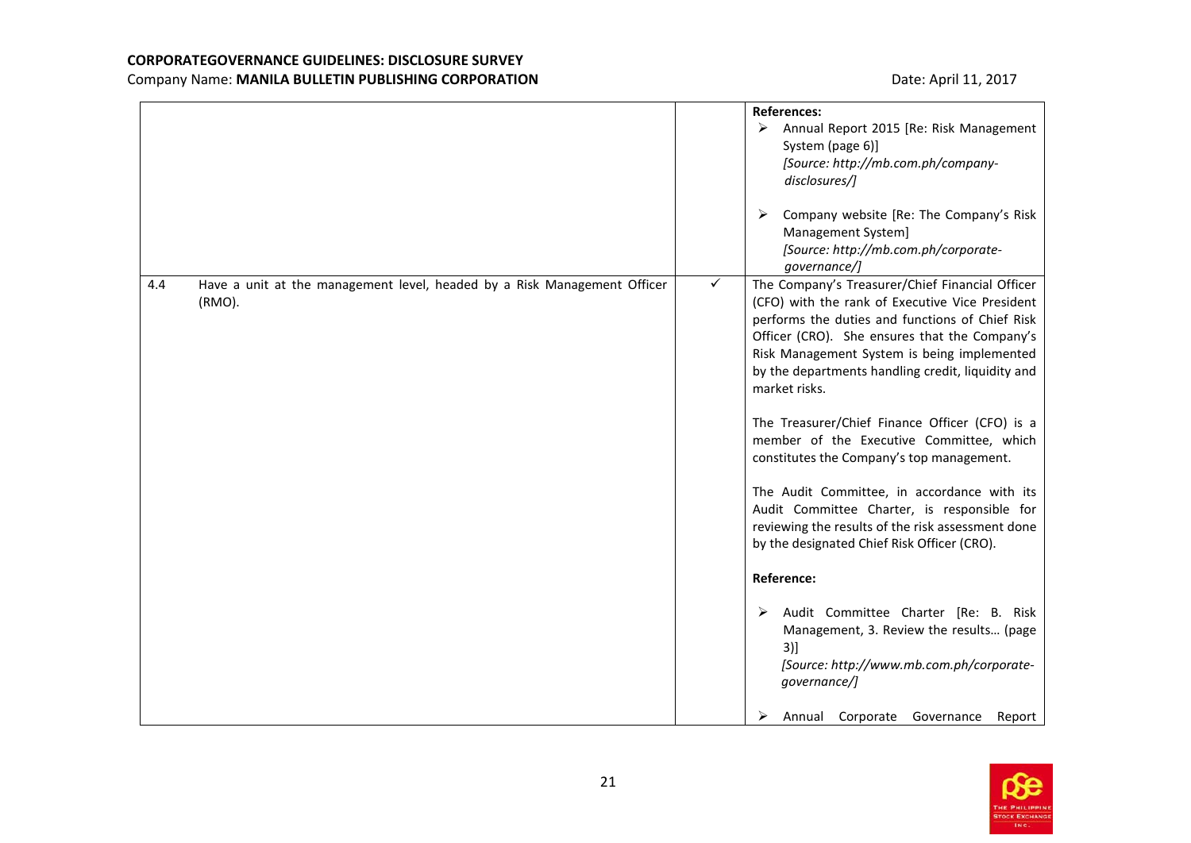| | | |
|---|---|---|
| | | **References:**<br>➢ Annual Report 2015 [Re: Risk Management System (page 6)]<br>*[Source: http://mb.com.ph/company-disclosures/]*<br><br>➢ Company website [Re: The Company's Risk Management System]<br>*[Source: http://mb.com.ph/corporate-governance/]* |
| 4.4 Have a unit at the management level, headed by a Risk Management Officer (RMO). | ✓ | The Company's Treasurer/Chief Financial Officer (CFO) with the rank of Executive Vice President performs the duties and functions of Chief Risk Officer (CRO). She ensures that the Company's Risk Management System is being implemented by the departments handling credit, liquidity and market risks.<br><br>The Treasurer/Chief Finance Officer (CFO) is a member of the Executive Committee, which constitutes the Company's top management.<br><br>The Audit Committee, in accordance with its Audit Committee Charter, is responsible for reviewing the results of the risk assessment done by the designated Chief Risk Officer (CRO).<br><br>**Reference:**<br><br>➢ Audit Committee Charter [Re: B. Risk Management, 3. Review the results… (page 3)]<br>*[Source: http://www.mb.com.ph/corporate-governance/]*<br><br>➢ Annual Corporate Governance Report |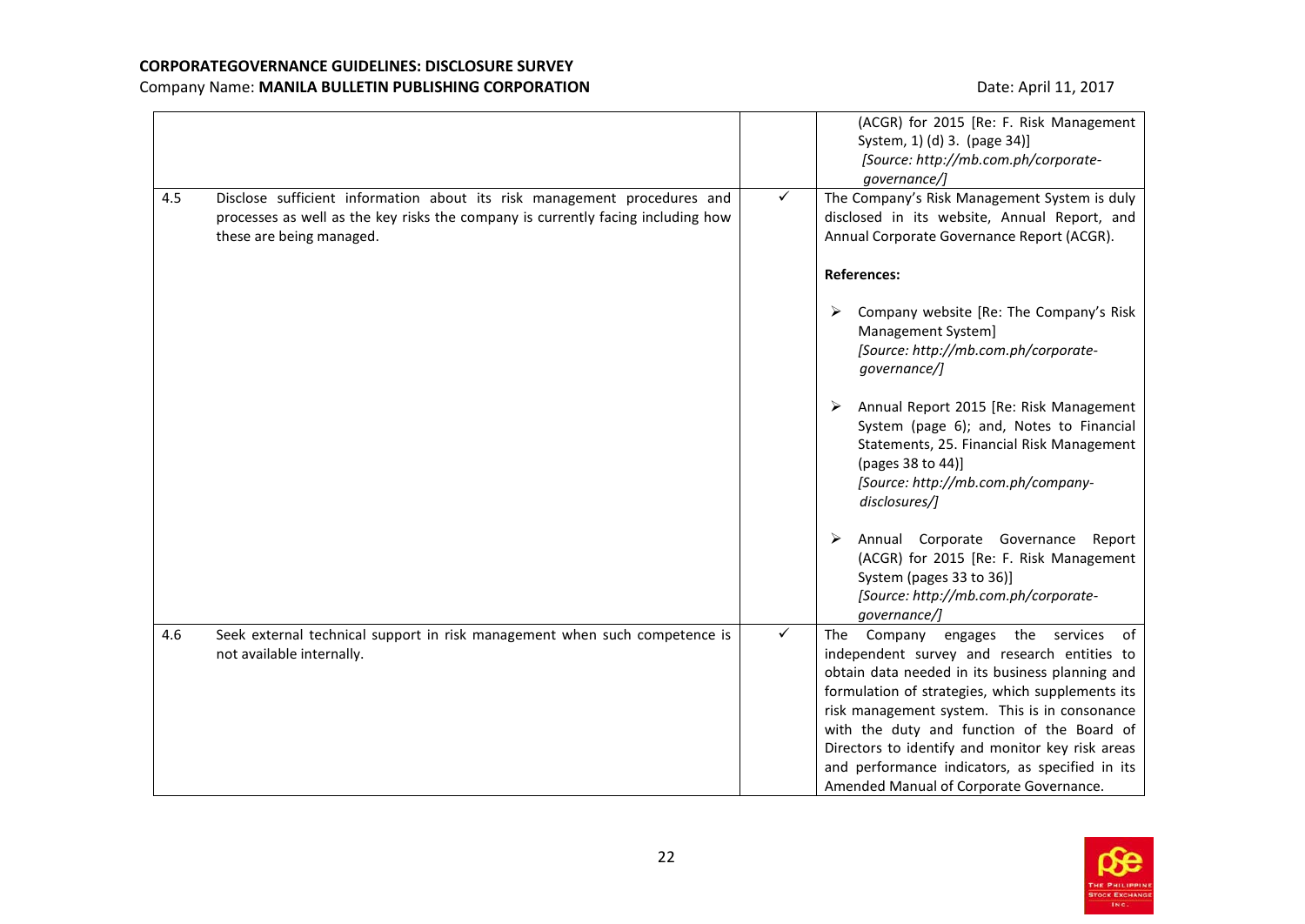**CORPORATEGOVERNANCE GUIDELINES: DISCLOSURE SURVEY**
Company Name: **MANILA BULLETIN PUBLISHING CORPORATION** Date: April 11, 2017

| | | | |
|---|---|---|---|
| | | | (ACGR) for 2015 [Re: F. Risk Management System, 1) (d) 3. (page 34)]<br>*[Source: http://mb.com.ph/corporate-governance/]* |
| 4.5 | Disclose sufficient information about its risk management procedures and processes as well as the key risks the company is currently facing including how these are being managed. | ✓ | The Company's Risk Management System is duly disclosed in its website, Annual Report, and Annual Corporate Governance Report (ACGR).<br><br>**References:**<br><br>➢ Company website [Re: The Company's Risk Management System]<br>*[Source: http://mb.com.ph/corporate-governance/]*<br><br>➢ Annual Report 2015 [Re: Risk Management System (page 6); and, Notes to Financial Statements, 25. Financial Risk Management (pages 38 to 44)]<br>*[Source: http://mb.com.ph/company-disclosures/]*<br><br>➢ Annual Corporate Governance Report (ACGR) for 2015 [Re: F. Risk Management System (pages 33 to 36)]<br>*[Source: http://mb.com.ph/corporate-governance/]* |
| 4.6 | Seek external technical support in risk management when such competence is not available internally. | ✓ | The Company engages the services of independent survey and research entities to obtain data needed in its business planning and formulation of strategies, which supplements its risk management system. This is in consonance with the duty and function of the Board of Directors to identify and monitor key risk areas and performance indicators, as specified in its Amended Manual of Corporate Governance. |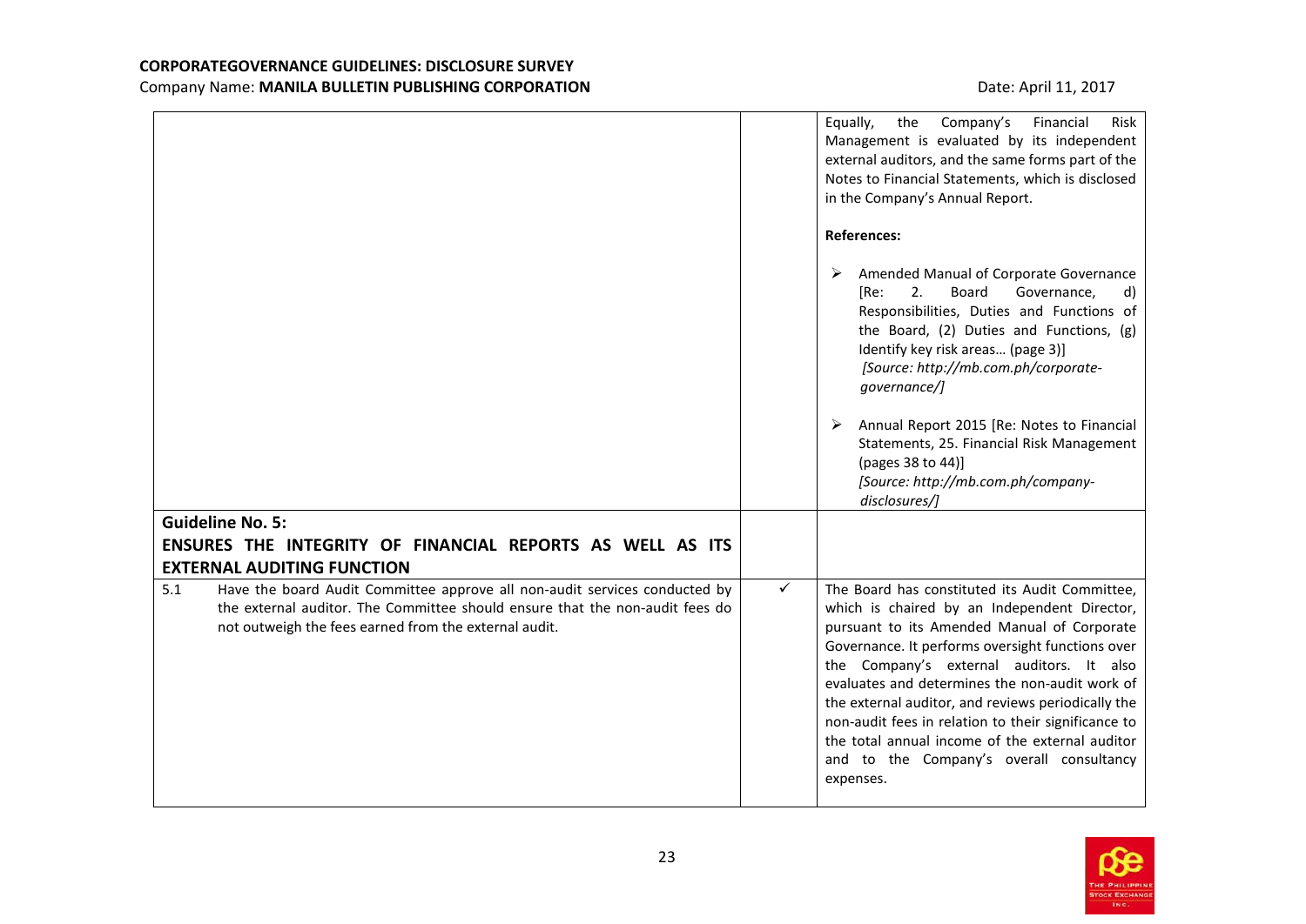| | | |
|---|---|---|
| | | Equally, the Company's Financial Risk Management is evaluated by its independent external auditors, and the same forms part of the Notes to Financial Statements, which is disclosed in the Company's Annual Report.<br><br>**References:**<br><br>➢ Amended Manual of Corporate Governance [Re: 2. Board Governance, d) Responsibilities, Duties and Functions of the Board, (2) Duties and Functions, (g) Identify key risk areas… (page 3)]<br>*[Source: http://mb.com.ph/corporate-governance/]*<br><br>➢ Annual Report 2015 [Re: Notes to Financial Statements, 25. Financial Risk Management (pages 38 to 44)]<br>*[Source: http://mb.com.ph/company-disclosures/]* |
| **Guideline No. 5:**<br>**ENSURES THE INTEGRITY OF FINANCIAL REPORTS AS WELL AS ITS EXTERNAL AUDITING FUNCTION** | | |
| 5.1 Have the board Audit Committee approve all non-audit services conducted by the external auditor. The Committee should ensure that the non-audit fees do not outweigh the fees earned from the external audit. | ✓ | The Board has constituted its Audit Committee, which is chaired by an Independent Director, pursuant to its Amended Manual of Corporate Governance. It performs oversight functions over the Company's external auditors. It also evaluates and determines the non-audit work of the external auditor, and reviews periodically the non-audit fees in relation to their significance to the total annual income of the external auditor and to the Company's overall consultancy expenses. |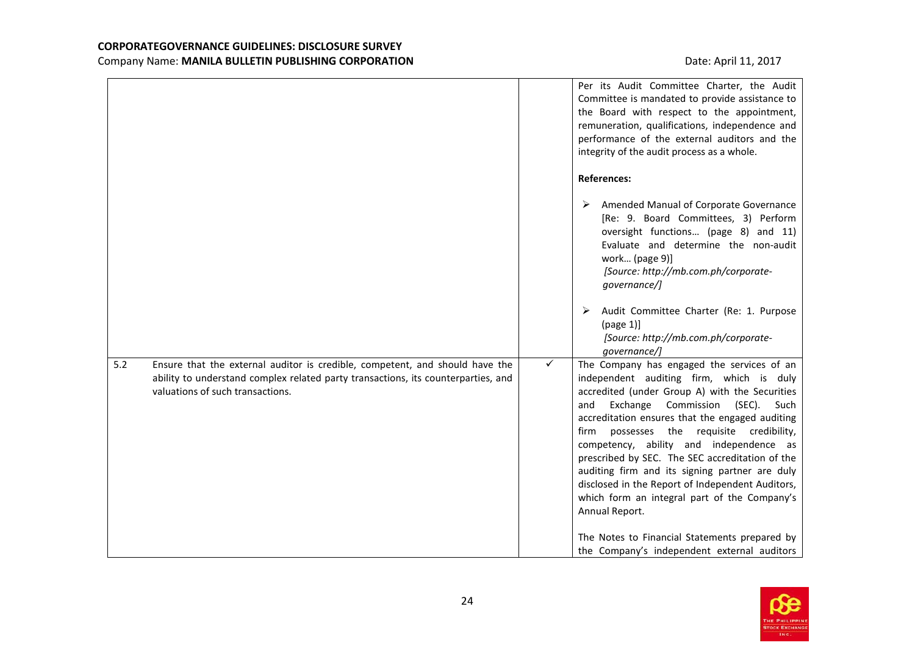| | | |
|---|---|---|
| | | Per its Audit Committee Charter, the Audit Committee is mandated to provide assistance to the Board with respect to the appointment, remuneration, qualifications, independence and performance of the external auditors and the integrity of the audit process as a whole.<br><br>**References:**<br><br>➢ Amended Manual of Corporate Governance [Re: 9. Board Committees, 3) Perform oversight functions… (page 8) and 11) Evaluate and determine the non-audit work… (page 9)]<br>*[Source: http://mb.com.ph/corporate-governance/]*<br><br>➢ Audit Committee Charter (Re: 1. Purpose (page 1)]<br>*[Source: http://mb.com.ph/corporate-governance/]* |
| 5.2 Ensure that the external auditor is credible, competent, and should have the ability to understand complex related party transactions, its counterparties, and valuations of such transactions. | ✓ | The Company has engaged the services of an independent auditing firm, which is duly accredited (under Group A) with the Securities and Exchange Commission (SEC). Such accreditation ensures that the engaged auditing firm possesses the requisite credibility, competency, ability and independence as prescribed by SEC. The SEC accreditation of the auditing firm and its signing partner are duly disclosed in the Report of Independent Auditors, which form an integral part of the Company's Annual Report.<br><br>The Notes to Financial Statements prepared by the Company's independent external auditors |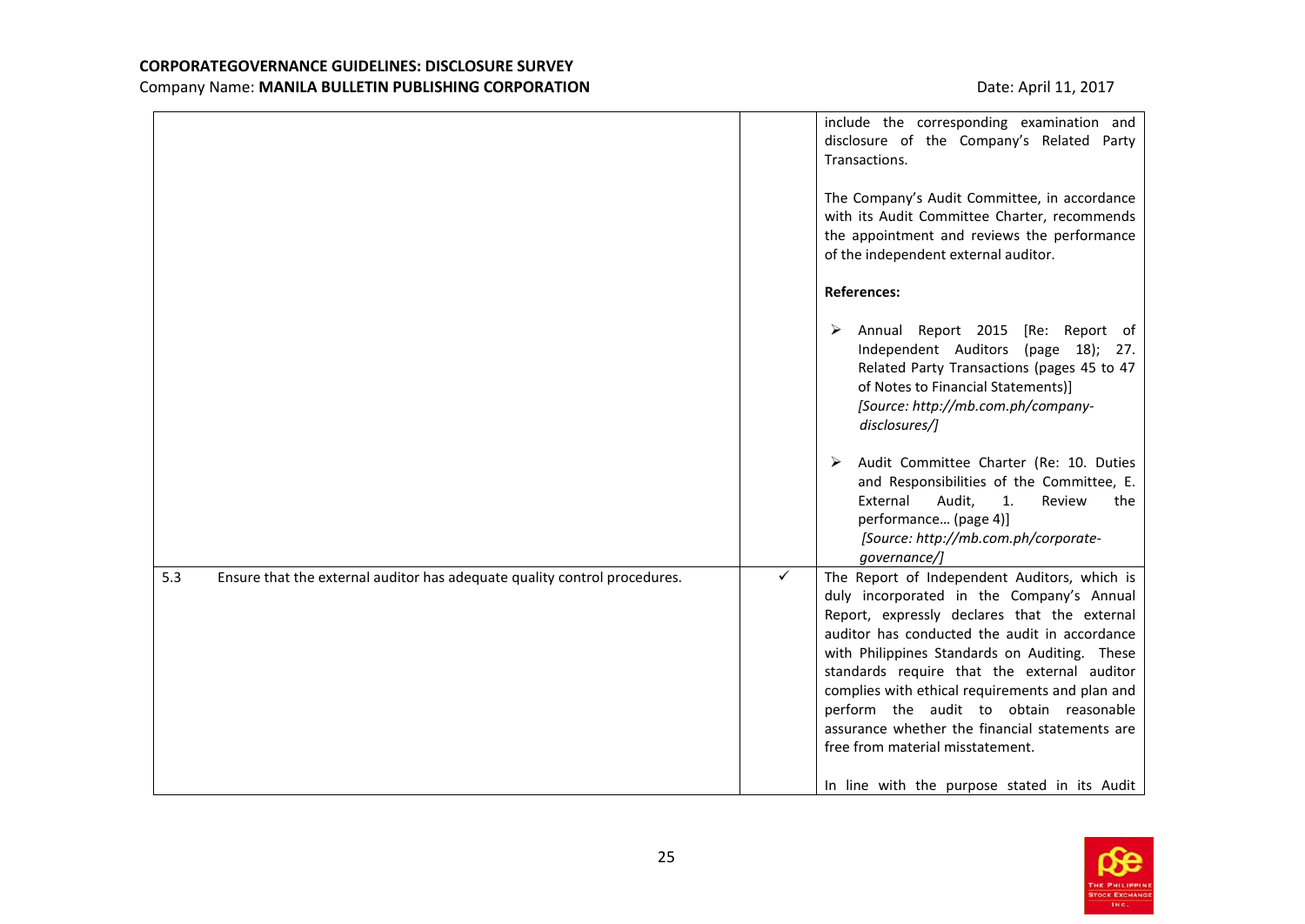| | | |
|---|---|---|
| | | include the corresponding examination and disclosure of the Company's Related Party Transactions.<br><br>The Company's Audit Committee, in accordance with its Audit Committee Charter, recommends the appointment and reviews the performance of the independent external auditor.<br><br>**References:**<br><br>➢ Annual Report 2015 [Re: Report of Independent Auditors (page 18); 27. Related Party Transactions (pages 45 to 47 of Notes to Financial Statements)] *[Source: http://mb.com.ph/company-disclosures/]*<br><br>➢ Audit Committee Charter (Re: 10. Duties and Responsibilities of the Committee, E. External Audit, 1. Review the performance… (page 4)] *[Source: http://mb.com.ph/corporate-governance/]* |
| 5.3 Ensure that the external auditor has adequate quality control procedures. | ✓ | The Report of Independent Auditors, which is duly incorporated in the Company's Annual Report, expressly declares that the external auditor has conducted the audit in accordance with Philippines Standards on Auditing. These standards require that the external auditor complies with ethical requirements and plan and perform the audit to obtain reasonable assurance whether the financial statements are free from material misstatement.<br><br>In line with the purpose stated in its Audit |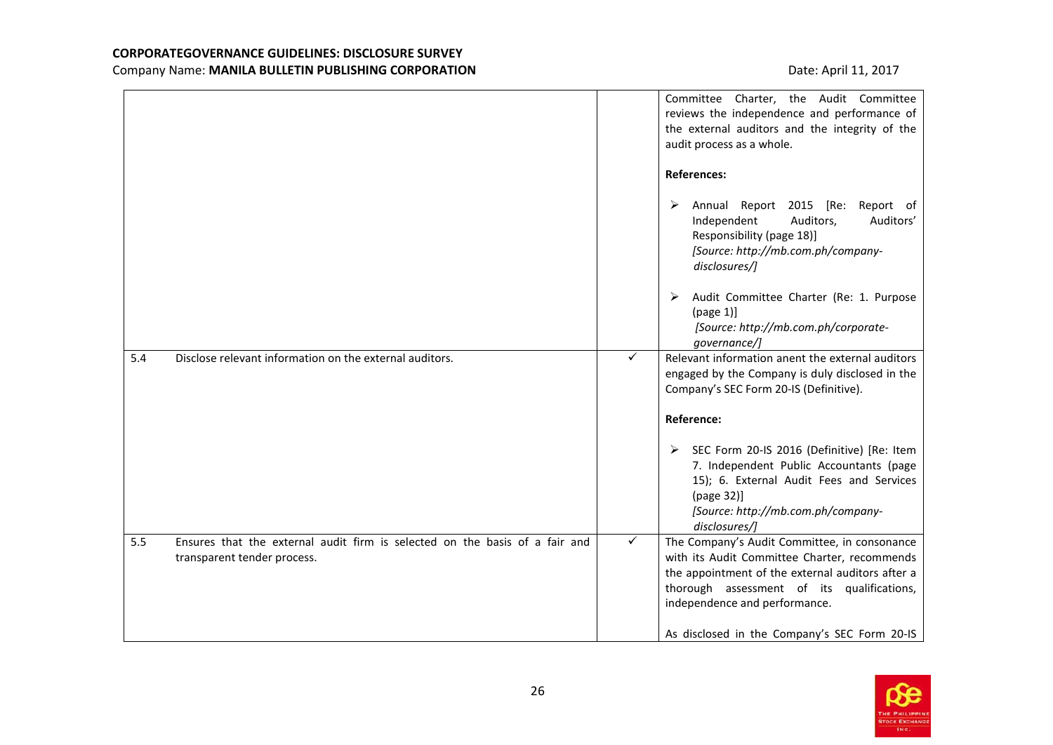| | | | |
|---|---|---|---|
| | | | Committee Charter, the Audit Committee reviews the independence and performance of the external auditors and the integrity of the audit process as a whole.<br><br>**References:**<br><br>➢ Annual Report 2015 [Re: Report of Independent Auditors, Auditors' Responsibility (page 18)] *[Source: http://mb.com.ph/company-disclosures/]*<br><br>➢ Audit Committee Charter (Re: 1. Purpose (page 1)] *[Source: http://mb.com.ph/corporate-governance/]* |
| 5.4 | Disclose relevant information on the external auditors. | ✓ | Relevant information anent the external auditors engaged by the Company is duly disclosed in the Company's SEC Form 20-IS (Definitive).<br><br>**Reference:**<br><br>➢ SEC Form 20-IS 2016 (Definitive) [Re: Item 7. Independent Public Accountants (page 15); 6. External Audit Fees and Services (page 32)] *[Source: http://mb.com.ph/company-disclosures/]* |
| 5.5 | Ensures that the external audit firm is selected on the basis of a fair and transparent tender process. | ✓ | The Company's Audit Committee, in consonance with its Audit Committee Charter, recommends the appointment of the external auditors after a thorough assessment of its qualifications, independence and performance.<br><br>As disclosed in the Company's SEC Form 20-IS |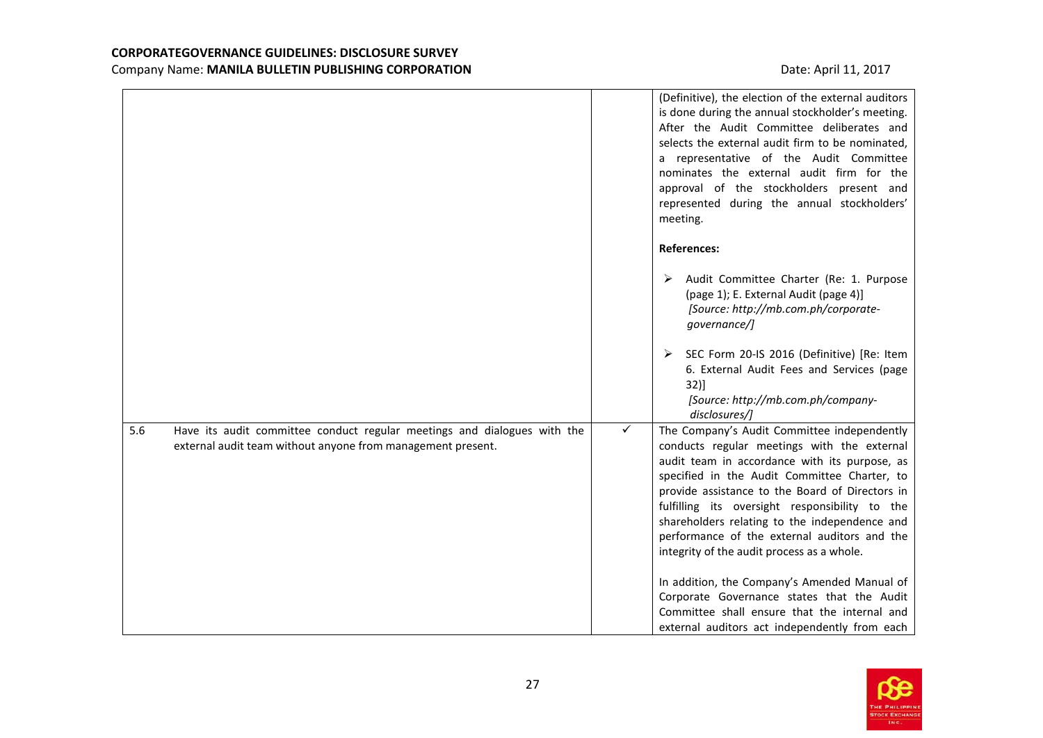**CORPORATEGOVERNANCE GUIDELINES: DISCLOSURE SURVEY**
Company Name: **MANILA BULLETIN PUBLISHING CORPORATION** Date: April 11, 2017

| | | |
|---|---|---|
| | | (Definitive), the election of the external auditors is done during the annual stockholder's meeting. After the Audit Committee deliberates and selects the external audit firm to be nominated, a representative of the Audit Committee nominates the external audit firm for the approval of the stockholders present and represented during the annual stockholders' meeting.<br><br>**References:**<br><br>➢ Audit Committee Charter (Re: 1. Purpose (page 1); E. External Audit (page 4)] *[Source: http://mb.com.ph/corporate-governance/]*<br><br>➢ SEC Form 20-IS 2016 (Definitive) [Re: Item 6. External Audit Fees and Services (page 32)] *[Source: http://mb.com.ph/company-disclosures/]* |
| 5.6 Have its audit committee conduct regular meetings and dialogues with the external audit team without anyone from management present. | ✓ | The Company's Audit Committee independently conducts regular meetings with the external audit team in accordance with its purpose, as specified in the Audit Committee Charter, to provide assistance to the Board of Directors in fulfilling its oversight responsibility to the shareholders relating to the independence and performance of the external auditors and the integrity of the audit process as a whole.<br><br>In addition, the Company's Amended Manual of Corporate Governance states that the Audit Committee shall ensure that the internal and external auditors act independently from each |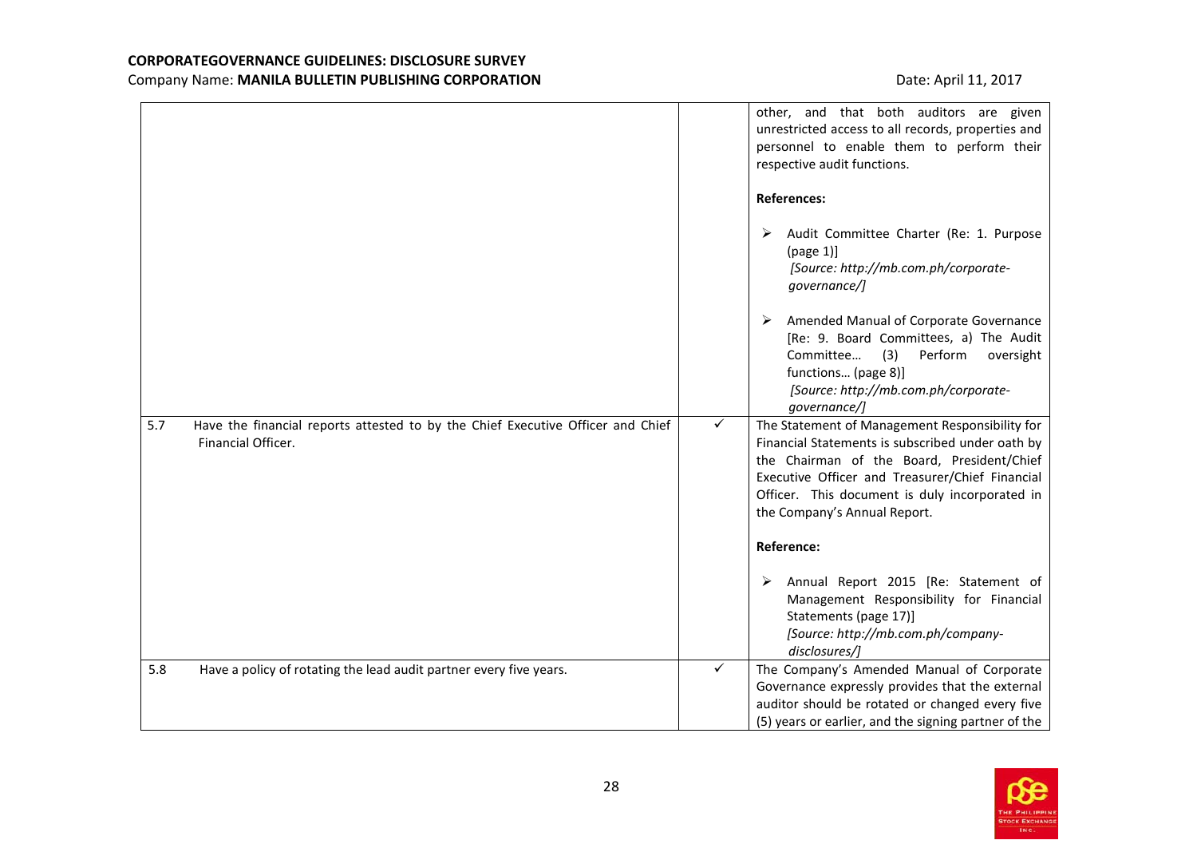**CORPORATEGOVERNANCE GUIDELINES: DISCLOSURE SURVEY**
Company Name: **MANILA BULLETIN PUBLISHING CORPORATION** Date: April 11, 2017

| | | | |
|---|---|---|---|
| | | | other, and that both auditors are given unrestricted access to all records, properties and personnel to enable them to perform their respective audit functions.<br><br>**References:**<br><br>➢ Audit Committee Charter (Re: 1. Purpose (page 1)] *[Source: http://mb.com.ph/corporate-governance/]*<br><br>➢ Amended Manual of Corporate Governance [Re: 9. Board Committees, a) The Audit Committee… (3) Perform oversight functions… (page 8)] *[Source: http://mb.com.ph/corporate-governance/]* |
| 5.7 | Have the financial reports attested to by the Chief Executive Officer and Chief Financial Officer. | ✓ | The Statement of Management Responsibility for Financial Statements is subscribed under oath by the Chairman of the Board, President/Chief Executive Officer and Treasurer/Chief Financial Officer. This document is duly incorporated in the Company's Annual Report.<br><br>**Reference:**<br><br>➢ Annual Report 2015 [Re: Statement of Management Responsibility for Financial Statements (page 17)] *[Source: http://mb.com.ph/company-disclosures/]* |
| 5.8 | Have a policy of rotating the lead audit partner every five years. | ✓ | The Company's Amended Manual of Corporate Governance expressly provides that the external auditor should be rotated or changed every five (5) years or earlier, and the signing partner of the |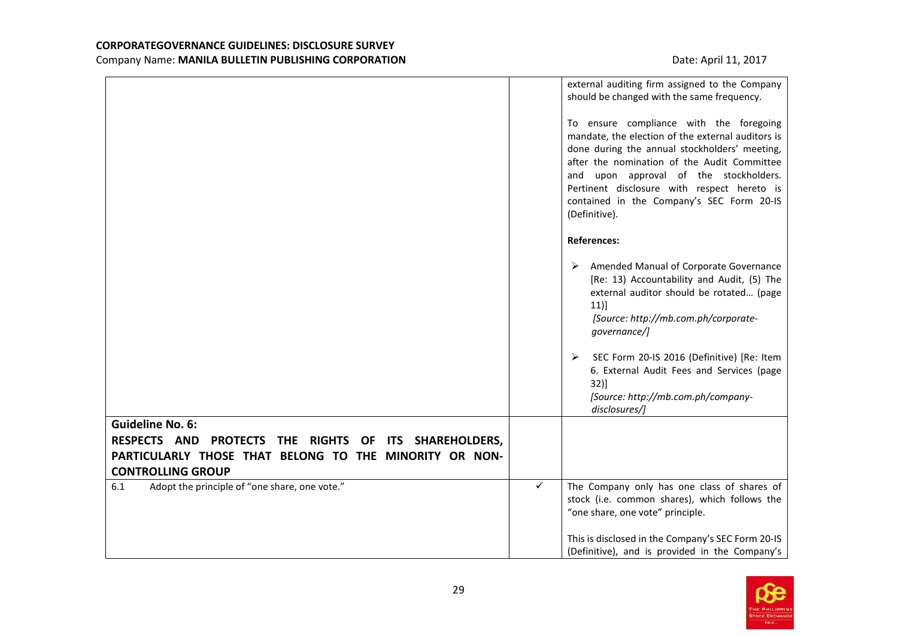| | | |
|---|---|---|
| | | external auditing firm assigned to the Company should be changed with the same frequency.<br><br>To ensure compliance with the foregoing mandate, the election of the external auditors is done during the annual stockholders' meeting, after the nomination of the Audit Committee and upon approval of the stockholders. Pertinent disclosure with respect hereto is contained in the Company's SEC Form 20-IS (Definitive).<br><br>**References:**<br><br>➢ Amended Manual of Corporate Governance [Re: 13) Accountability and Audit, (5) The external auditor should be rotated… (page 11)] *[Source: http://mb.com.ph/corporate-governance/]*<br><br>➢ SEC Form 20-IS 2016 (Definitive) [Re: Item 6. External Audit Fees and Services (page 32)] *[Source: http://mb.com.ph/company-disclosures/]* |
| **Guideline No. 6:**<br>**RESPECTS AND PROTECTS THE RIGHTS OF ITS SHAREHOLDERS, PARTICULARLY THOSE THAT BELONG TO THE MINORITY OR NON-CONTROLLING GROUP** | | |
| 6.1 Adopt the principle of "one share, one vote." | ✓ | The Company only has one class of shares of stock (i.e. common shares), which follows the "one share, one vote" principle.<br><br>This is disclosed in the Company's SEC Form 20-IS (Definitive), and is provided in the Company's |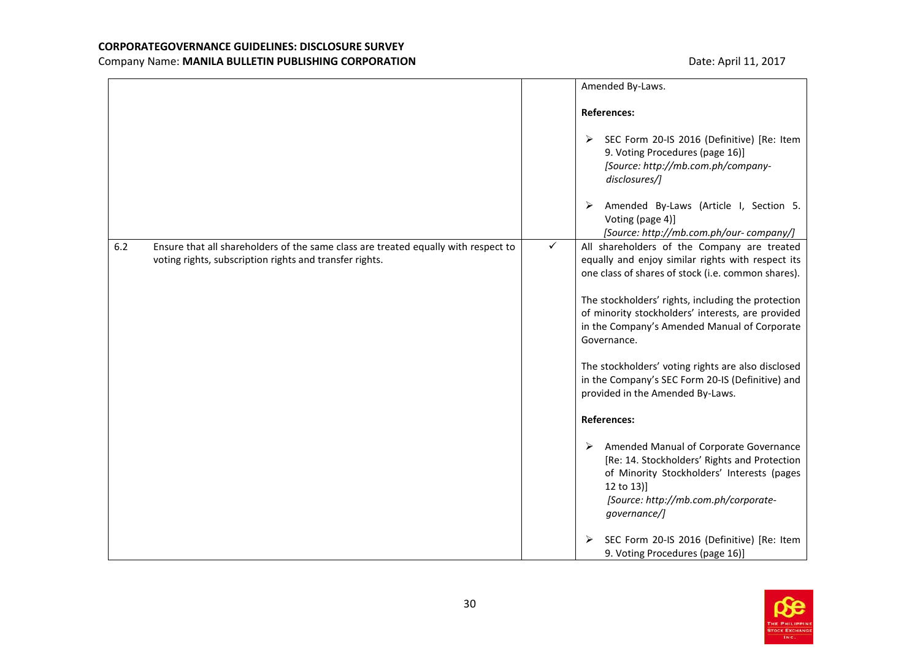| | | | |
|---|---|---|---|
| | | | Amended By-Laws.<br><br>**References:**<br><br>➢ SEC Form 20-IS 2016 (Definitive) [Re: Item 9. Voting Procedures (page 16)] *[Source: http://mb.com.ph/company-disclosures/]*<br><br>➢ Amended By-Laws (Article I, Section 5. Voting (page 4)] *[Source: http://mb.com.ph/our- company/]* |
| 6.2 | Ensure that all shareholders of the same class are treated equally with respect to voting rights, subscription rights and transfer rights. | ✓ | All shareholders of the Company are treated equally and enjoy similar rights with respect its one class of shares of stock (i.e. common shares).<br><br>The stockholders' rights, including the protection of minority stockholders' interests, are provided in the Company's Amended Manual of Corporate Governance.<br><br>The stockholders' voting rights are also disclosed in the Company's SEC Form 20-IS (Definitive) and provided in the Amended By-Laws.<br><br>**References:**<br><br>➢ Amended Manual of Corporate Governance [Re: 14. Stockholders' Rights and Protection of Minority Stockholders' Interests (pages 12 to 13)] *[Source: http://mb.com.ph/corporate-governance/]*<br><br>➢ SEC Form 20-IS 2016 (Definitive) [Re: Item 9. Voting Procedures (page 16)] |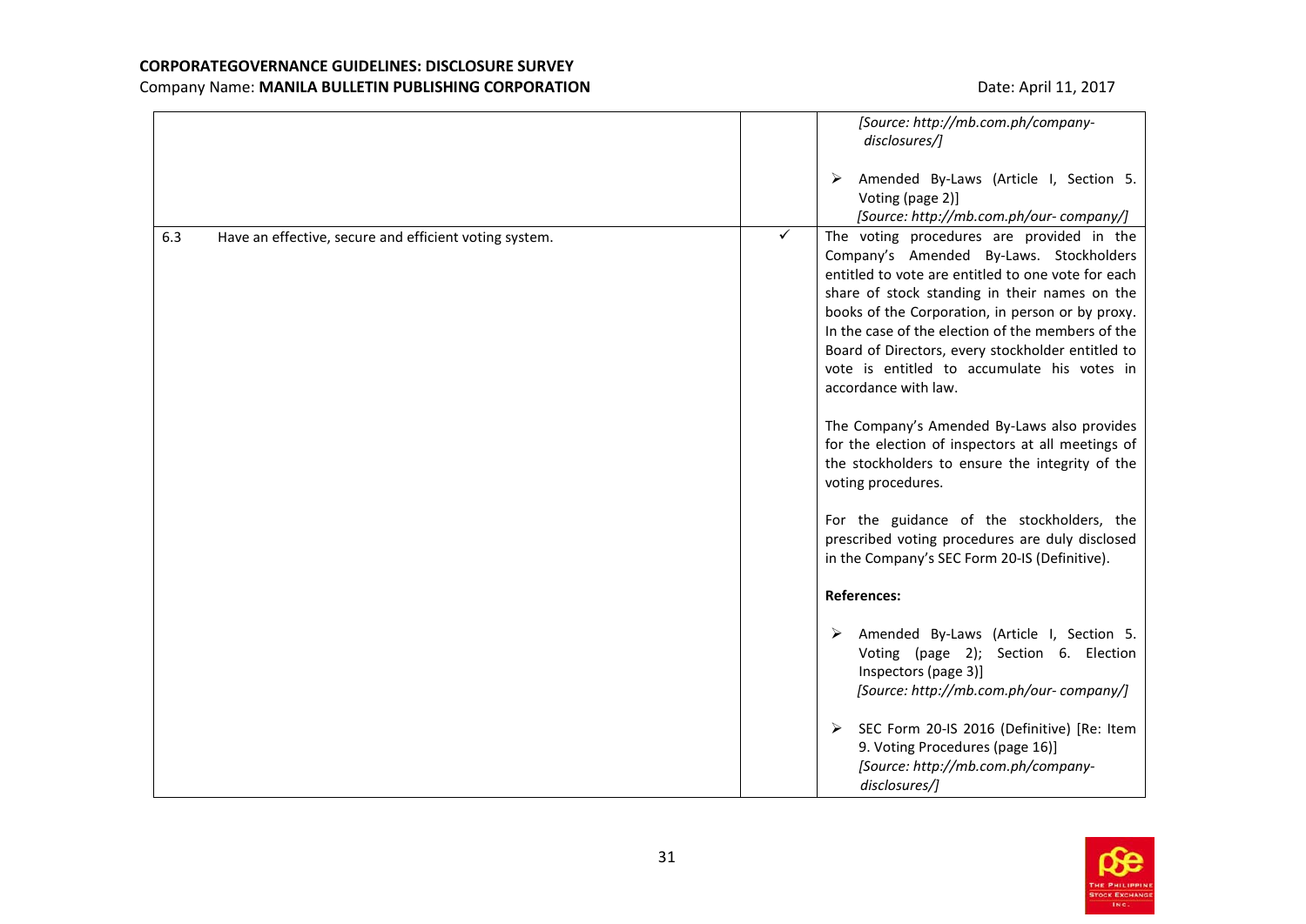| | | |
|---|---|---|
| | | *[Source: http://mb.com.ph/company-disclosures/]*<br><br>➢ Amended By-Laws (Article I, Section 5. Voting (page 2)]<br>*[Source: http://mb.com.ph/our- company/]* |
| 6.3 Have an effective, secure and efficient voting system. | ✓ | The voting procedures are provided in the Company's Amended By-Laws. Stockholders entitled to vote are entitled to one vote for each share of stock standing in their names on the books of the Corporation, in person or by proxy. In the case of the election of the members of the Board of Directors, every stockholder entitled to vote is entitled to accumulate his votes in accordance with law.<br><br>The Company's Amended By-Laws also provides for the election of inspectors at all meetings of the stockholders to ensure the integrity of the voting procedures.<br><br>For the guidance of the stockholders, the prescribed voting procedures are duly disclosed in the Company's SEC Form 20-IS (Definitive).<br><br>**References:**<br><br>➢ Amended By-Laws (Article I, Section 5. Voting (page 2); Section 6. Election Inspectors (page 3)]<br>*[Source: http://mb.com.ph/our- company/]*<br><br>➢ SEC Form 20-IS 2016 (Definitive) [Re: Item 9. Voting Procedures (page 16)]<br>*[Source: http://mb.com.ph/company-disclosures/]* |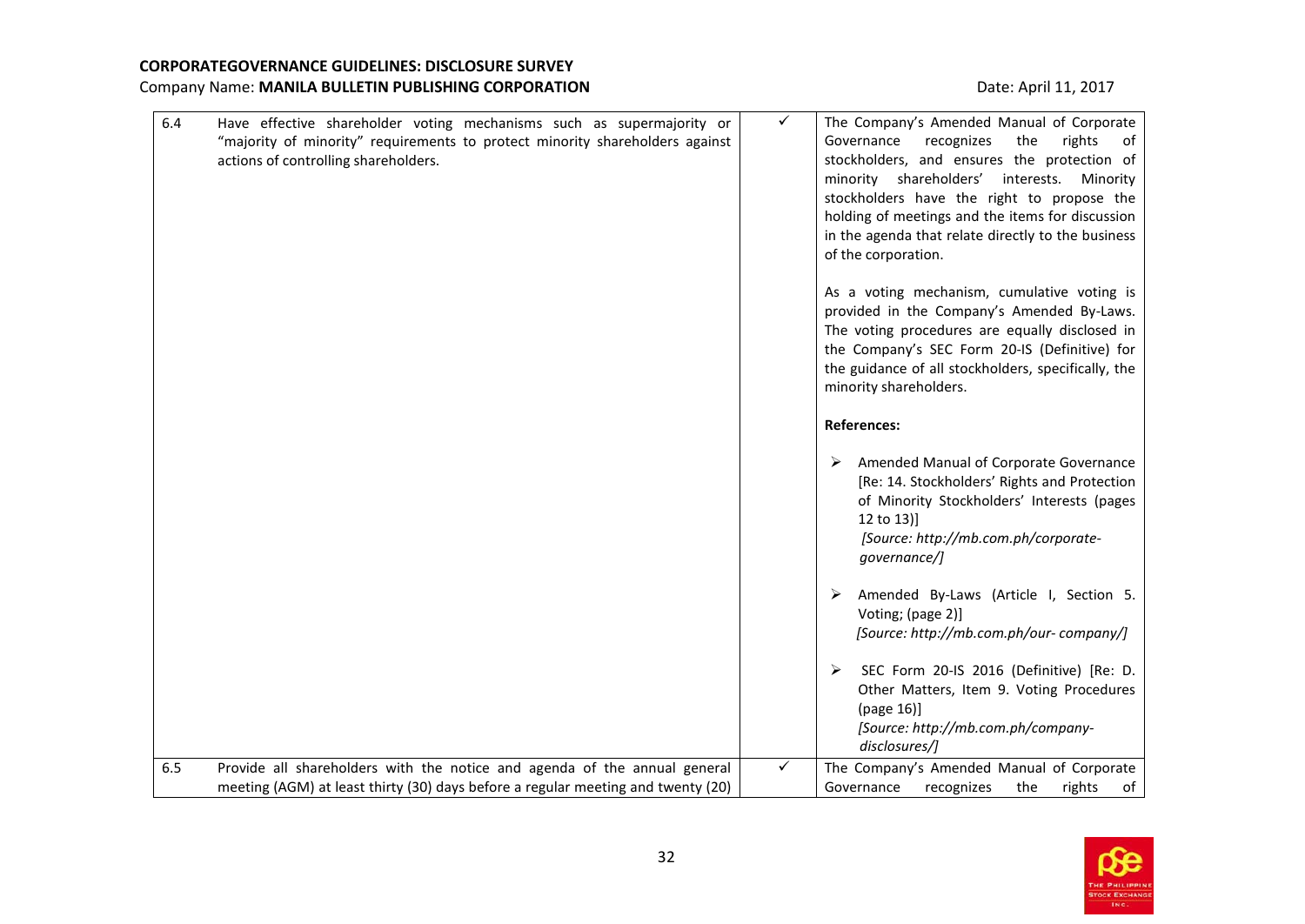**CORPORATEGOVERNANCE GUIDELINES: DISCLOSURE SURVEY**

Company Name: **MANILA BULLETIN PUBLISHING CORPORATION** Date: April 11, 2017

| | | | |
|---|---|---|---|
| 6.4 | Have effective shareholder voting mechanisms such as supermajority or "majority of minority" requirements to protect minority shareholders against actions of controlling shareholders. | ✓ | The Company's Amended Manual of Corporate Governance recognizes the rights of stockholders, and ensures the protection of minority shareholders' interests. Minority stockholders have the right to propose the holding of meetings and the items for discussion in the agenda that relate directly to the business of the corporation.<br><br>As a voting mechanism, cumulative voting is provided in the Company's Amended By-Laws. The voting procedures are equally disclosed in the Company's SEC Form 20-IS (Definitive) for the guidance of all stockholders, specifically, the minority shareholders.<br><br>**References:**<br><br>➢ Amended Manual of Corporate Governance [Re: 14. Stockholders' Rights and Protection of Minority Stockholders' Interests (pages 12 to 13)] *[Source: http://mb.com.ph/corporate-governance/]*<br><br>➢ Amended By-Laws (Article I, Section 5. Voting; (page 2)] *[Source: http://mb.com.ph/our- company/]*<br><br>➢ SEC Form 20-IS 2016 (Definitive) [Re: D. Other Matters, Item 9. Voting Procedures (page 16)] *[Source: http://mb.com.ph/company-disclosures/]* |
| 6.5 | Provide all shareholders with the notice and agenda of the annual general meeting (AGM) at least thirty (30) days before a regular meeting and twenty (20) | ✓ | The Company's Amended Manual of Corporate Governance recognizes the rights of |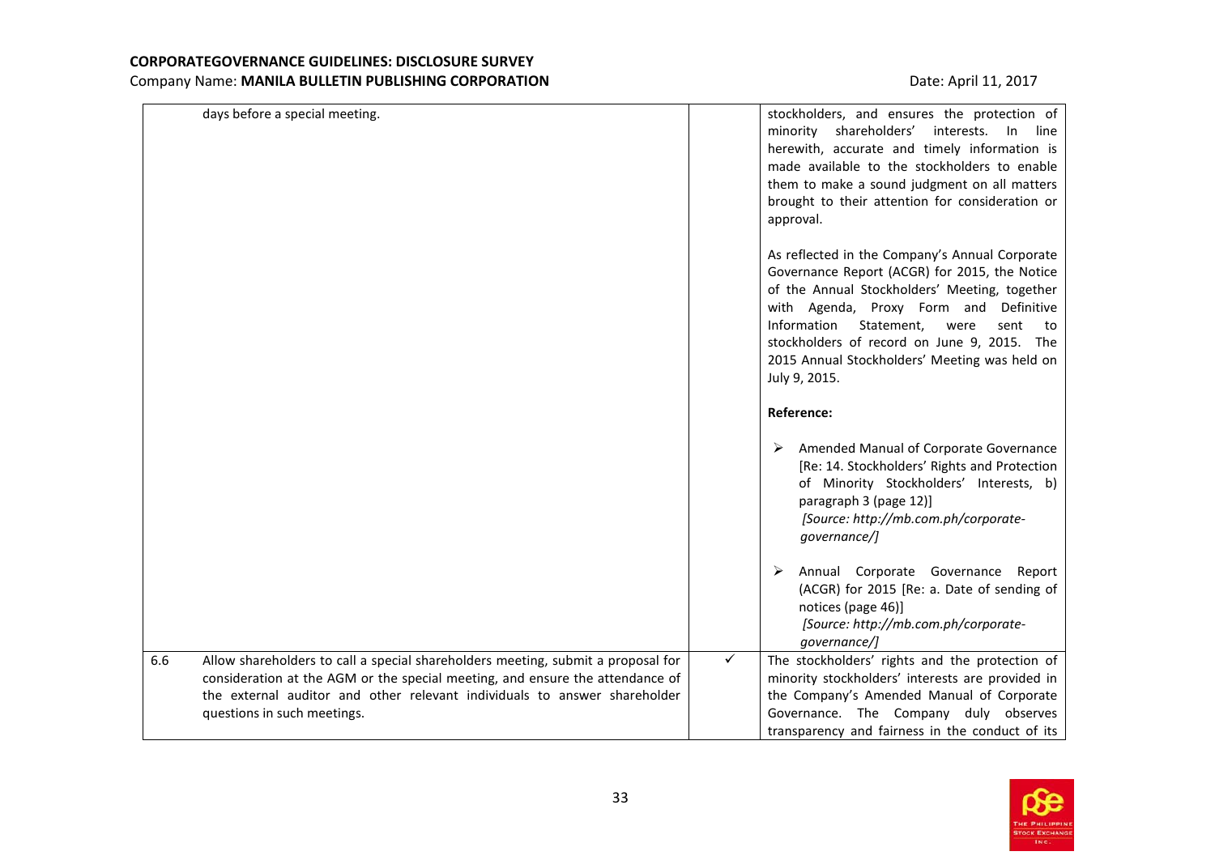| | | | |
|---|---|---|---|
| | days before a special meeting. | | stockholders, and ensures the protection of minority shareholders' interests. In line herewith, accurate and timely information is made available to the stockholders to enable them to make a sound judgment on all matters brought to their attention for consideration or approval.<br><br>As reflected in the Company's Annual Corporate Governance Report (ACGR) for 2015, the Notice of the Annual Stockholders' Meeting, together with Agenda, Proxy Form and Definitive Information Statement, were sent to stockholders of record on June 9, 2015. The 2015 Annual Stockholders' Meeting was held on July 9, 2015.<br><br>**Reference:**<br><br>➢ Amended Manual of Corporate Governance [Re: 14. Stockholders' Rights and Protection of Minority Stockholders' Interests, b) paragraph 3 (page 12)] *[Source: http://mb.com.ph/corporate-governance/]*<br><br>➢ Annual Corporate Governance Report (ACGR) for 2015 [Re: a. Date of sending of notices (page 46)] *[Source: http://mb.com.ph/corporate-governance/]* |
| 6.6 | Allow shareholders to call a special shareholders meeting, submit a proposal for consideration at the AGM or the special meeting, and ensure the attendance of the external auditor and other relevant individuals to answer shareholder questions in such meetings. | ✓ | The stockholders' rights and the protection of minority stockholders' interests are provided in the Company's Amended Manual of Corporate Governance. The Company duly observes transparency and fairness in the conduct of its |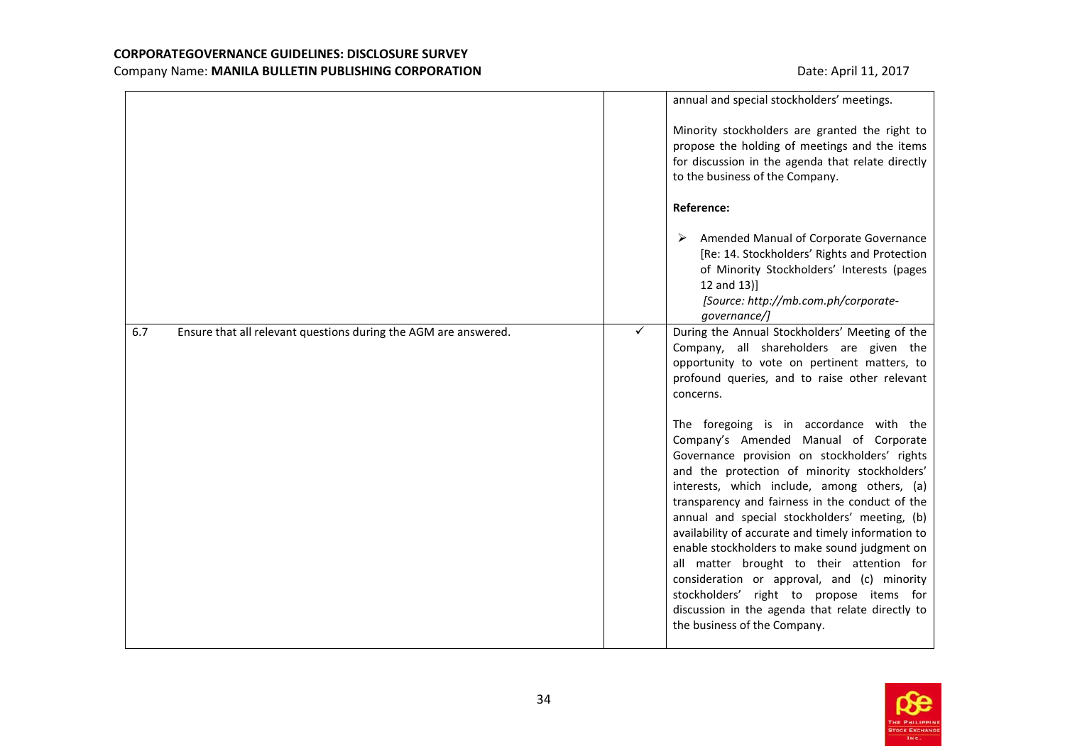| | | |
|---|---|---|
| | | annual and special stockholders' meetings.<br><br>Minority stockholders are granted the right to propose the holding of meetings and the items for discussion in the agenda that relate directly to the business of the Company.<br><br>**Reference:**<br><br>➢ Amended Manual of Corporate Governance [Re: 14. Stockholders' Rights and Protection of Minority Stockholders' Interests (pages 12 and 13)] *[Source: http://mb.com.ph/corporate-governance/]* |
| 6.7 Ensure that all relevant questions during the AGM are answered. | ✓ | During the Annual Stockholders' Meeting of the Company, all shareholders are given the opportunity to vote on pertinent matters, to profound queries, and to raise other relevant concerns.<br><br>The foregoing is in accordance with the Company's Amended Manual of Corporate Governance provision on stockholders' rights and the protection of minority stockholders' interests, which include, among others, (a) transparency and fairness in the conduct of the annual and special stockholders' meeting, (b) availability of accurate and timely information to enable stockholders to make sound judgment on all matter brought to their attention for consideration or approval, and (c) minority stockholders' right to propose items for discussion in the agenda that relate directly to the business of the Company. |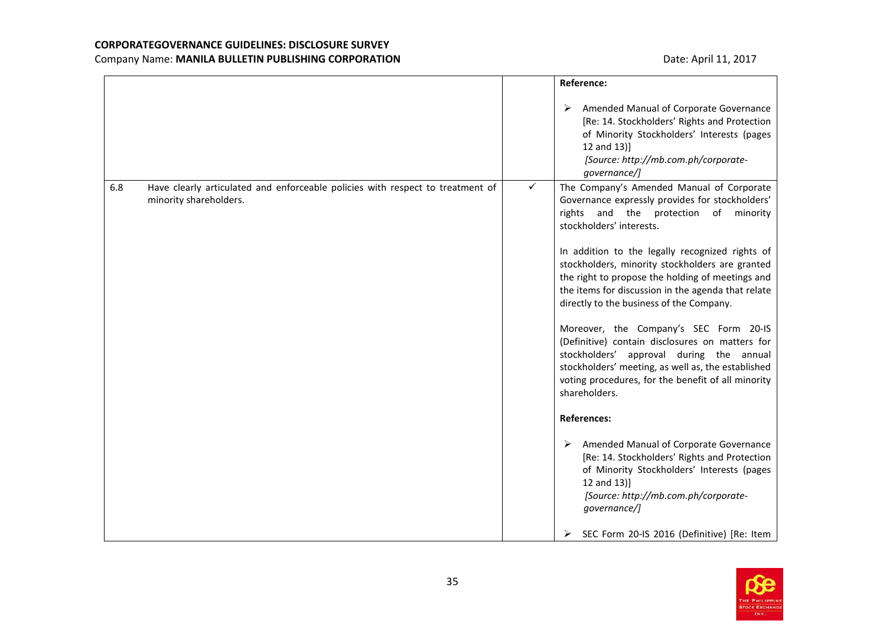| | | | |
|---|---|---|---|
| | | | **Reference:**<br><br>➢ Amended Manual of Corporate Governance [Re: 14. Stockholders' Rights and Protection of Minority Stockholders' Interests (pages 12 and 13)]<br>*[Source: http://mb.com.ph/corporate-governance/]* |
| 6.8 | Have clearly articulated and enforceable policies with respect to treatment of minority shareholders. | ✓ | The Company's Amended Manual of Corporate Governance expressly provides for stockholders' rights and the protection of minority stockholders' interests.<br><br>In addition to the legally recognized rights of stockholders, minority stockholders are granted the right to propose the holding of meetings and the items for discussion in the agenda that relate directly to the business of the Company.<br><br>Moreover, the Company's SEC Form 20-IS (Definitive) contain disclosures on matters for stockholders' approval during the annual stockholders' meeting, as well as, the established voting procedures, for the benefit of all minority shareholders.<br><br>**References:**<br><br>➢ Amended Manual of Corporate Governance [Re: 14. Stockholders' Rights and Protection of Minority Stockholders' Interests (pages 12 and 13)]<br>*[Source: http://mb.com.ph/corporate-governance/]*<br><br>➢ SEC Form 20-IS 2016 (Definitive) [Re: Item |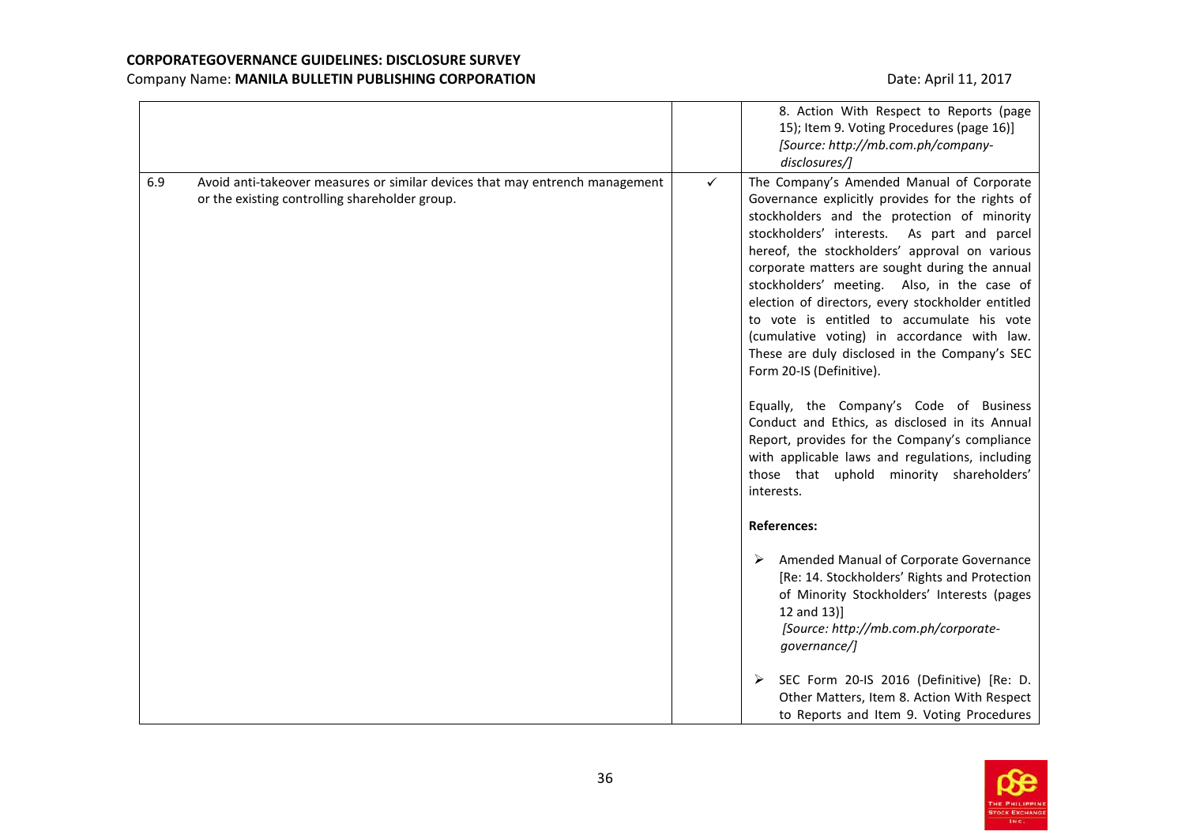| | | | |
|---|---|---|---|
| | | | 8. Action With Respect to Reports (page 15); Item 9. Voting Procedures (page 16)] *[Source: http://mb.com.ph/company-disclosures/]* |
| 6.9 | Avoid anti-takeover measures or similar devices that may entrench management or the existing controlling shareholder group. | ✓ | The Company's Amended Manual of Corporate Governance explicitly provides for the rights of stockholders and the protection of minority stockholders' interests. As part and parcel hereof, the stockholders' approval on various corporate matters are sought during the annual stockholders' meeting. Also, in the case of election of directors, every stockholder entitled to vote is entitled to accumulate his vote (cumulative voting) in accordance with law. These are duly disclosed in the Company's SEC Form 20-IS (Definitive).<br><br>Equally, the Company's Code of Business Conduct and Ethics, as disclosed in its Annual Report, provides for the Company's compliance with applicable laws and regulations, including those that uphold minority shareholders' interests.<br><br>**References:**<br><br>➢ Amended Manual of Corporate Governance [Re: 14. Stockholders' Rights and Protection of Minority Stockholders' Interests (pages 12 and 13)] *[Source: http://mb.com.ph/corporate-governance/]*<br><br>➢ SEC Form 20-IS 2016 (Definitive) [Re: D. Other Matters, Item 8. Action With Respect to Reports and Item 9. Voting Procedures |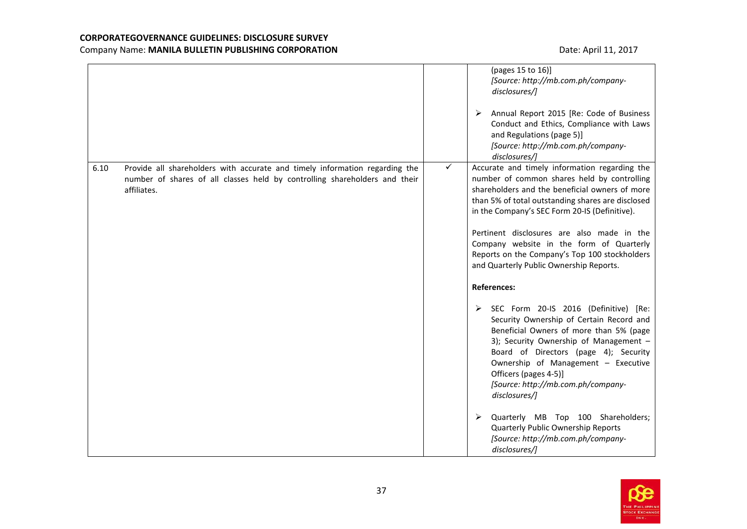| | | |
|---|---|---|
| | | (pages 15 to 16)]<br>*[Source: http://mb.com.ph/company-disclosures/]*<br><br>➢ Annual Report 2015 [Re: Code of Business Conduct and Ethics, Compliance with Laws and Regulations (page 5)]<br>*[Source: http://mb.com.ph/company-disclosures/]* |
| 6.10 Provide all shareholders with accurate and timely information regarding the number of shares of all classes held by controlling shareholders and their affiliates. | ✓ | Accurate and timely information regarding the number of common shares held by controlling shareholders and the beneficial owners of more than 5% of total outstanding shares are disclosed in the Company's SEC Form 20-IS (Definitive).<br><br>Pertinent disclosures are also made in the Company website in the form of Quarterly Reports on the Company's Top 100 stockholders and Quarterly Public Ownership Reports.<br><br>**References:**<br><br>➢ SEC Form 20-IS 2016 (Definitive) [Re: Security Ownership of Certain Record and Beneficial Owners of more than 5% (page 3); Security Ownership of Management – Board of Directors (page 4); Security Ownership of Management – Executive Officers (pages 4-5)]<br>*[Source: http://mb.com.ph/company-disclosures/]*<br><br>➢ Quarterly MB Top 100 Shareholders; Quarterly Public Ownership Reports<br>*[Source: http://mb.com.ph/company-disclosures/]* |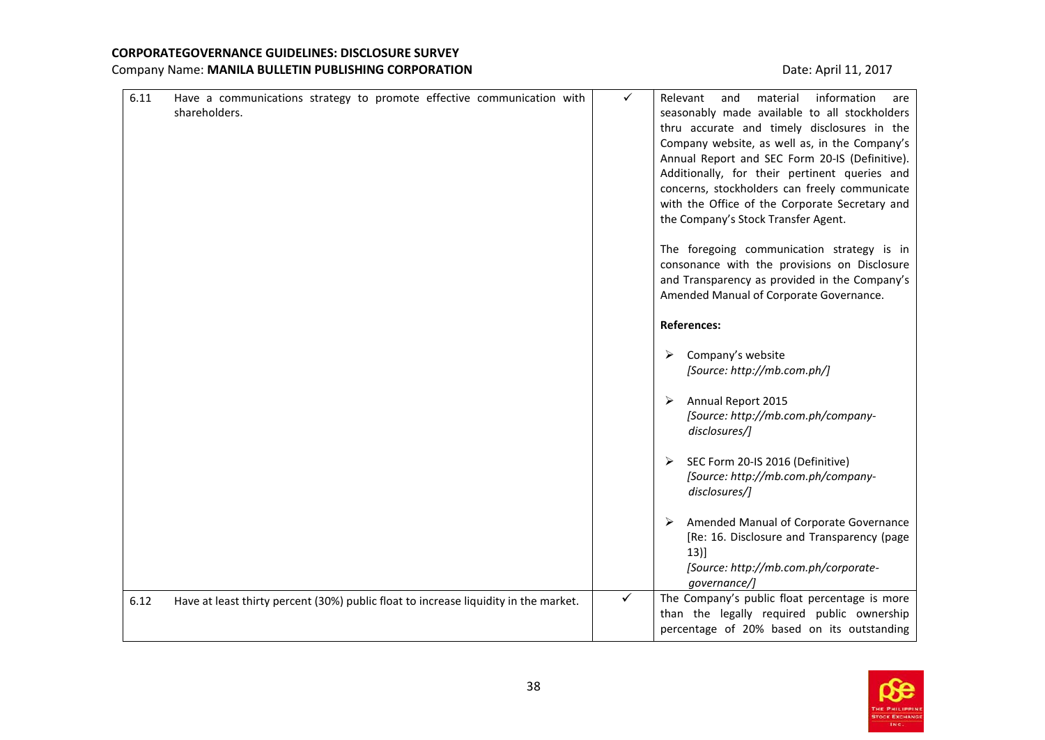**CORPORATEGOVERNANCE GUIDELINES: DISCLOSURE SURVEY**

Company Name: **MANILA BULLETIN PUBLISHING CORPORATION**

Date: April 11, 2017

| | | | |
|---|---|---|---|
| 6.11 | Have a communications strategy to promote effective communication with shareholders. | ✓ | Relevant and material information are seasonably made available to all stockholders thru accurate and timely disclosures in the Company website, as well as, in the Company's Annual Report and SEC Form 20-IS (Definitive). Additionally, for their pertinent queries and concerns, stockholders can freely communicate with the Office of the Corporate Secretary and the Company's Stock Transfer Agent.<br><br>The foregoing communication strategy is in consonance with the provisions on Disclosure and Transparency as provided in the Company's Amended Manual of Corporate Governance.<br><br>**References:**<br><br>➢ Company's website *[Source: http://mb.com.ph/]*<br><br>➢ Annual Report 2015 *[Source: http://mb.com.ph/company-disclosures/]*<br><br>➢ SEC Form 20-IS 2016 (Definitive) *[Source: http://mb.com.ph/company-disclosures/]*<br><br>➢ Amended Manual of Corporate Governance [Re: 16. Disclosure and Transparency (page 13)] *[Source: http://mb.com.ph/corporate-governance/]* |
| 6.12 | Have at least thirty percent (30%) public float to increase liquidity in the market. | ✓ | The Company's public float percentage is more than the legally required public ownership percentage of 20% based on its outstanding |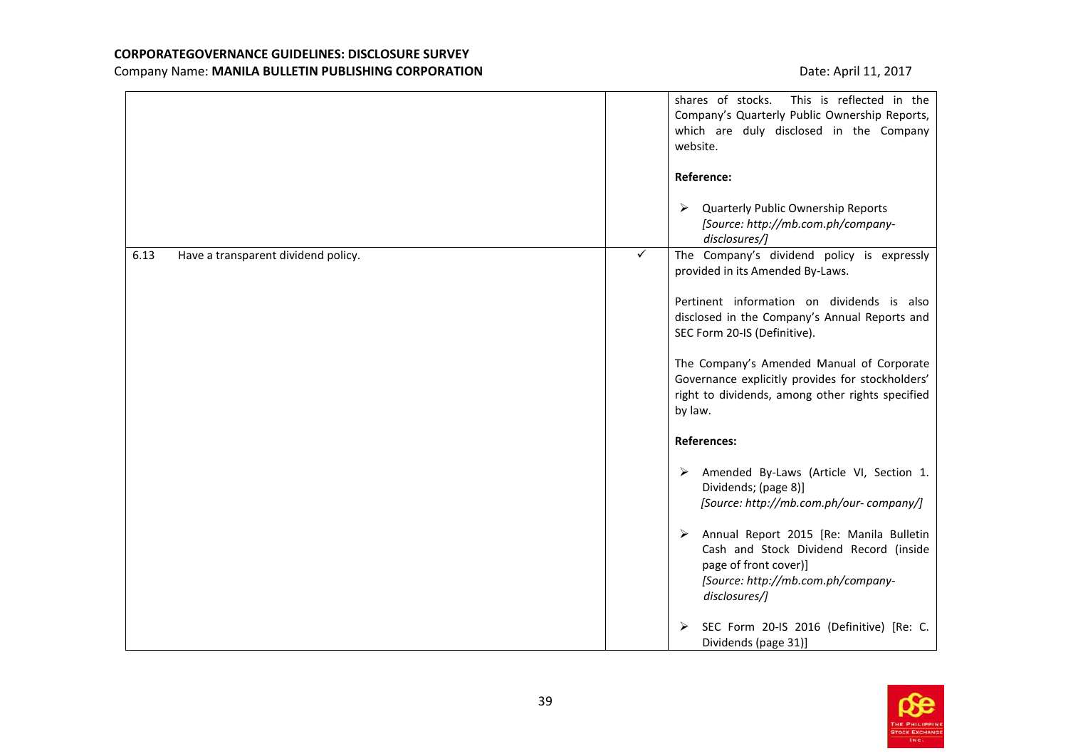| | | |
|---|---|---|
| | | shares of stocks. This is reflected in the Company's Quarterly Public Ownership Reports, which are duly disclosed in the Company website.<br><br>**Reference:**<br><br>➢ Quarterly Public Ownership Reports *[Source: http://mb.com.ph/company-disclosures/]* |
| 6.13 Have a transparent dividend policy. | ✓ | The Company's dividend policy is expressly provided in its Amended By-Laws.<br><br>Pertinent information on dividends is also disclosed in the Company's Annual Reports and SEC Form 20-IS (Definitive).<br><br>The Company's Amended Manual of Corporate Governance explicitly provides for stockholders' right to dividends, among other rights specified by law.<br><br>**References:**<br><br>➢ Amended By-Laws (Article VI, Section 1. Dividends; (page 8)] *[Source: http://mb.com.ph/our- company/]*<br><br>➢ Annual Report 2015 [Re: Manila Bulletin Cash and Stock Dividend Record (inside page of front cover)] *[Source: http://mb.com.ph/company-disclosures/]*<br><br>➢ SEC Form 20-IS 2016 (Definitive) [Re: C. Dividends (page 31)] |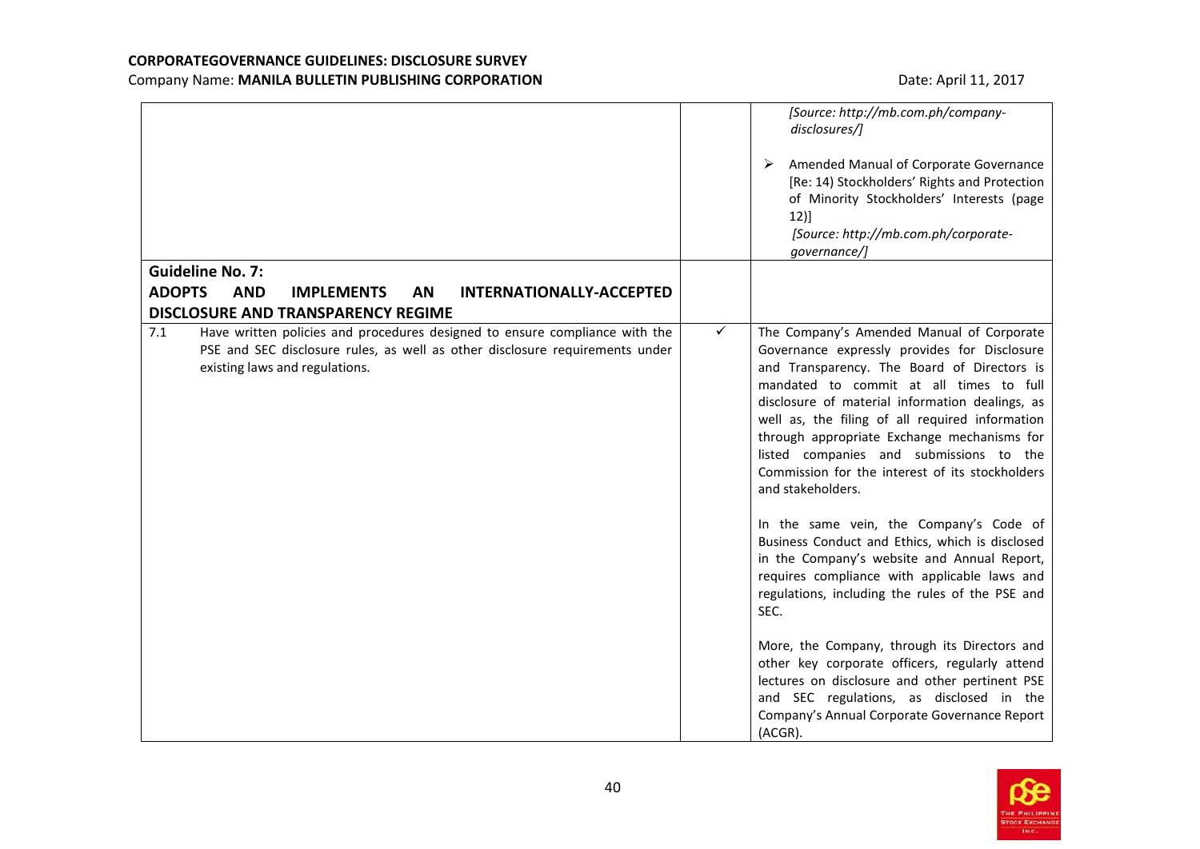| | | |
|---|---|---|
| | | *[Source: http://mb.com.ph/company-disclosures/]*<br><br>➢ Amended Manual of Corporate Governance [Re: 14) Stockholders' Rights and Protection of Minority Stockholders' Interests (page 12)]<br>*[Source: http://mb.com.ph/corporate-governance/]* |
| **Guideline No. 7:**<br>**ADOPTS AND IMPLEMENTS AN INTERNATIONALLY-ACCEPTED DISCLOSURE AND TRANSPARENCY REGIME** | | |
| 7.1 Have written policies and procedures designed to ensure compliance with the PSE and SEC disclosure rules, as well as other disclosure requirements under existing laws and regulations. | ✓ | The Company's Amended Manual of Corporate Governance expressly provides for Disclosure and Transparency. The Board of Directors is mandated to commit at all times to full disclosure of material information dealings, as well as, the filing of all required information through appropriate Exchange mechanisms for listed companies and submissions to the Commission for the interest of its stockholders and stakeholders.<br><br>In the same vein, the Company's Code of Business Conduct and Ethics, which is disclosed in the Company's website and Annual Report, requires compliance with applicable laws and regulations, including the rules of the PSE and SEC.<br><br>More, the Company, through its Directors and other key corporate officers, regularly attend lectures on disclosure and other pertinent PSE and SEC regulations, as disclosed in the Company's Annual Corporate Governance Report (ACGR). |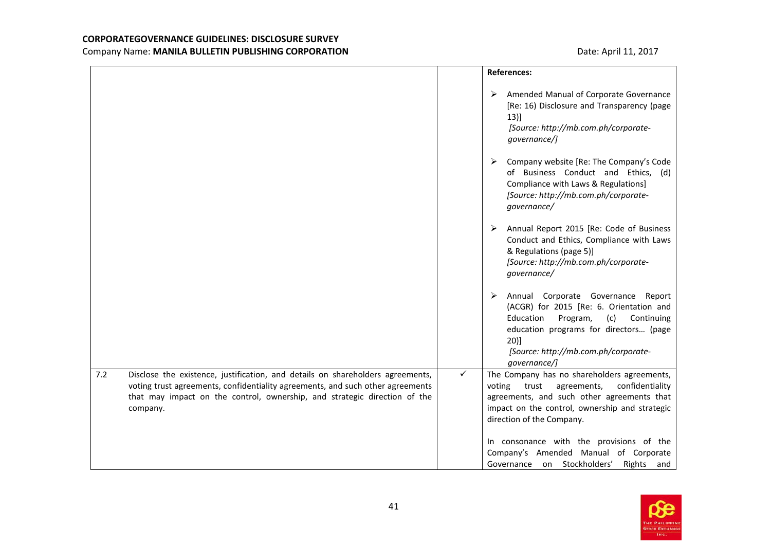| | | |
|---|---|---|
| | | **References:**<br><br>➢ Amended Manual of Corporate Governance [Re: 16) Disclosure and Transparency (page 13)]<br>*[Source: http://mb.com.ph/corporate-governance/]*<br><br>➢ Company website [Re: The Company's Code of Business Conduct and Ethics, (d) Compliance with Laws & Regulations]<br>*[Source: http://mb.com.ph/corporate-governance/*<br><br>➢ Annual Report 2015 [Re: Code of Business Conduct and Ethics, Compliance with Laws & Regulations (page 5)]<br>*[Source: http://mb.com.ph/corporate-governance/*<br><br>➢ Annual Corporate Governance Report (ACGR) for 2015 [Re: 6. Orientation and Education Program, (c) Continuing education programs for directors… (page 20)]<br>*[Source: http://mb.com.ph/corporate-governance/]* |
| 7.2 Disclose the existence, justification, and details on shareholders agreements, voting trust agreements, confidentiality agreements, and such other agreements that may impact on the control, ownership, and strategic direction of the company. | ✓ | The Company has no shareholders agreements, voting trust agreements, confidentiality agreements, and such other agreements that impact on the control, ownership and strategic direction of the Company.<br><br>In consonance with the provisions of the Company's Amended Manual of Corporate Governance on Stockholders' Rights and |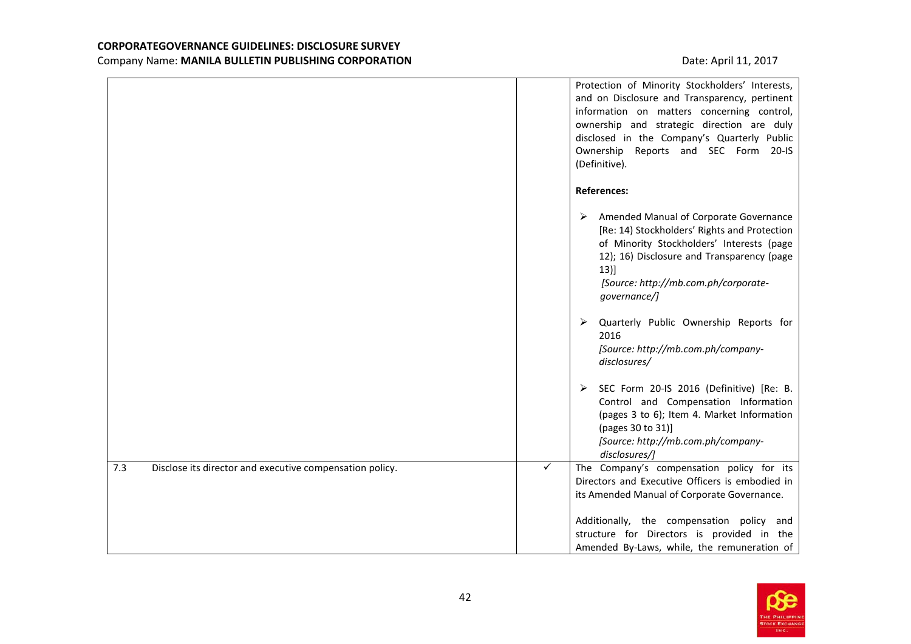| | | |
|---|---|---|
| | | Protection of Minority Stockholders' Interests, and on Disclosure and Transparency, pertinent information on matters concerning control, ownership and strategic direction are duly disclosed in the Company's Quarterly Public Ownership Reports and SEC Form 20-IS (Definitive).<br><br>**References:**<br><br>➢ Amended Manual of Corporate Governance [Re: 14) Stockholders' Rights and Protection of Minority Stockholders' Interests (page 12); 16) Disclosure and Transparency (page 13)]<br>*[Source: http://mb.com.ph/corporate-governance/]*<br><br>➢ Quarterly Public Ownership Reports for 2016<br>*[Source: http://mb.com.ph/company-disclosures/*<br><br>➢ SEC Form 20-IS 2016 (Definitive) [Re: B. Control and Compensation Information (pages 3 to 6); Item 4. Market Information (pages 30 to 31)]<br>*[Source: http://mb.com.ph/company-disclosures/]* |
| 7.3 Disclose its director and executive compensation policy. | ✓ | The Company's compensation policy for its Directors and Executive Officers is embodied in its Amended Manual of Corporate Governance.<br><br>Additionally, the compensation policy and structure for Directors is provided in the Amended By-Laws, while, the remuneration of |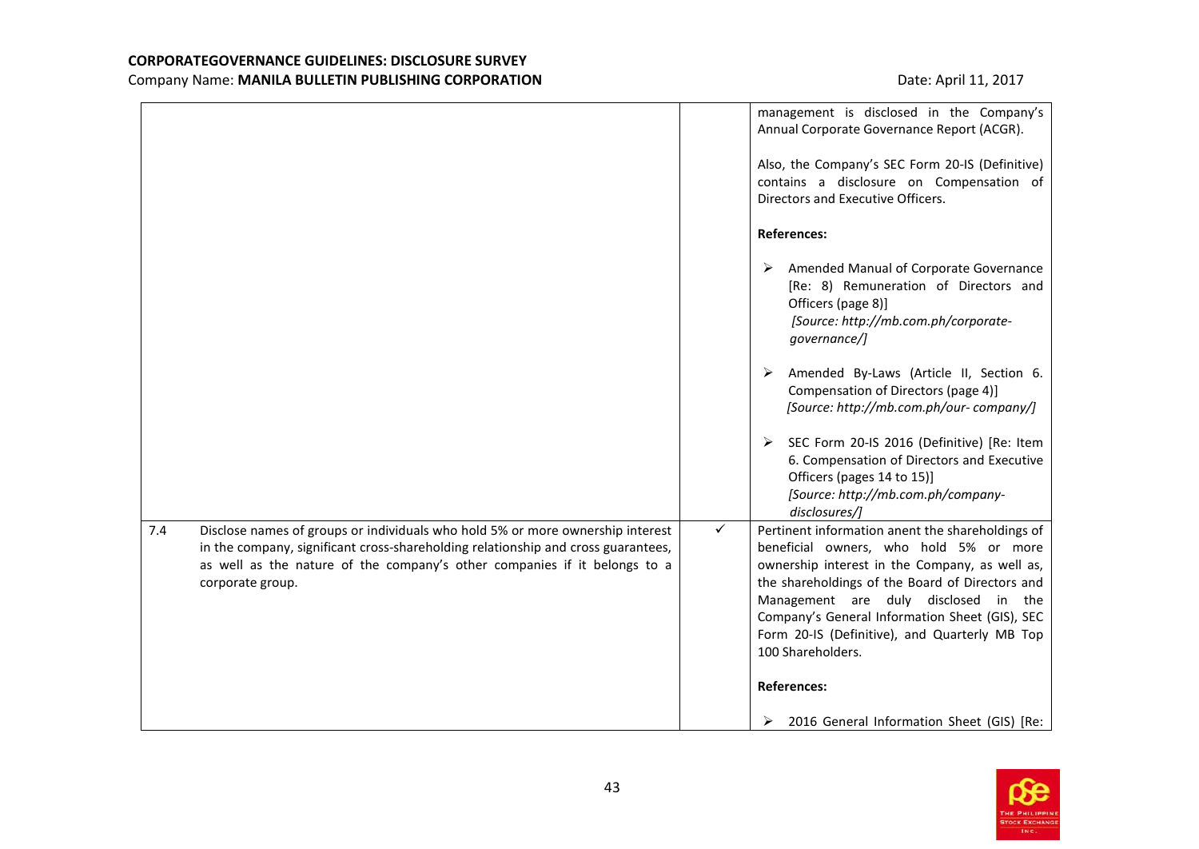| | | | |
|---|---|---|---|
| | | | management is disclosed in the Company's Annual Corporate Governance Report (ACGR).<br><br>Also, the Company's SEC Form 20-IS (Definitive) contains a disclosure on Compensation of Directors and Executive Officers.<br><br>**References:**<br><br>➢ Amended Manual of Corporate Governance [Re: 8) Remuneration of Directors and Officers (page 8)] *[Source: http://mb.com.ph/corporate-governance/]*<br><br>➢ Amended By-Laws (Article II, Section 6. Compensation of Directors (page 4)] *[Source: http://mb.com.ph/our- company/]*<br><br>➢ SEC Form 20-IS 2016 (Definitive) [Re: Item 6. Compensation of Directors and Executive Officers (pages 14 to 15)] *[Source: http://mb.com.ph/company-disclosures/]* |
| 7.4 | Disclose names of groups or individuals who hold 5% or more ownership interest in the company, significant cross-shareholding relationship and cross guarantees, as well as the nature of the company's other companies if it belongs to a corporate group. | ✓ | Pertinent information anent the shareholdings of beneficial owners, who hold 5% or more ownership interest in the Company, as well as, the shareholdings of the Board of Directors and Management are duly disclosed in the Company's General Information Sheet (GIS), SEC Form 20-IS (Definitive), and Quarterly MB Top 100 Shareholders.<br><br>**References:**<br><br>➢ 2016 General Information Sheet (GIS) [Re: |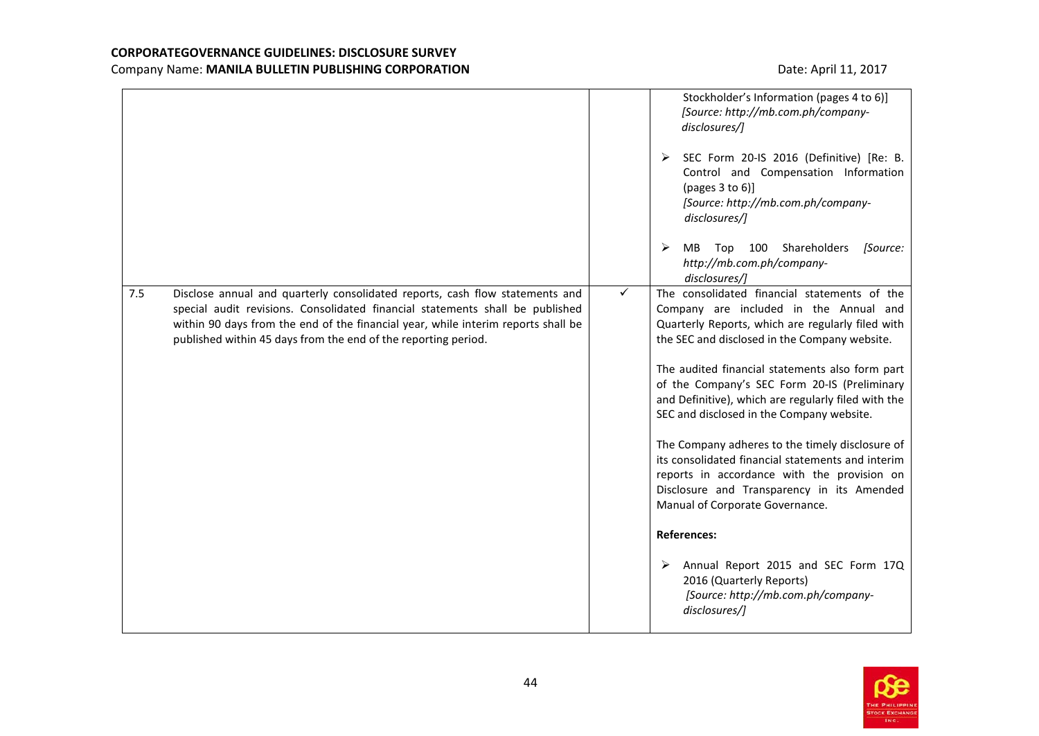| | | | |
|---|---|---|---|
| | | | Stockholder's Information (pages 4 to 6)] *[Source: http://mb.com.ph/company-disclosures/]*<br><br>➢ SEC Form 20-IS 2016 (Definitive) [Re: B. Control and Compensation Information (pages 3 to 6)] *[Source: http://mb.com.ph/company-disclosures/]*<br><br>➢ MB Top 100 Shareholders *[Source: http://mb.com.ph/company-disclosures/]* |
| 7.5 | Disclose annual and quarterly consolidated reports, cash flow statements and special audit revisions. Consolidated financial statements shall be published within 90 days from the end of the financial year, while interim reports shall be published within 45 days from the end of the reporting period. | ✓ | The consolidated financial statements of the Company are included in the Annual and Quarterly Reports, which are regularly filed with the SEC and disclosed in the Company website.<br><br>The audited financial statements also form part of the Company's SEC Form 20-IS (Preliminary and Definitive), which are regularly filed with the SEC and disclosed in the Company website.<br><br>The Company adheres to the timely disclosure of its consolidated financial statements and interim reports in accordance with the provision on Disclosure and Transparency in its Amended Manual of Corporate Governance.<br><br>**References:**<br><br>➢ Annual Report 2015 and SEC Form 17Q 2016 (Quarterly Reports) *[Source: http://mb.com.ph/company-disclosures/]* |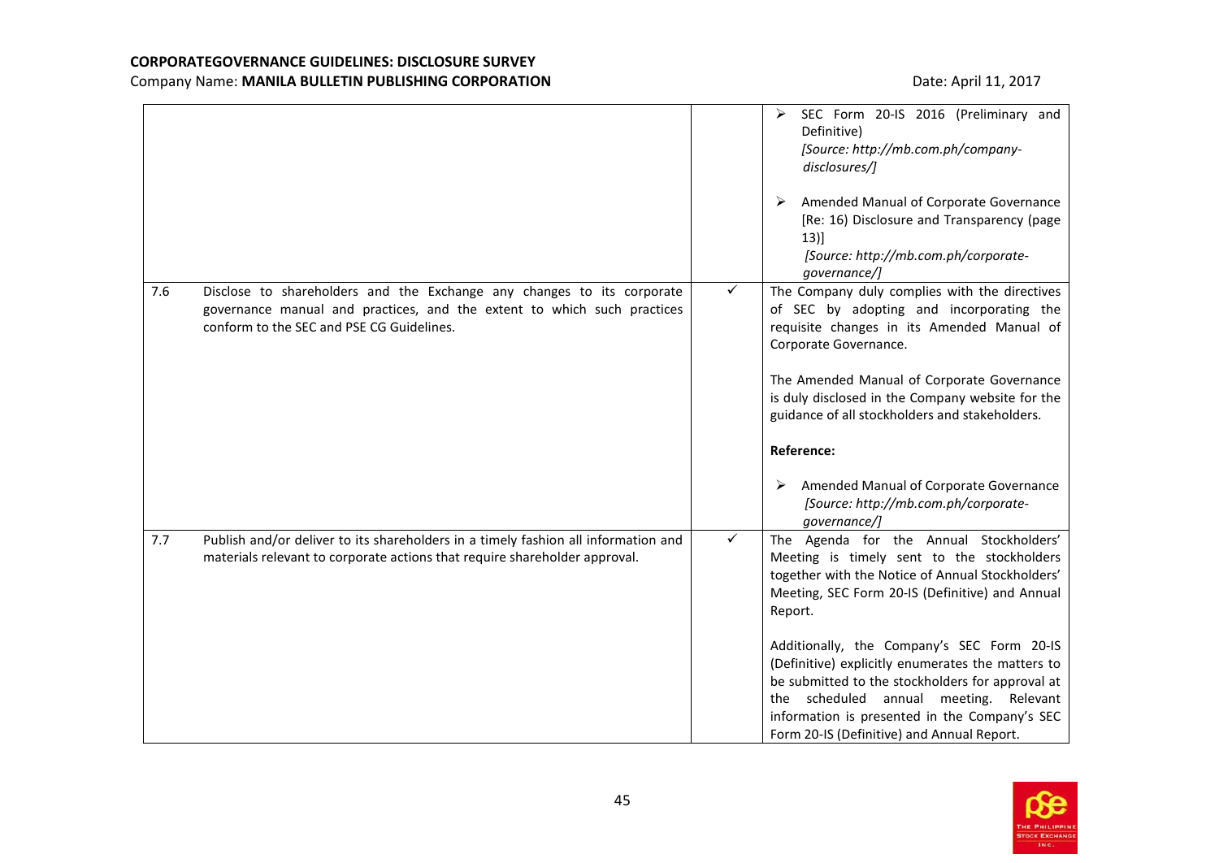| | | | |
|---|---|---|---|
| | | | ➢ SEC Form 20-IS 2016 (Preliminary and Definitive) *[Source: http://mb.com.ph/company-disclosures/]*<br><br>➢ Amended Manual of Corporate Governance [Re: 16) Disclosure and Transparency (page 13)] *[Source: http://mb.com.ph/corporate-governance/]* |
| 7.6 | Disclose to shareholders and the Exchange any changes to its corporate governance manual and practices, and the extent to which such practices conform to the SEC and PSE CG Guidelines. | ✓ | The Company duly complies with the directives of SEC by adopting and incorporating the requisite changes in its Amended Manual of Corporate Governance.<br><br>The Amended Manual of Corporate Governance is duly disclosed in the Company website for the guidance of all stockholders and stakeholders.<br><br>**Reference:**<br><br>➢ Amended Manual of Corporate Governance *[Source: http://mb.com.ph/corporate-governance/]* |
| 7.7 | Publish and/or deliver to its shareholders in a timely fashion all information and materials relevant to corporate actions that require shareholder approval. | ✓ | The Agenda for the Annual Stockholders' Meeting is timely sent to the stockholders together with the Notice of Annual Stockholders' Meeting, SEC Form 20-IS (Definitive) and Annual Report.<br><br>Additionally, the Company's SEC Form 20-IS (Definitive) explicitly enumerates the matters to be submitted to the stockholders for approval at the scheduled annual meeting. Relevant information is presented in the Company's SEC Form 20-IS (Definitive) and Annual Report. |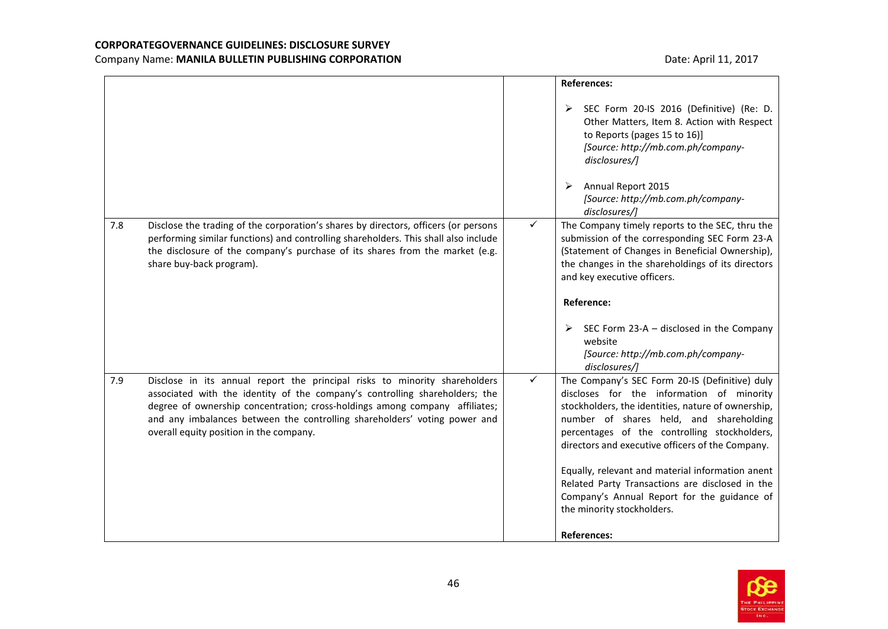| | | | |
|---|---|---|---|
| | | | **References:**<br><br>➢ SEC Form 20-IS 2016 (Definitive) (Re: D. Other Matters, Item 8. Action with Respect to Reports (pages 15 to 16)]<br>*[Source: http://mb.com.ph/company-disclosures/]*<br><br>➢ Annual Report 2015<br>*[Source: http://mb.com.ph/company-disclosures/]* |
| 7.8 | Disclose the trading of the corporation's shares by directors, officers (or persons performing similar functions) and controlling shareholders. This shall also include the disclosure of the company's purchase of its shares from the market (e.g. share buy-back program). | ✓ | The Company timely reports to the SEC, thru the submission of the corresponding SEC Form 23-A (Statement of Changes in Beneficial Ownership), the changes in the shareholdings of its directors and key executive officers.<br><br>**Reference:**<br><br>➢ SEC Form 23-A – disclosed in the Company website<br>*[Source: http://mb.com.ph/company-disclosures/]* |
| 7.9 | Disclose in its annual report the principal risks to minority shareholders associated with the identity of the company's controlling shareholders; the degree of ownership concentration; cross-holdings among company affiliates; and any imbalances between the controlling shareholders' voting power and overall equity position in the company. | ✓ | The Company's SEC Form 20-IS (Definitive) duly discloses for the information of minority stockholders, the identities, nature of ownership, number of shares held, and shareholding percentages of the controlling stockholders, directors and executive officers of the Company.<br><br>Equally, relevant and material information anent Related Party Transactions are disclosed in the Company's Annual Report for the guidance of the minority stockholders.<br><br>**References:** |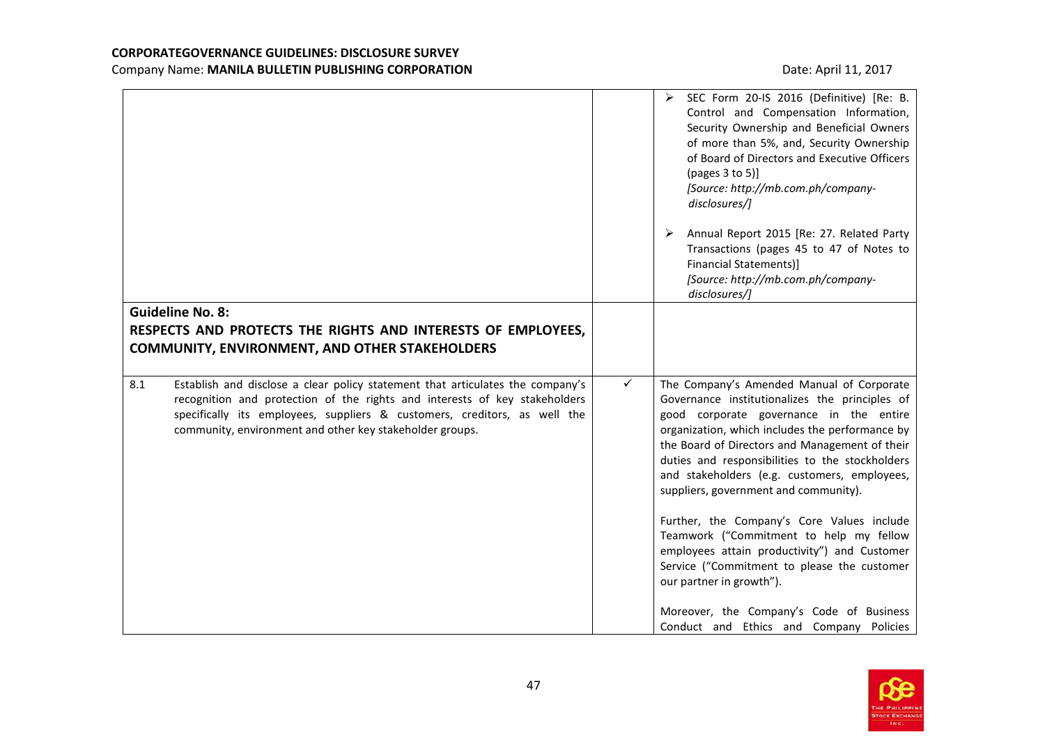| | | |
|---|---|---|
| | | ➢ SEC Form 20-IS 2016 (Definitive) [Re: B. Control and Compensation Information, Security Ownership and Beneficial Owners of more than 5%, and, Security Ownership of Board of Directors and Executive Officers (pages 3 to 5)] *[Source: http://mb.com.ph/company-disclosures/]*<br><br>➢ Annual Report 2015 [Re: 27. Related Party Transactions (pages 45 to 47 of Notes to Financial Statements)] *[Source: http://mb.com.ph/company-disclosures/]* |
| **Guideline No. 8:**<br>**RESPECTS AND PROTECTS THE RIGHTS AND INTERESTS OF EMPLOYEES, COMMUNITY, ENVIRONMENT, AND OTHER STAKEHOLDERS** | | |
| 8.1 Establish and disclose a clear policy statement that articulates the company's recognition and protection of the rights and interests of key stakeholders specifically its employees, suppliers & customers, creditors, as well the community, environment and other key stakeholder groups. | ✓ | The Company's Amended Manual of Corporate Governance institutionalizes the principles of good corporate governance in the entire organization, which includes the performance by the Board of Directors and Management of their duties and responsibilities to the stockholders and stakeholders (e.g. customers, employees, suppliers, government and community).<br><br>Further, the Company's Core Values include Teamwork ("Commitment to help my fellow employees attain productivity") and Customer Service ("Commitment to please the customer our partner in growth").<br><br>Moreover, the Company's Code of Business Conduct and Ethics and Company Policies |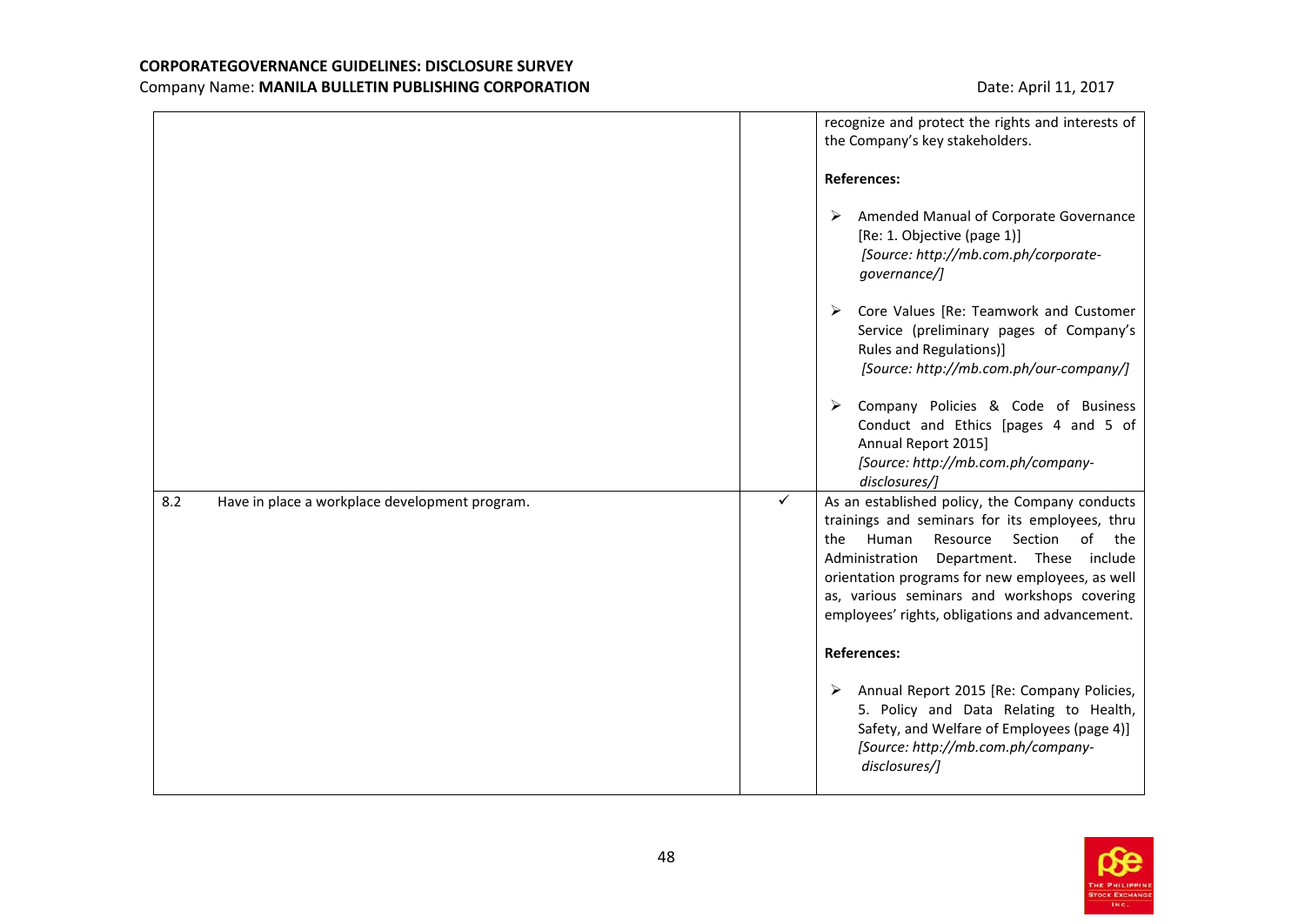| | | |
|---|---|---|
| | | recognize and protect the rights and interests of the Company's key stakeholders.<br><br>**References:**<br><br>➢ Amended Manual of Corporate Governance [Re: 1. Objective (page 1)] *[Source: http://mb.com.ph/corporate-governance/]*<br><br>➢ Core Values [Re: Teamwork and Customer Service (preliminary pages of Company's Rules and Regulations)] *[Source: http://mb.com.ph/our-company/]*<br><br>➢ Company Policies & Code of Business Conduct and Ethics [pages 4 and 5 of Annual Report 2015] *[Source: http://mb.com.ph/company-disclosures/]* |
| 8.2 Have in place a workplace development program. | ✓ | As an established policy, the Company conducts trainings and seminars for its employees, thru the Human Resource Section of the Administration Department. These include orientation programs for new employees, as well as, various seminars and workshops covering employees' rights, obligations and advancement.<br><br>**References:**<br><br>➢ Annual Report 2015 [Re: Company Policies, 5. Policy and Data Relating to Health, Safety, and Welfare of Employees (page 4)] *[Source: http://mb.com.ph/company-disclosures/]* |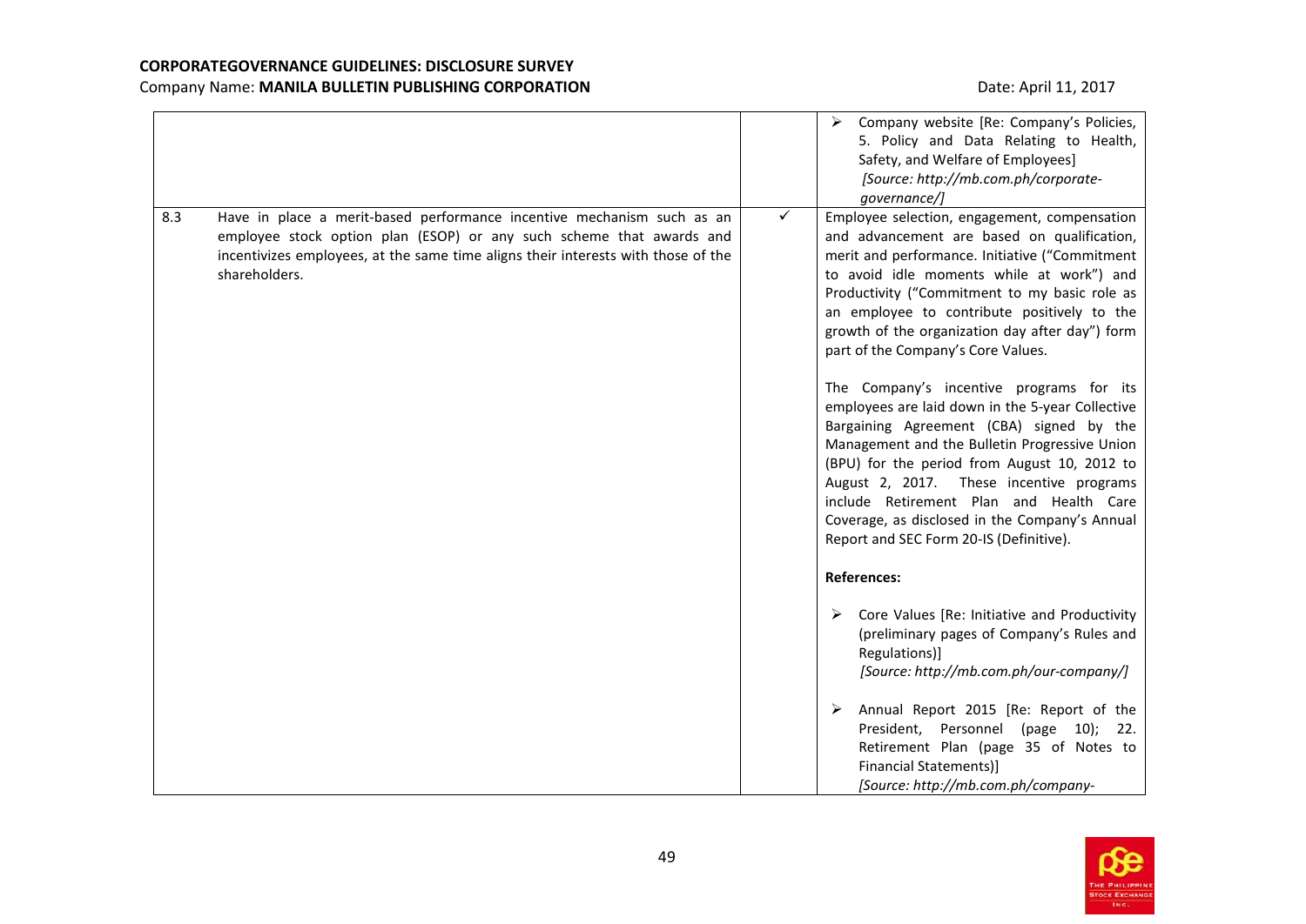| | | | |
|---|---|---|---|
| | | | ➢ Company website [Re: Company's Policies, 5. Policy and Data Relating to Health, Safety, and Welfare of Employees] *[Source: http://mb.com.ph/corporate-governance/]* |
| 8.3 | Have in place a merit-based performance incentive mechanism such as an employee stock option plan (ESOP) or any such scheme that awards and incentivizes employees, at the same time aligns their interests with those of the shareholders. | ✓ | Employee selection, engagement, compensation and advancement are based on qualification, merit and performance. Initiative ("Commitment to avoid idle moments while at work") and Productivity ("Commitment to my basic role as an employee to contribute positively to the growth of the organization day after day") form part of the Company's Core Values.<br><br>The Company's incentive programs for its employees are laid down in the 5-year Collective Bargaining Agreement (CBA) signed by the Management and the Bulletin Progressive Union (BPU) for the period from August 10, 2012 to August 2, 2017. These incentive programs include Retirement Plan and Health Care Coverage, as disclosed in the Company's Annual Report and SEC Form 20-IS (Definitive).<br><br>**References:**<br><br>➢ Core Values [Re: Initiative and Productivity (preliminary pages of Company's Rules and Regulations)] *[Source: http://mb.com.ph/our-company/]*<br><br>➢ Annual Report 2015 [Re: Report of the President, Personnel (page 10); 22. Retirement Plan (page 35 of Notes to Financial Statements)] *[Source: http://mb.com.ph/company-* |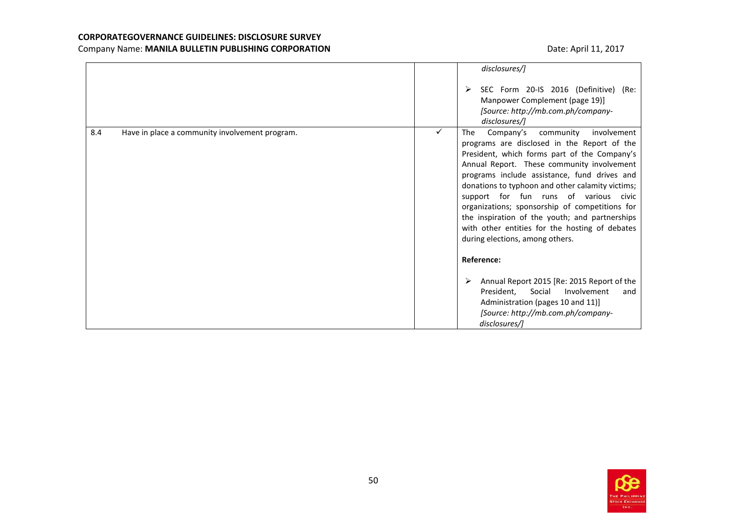| | | |
|---|---|---|
| | | *disclosures/]*<br><br>➢ SEC Form 20-IS 2016 (Definitive) (Re: Manpower Complement (page 19)] *[Source: http://mb.com.ph/company-disclosures/]* |
| 8.4 Have in place a community involvement program. | ✓ | The Company's community involvement programs are disclosed in the Report of the President, which forms part of the Company's Annual Report. These community involvement programs include assistance, fund drives and donations to typhoon and other calamity victims; support for fun runs of various civic organizations; sponsorship of competitions for the inspiration of the youth; and partnerships with other entities for the hosting of debates during elections, among others.<br><br>**Reference:**<br><br>➢ Annual Report 2015 [Re: 2015 Report of the President, Social Involvement and Administration (pages 10 and 11)] *[Source: http://mb.com.ph/company-disclosures/]* |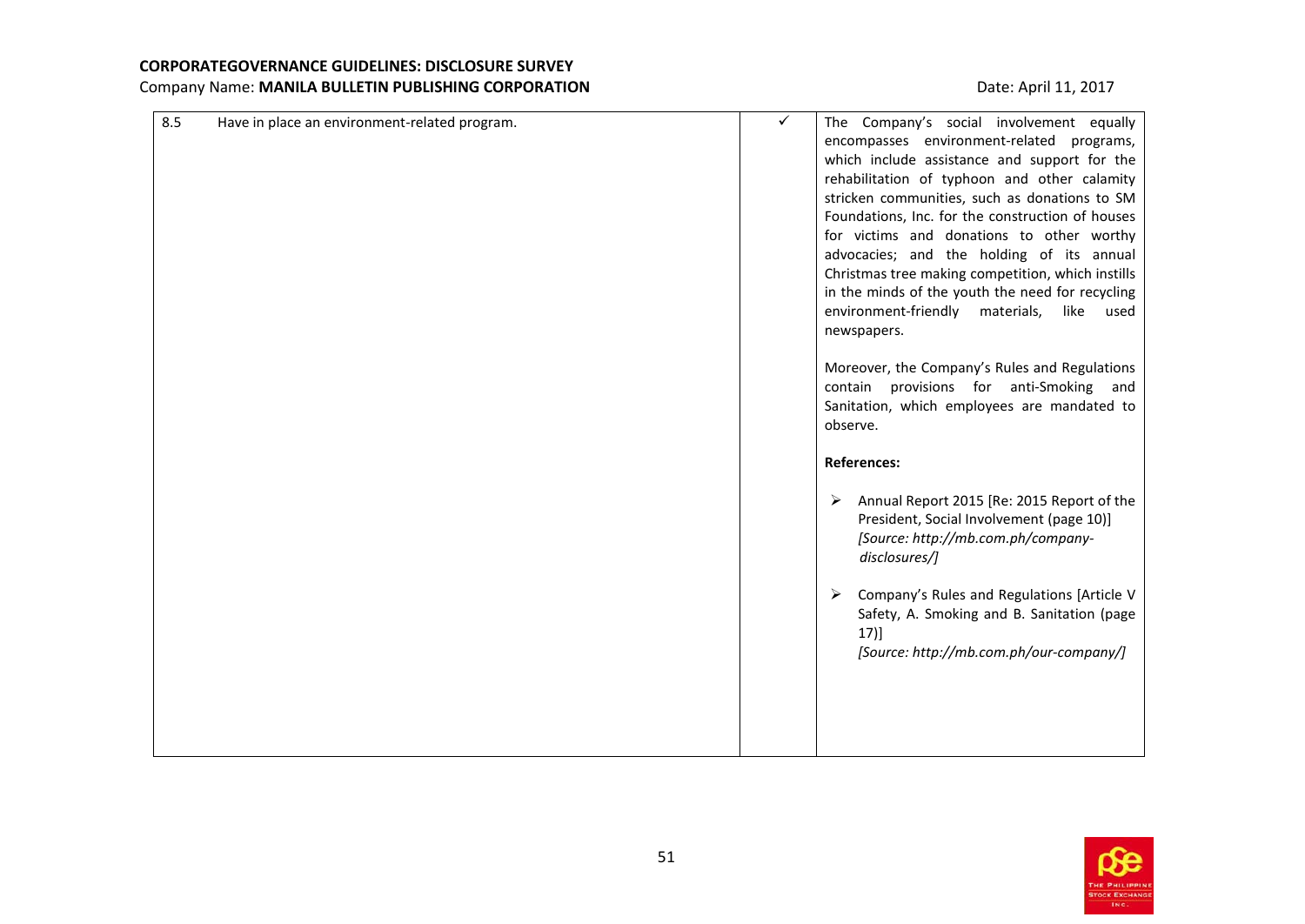| | | | |
|---|---|---|---|
| 8.5 | Have in place an environment-related program. | ✓ | The Company's social involvement equally encompasses environment-related programs, which include assistance and support for the rehabilitation of typhoon and other calamity stricken communities, such as donations to SM Foundations, Inc. for the construction of houses for victims and donations to other worthy advocacies; and the holding of its annual Christmas tree making competition, which instills in the minds of the youth the need for recycling environment-friendly materials, like used newspapers.<br><br>Moreover, the Company's Rules and Regulations contain provisions for anti-Smoking and Sanitation, which employees are mandated to observe.<br><br>**References:**<br><br>➢ Annual Report 2015 [Re: 2015 Report of the President, Social Involvement (page 10)] *[Source: http://mb.com.ph/company-disclosures/]*<br><br>➢ Company's Rules and Regulations [Article V Safety, A. Smoking and B. Sanitation (page 17)] *[Source: http://mb.com.ph/our-company/]* |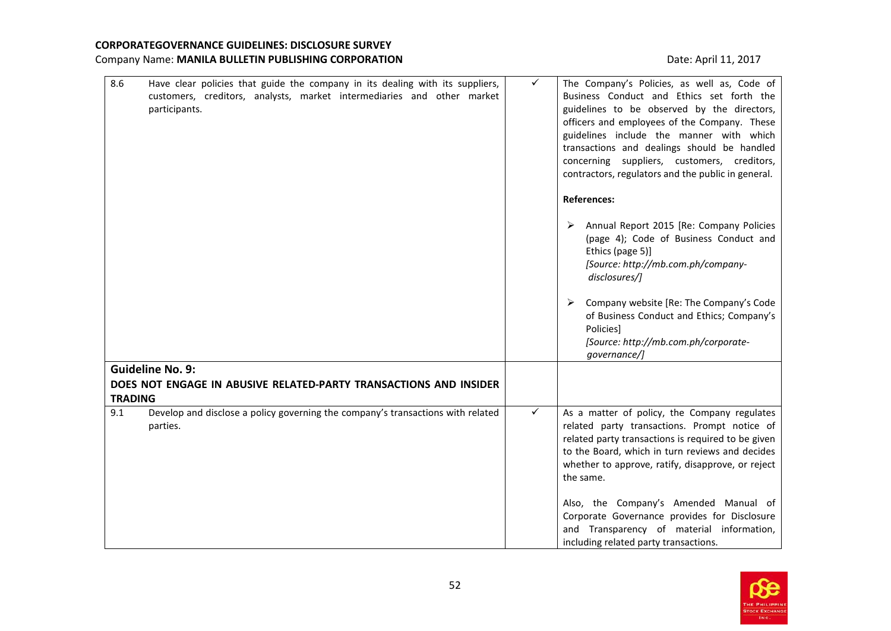| | | | |
|---|---|---|---|
| 8.6 | Have clear policies that guide the company in its dealing with its suppliers, customers, creditors, analysts, market intermediaries and other market participants. | ✓ | The Company's Policies, as well as, Code of Business Conduct and Ethics set forth the guidelines to be observed by the directors, officers and employees of the Company. These guidelines include the manner with which transactions and dealings should be handled concerning suppliers, customers, creditors, contractors, regulators and the public in general.<br><br>**References:**<br><br>➢ Annual Report 2015 [Re: Company Policies (page 4); Code of Business Conduct and Ethics (page 5)] *[Source: http://mb.com.ph/company-disclosures/]*<br><br>➢ Company website [Re: The Company's Code of Business Conduct and Ethics; Company's Policies] *[Source: http://mb.com.ph/corporate-governance/]* |
| **Guideline No. 9:** **DOES NOT ENGAGE IN ABUSIVE RELATED-PARTY TRANSACTIONS AND INSIDER TRADING** | | | |
| 9.1 | Develop and disclose a policy governing the company's transactions with related parties. | ✓ | As a matter of policy, the Company regulates related party transactions. Prompt notice of related party transactions is required to be given to the Board, which in turn reviews and decides whether to approve, ratify, disapprove, or reject the same.<br><br>Also, the Company's Amended Manual of Corporate Governance provides for Disclosure and Transparency of material information, including related party transactions. |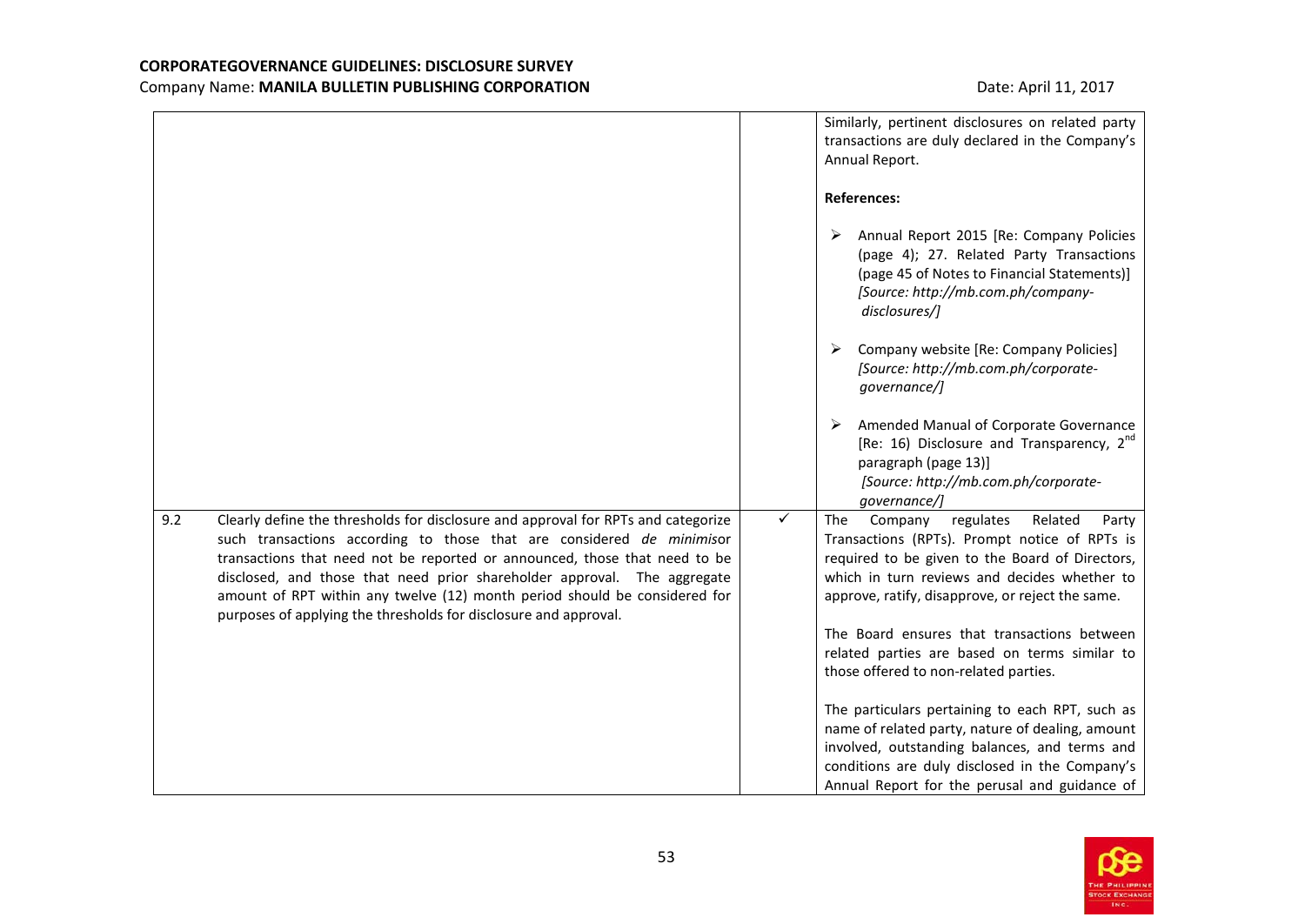| | | | |
|---|---|---|---|
| | | | Similarly, pertinent disclosures on related party transactions are duly declared in the Company's Annual Report.<br><br>**References:**<br><br>➢ Annual Report 2015 [Re: Company Policies (page 4); 27. Related Party Transactions (page 45 of Notes to Financial Statements)] *[Source: http://mb.com.ph/company-disclosures/]*<br><br>➢ Company website [Re: Company Policies] *[Source: http://mb.com.ph/corporate-governance/]*<br><br>➢ Amended Manual of Corporate Governance [Re: 16) Disclosure and Transparency, 2nd paragraph (page 13)] *[Source: http://mb.com.ph/corporate-governance/]* |
| 9.2 | Clearly define the thresholds for disclosure and approval for RPTs and categorize such transactions according to those that are considered *de minimis*or transactions that need not be reported or announced, those that need to be disclosed, and those that need prior shareholder approval. The aggregate amount of RPT within any twelve (12) month period should be considered for purposes of applying the thresholds for disclosure and approval. | ✓ | The Company regulates Related Party Transactions (RPTs). Prompt notice of RPTs is required to be given to the Board of Directors, which in turn reviews and decides whether to approve, ratify, disapprove, or reject the same.<br><br>The Board ensures that transactions between related parties are based on terms similar to those offered to non-related parties.<br><br>The particulars pertaining to each RPT, such as name of related party, nature of dealing, amount involved, outstanding balances, and terms and conditions are duly disclosed in the Company's Annual Report for the perusal and guidance of |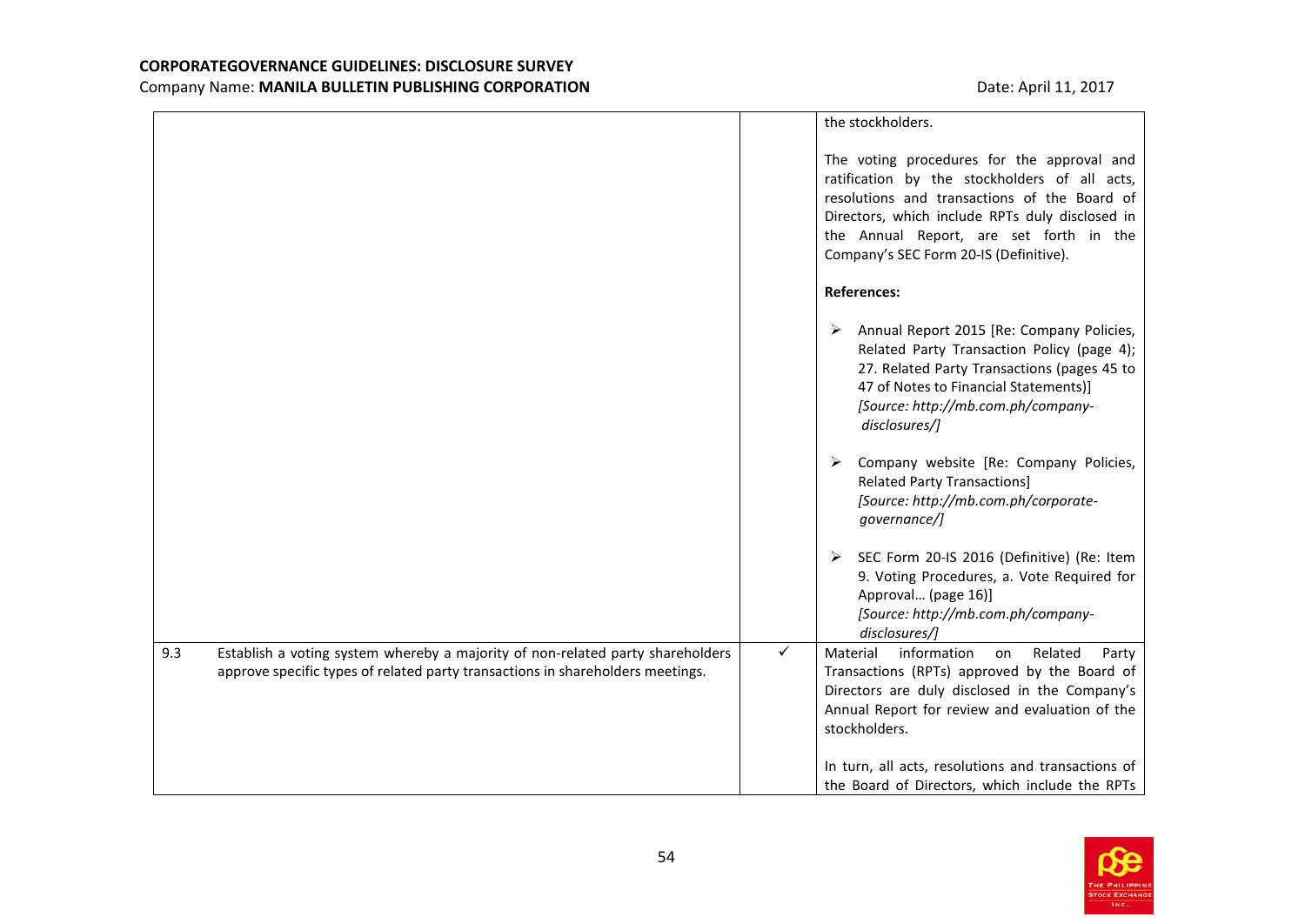| | | |
|---|---|---|
| | | the stockholders.<br><br>The voting procedures for the approval and ratification by the stockholders of all acts, resolutions and transactions of the Board of Directors, which include RPTs duly disclosed in the Annual Report, are set forth in the Company's SEC Form 20-IS (Definitive).<br><br>**References:**<br><br>➢ Annual Report 2015 [Re: Company Policies, Related Party Transaction Policy (page 4); 27. Related Party Transactions (pages 45 to 47 of Notes to Financial Statements)] *[Source: http://mb.com.ph/company-disclosures/]*<br><br>➢ Company website [Re: Company Policies, Related Party Transactions] *[Source: http://mb.com.ph/corporate-governance/]*<br><br>➢ SEC Form 20-IS 2016 (Definitive) (Re: Item 9. Voting Procedures, a. Vote Required for Approval… (page 16)] *[Source: http://mb.com.ph/company-disclosures/]* |
| 9.3 Establish a voting system whereby a majority of non-related party shareholders approve specific types of related party transactions in shareholders meetings. | ✓ | Material information on Related Party Transactions (RPTs) approved by the Board of Directors are duly disclosed in the Company's Annual Report for review and evaluation of the stockholders.<br><br>In turn, all acts, resolutions and transactions of the Board of Directors, which include the RPTs |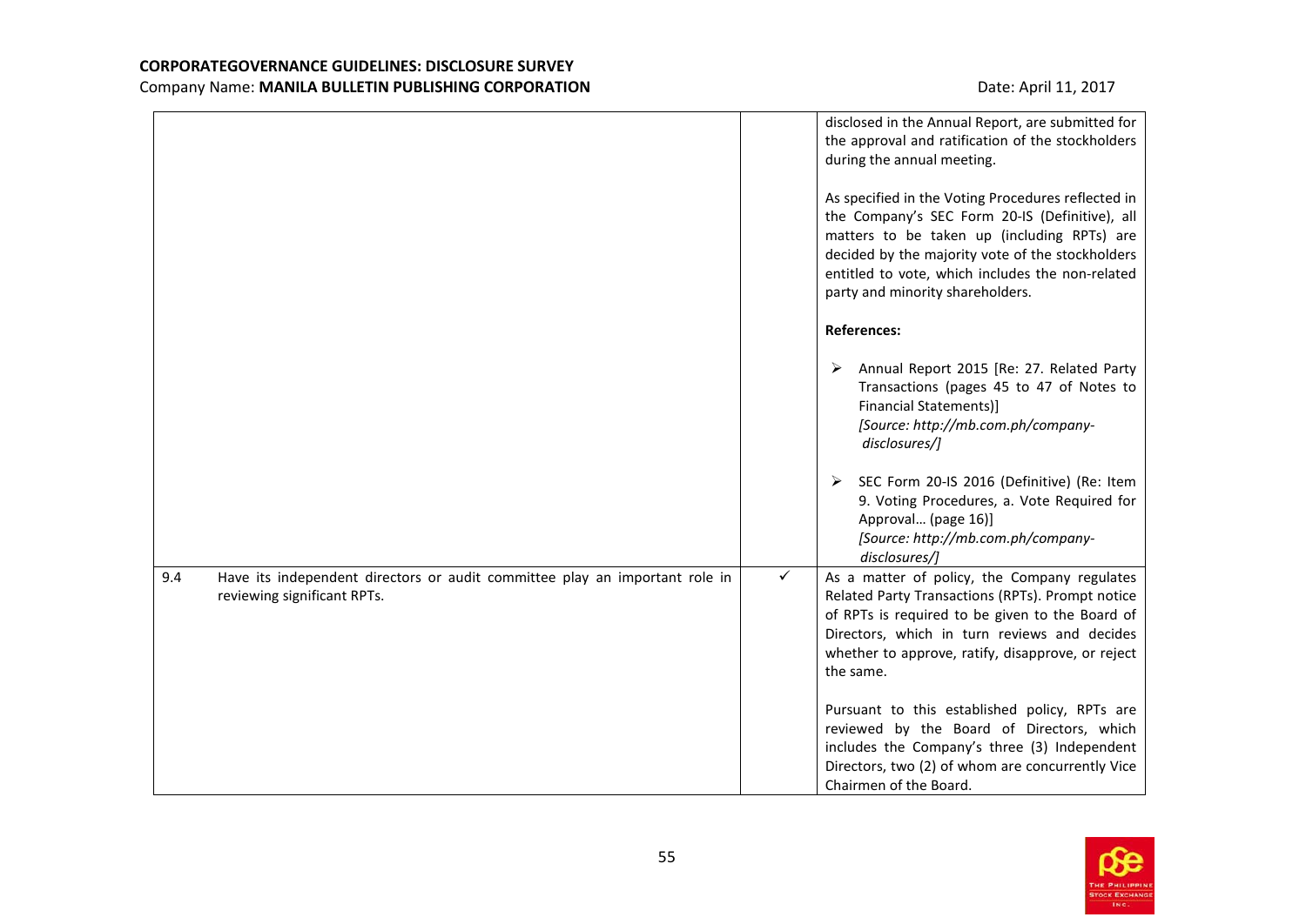| | | |
|---|---|---|
| | | disclosed in the Annual Report, are submitted for the approval and ratification of the stockholders during the annual meeting.<br><br>As specified in the Voting Procedures reflected in the Company's SEC Form 20-IS (Definitive), all matters to be taken up (including RPTs) are decided by the majority vote of the stockholders entitled to vote, which includes the non-related party and minority shareholders.<br><br>**References:**<br><br>➢ Annual Report 2015 [Re: 27. Related Party Transactions (pages 45 to 47 of Notes to Financial Statements)] *[Source: http://mb.com.ph/company-disclosures/]*<br><br>➢ SEC Form 20-IS 2016 (Definitive) (Re: Item 9. Voting Procedures, a. Vote Required for Approval… (page 16)] *[Source: http://mb.com.ph/company-disclosures/]* |
| 9.4 Have its independent directors or audit committee play an important role in reviewing significant RPTs. | ✓ | As a matter of policy, the Company regulates Related Party Transactions (RPTs). Prompt notice of RPTs is required to be given to the Board of Directors, which in turn reviews and decides whether to approve, ratify, disapprove, or reject the same.<br><br>Pursuant to this established policy, RPTs are reviewed by the Board of Directors, which includes the Company's three (3) Independent Directors, two (2) of whom are concurrently Vice Chairmen of the Board. |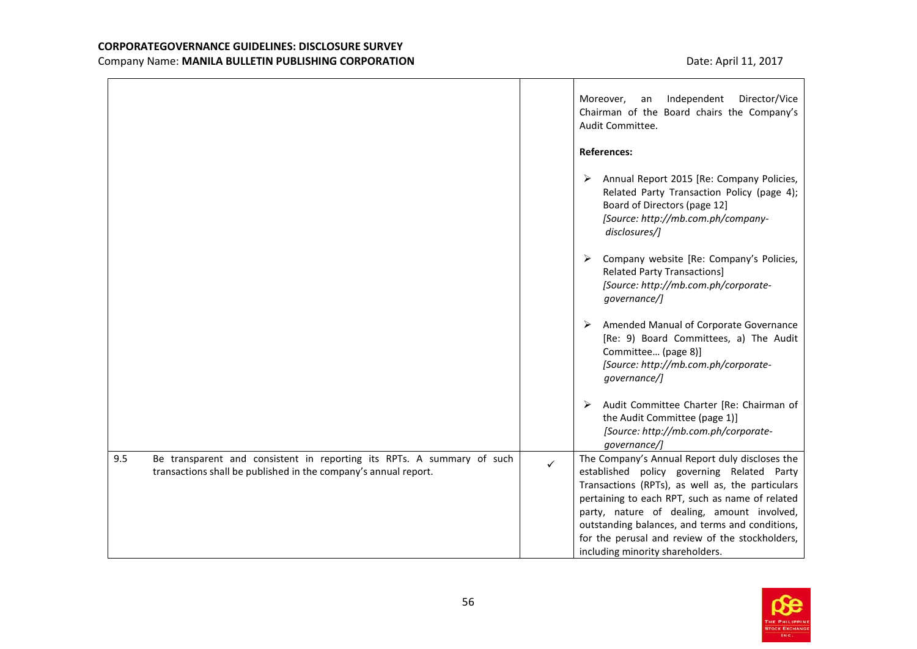| | | |
|---|---|---|
| | | Moreover, an Independent Director/Vice Chairman of the Board chairs the Company's Audit Committee.<br><br>**References:**<br><br>➢ Annual Report 2015 [Re: Company Policies, Related Party Transaction Policy (page 4); Board of Directors (page 12] *[Source: http://mb.com.ph/company-disclosures/]*<br><br>➢ Company website [Re: Company's Policies, Related Party Transactions] *[Source: http://mb.com.ph/corporate-governance/]*<br><br>➢ Amended Manual of Corporate Governance [Re: 9) Board Committees, a) The Audit Committee… (page 8)] *[Source: http://mb.com.ph/corporate-governance/]*<br><br>➢ Audit Committee Charter [Re: Chairman of the Audit Committee (page 1)] *[Source: http://mb.com.ph/corporate-governance/]* |
| 9.5 Be transparent and consistent in reporting its RPTs. A summary of such transactions shall be published in the company's annual report. | ✓ | The Company's Annual Report duly discloses the established policy governing Related Party Transactions (RPTs), as well as, the particulars pertaining to each RPT, such as name of related party, nature of dealing, amount involved, outstanding balances, and terms and conditions, for the perusal and review of the stockholders, including minority shareholders. |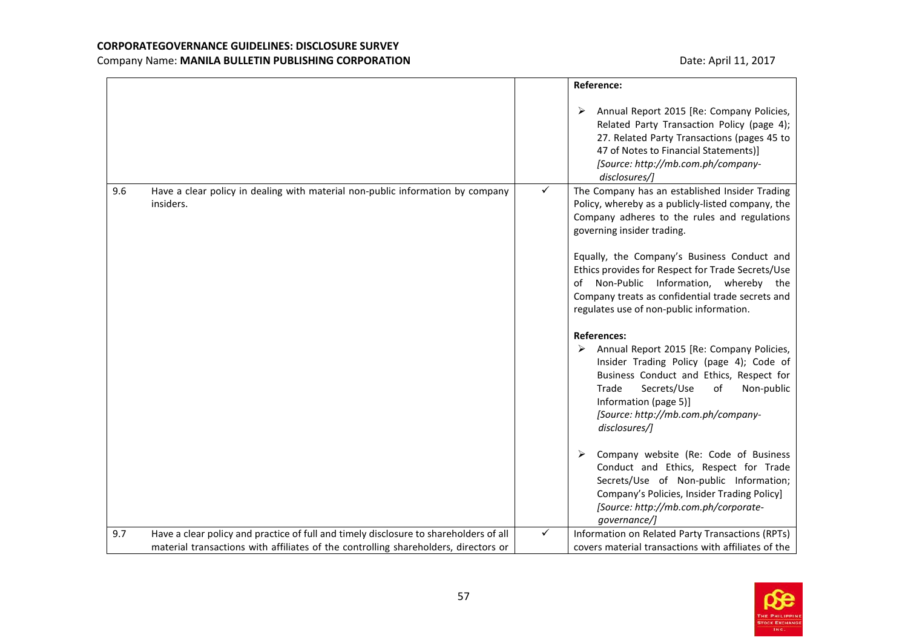| | | | |
|---|---|---|---|
| | | | **Reference:**<br><br>➢ Annual Report 2015 [Re: Company Policies, Related Party Transaction Policy (page 4); 27. Related Party Transactions (pages 45 to 47 of Notes to Financial Statements)] *[Source: http://mb.com.ph/company-disclosures/]* |
| 9.6 | Have a clear policy in dealing with material non-public information by company insiders. | ✓ | The Company has an established Insider Trading Policy, whereby as a publicly-listed company, the Company adheres to the rules and regulations governing insider trading.<br><br>Equally, the Company's Business Conduct and Ethics provides for Respect for Trade Secrets/Use of Non-Public Information, whereby the Company treats as confidential trade secrets and regulates use of non-public information.<br><br>**References:**<br>➢ Annual Report 2015 [Re: Company Policies, Insider Trading Policy (page 4); Code of Business Conduct and Ethics, Respect for Trade Secrets/Use of Non-public Information (page 5)] *[Source: http://mb.com.ph/company-disclosures/]*<br><br>➢ Company website (Re: Code of Business Conduct and Ethics, Respect for Trade Secrets/Use of Non-public Information; Company's Policies, Insider Trading Policy] *[Source: http://mb.com.ph/corporate-governance/]* |
| 9.7 | Have a clear policy and practice of full and timely disclosure to shareholders of all material transactions with affiliates of the controlling shareholders, directors or | ✓ | Information on Related Party Transactions (RPTs) covers material transactions with affiliates of the |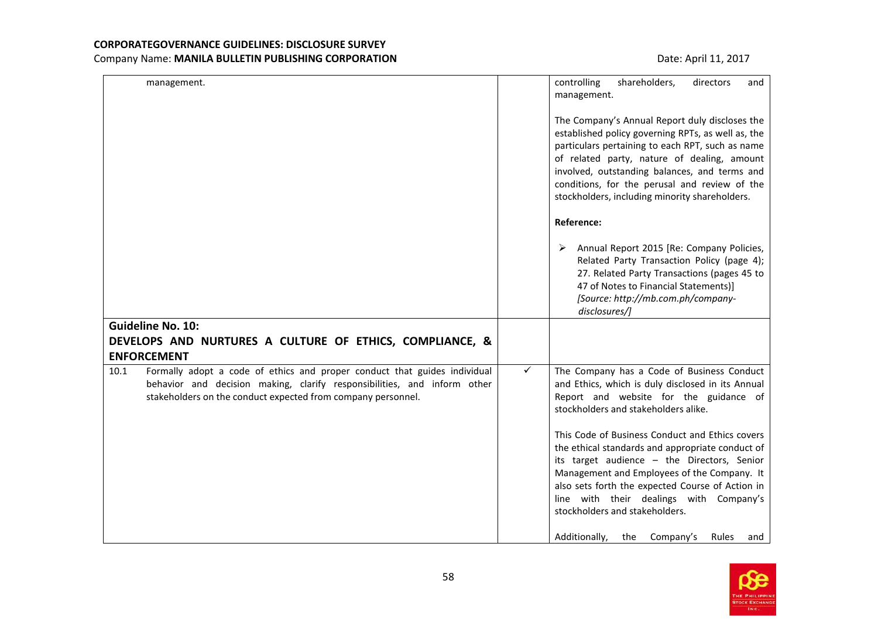| | | |
|---|---|---|
| management. | | controlling shareholders, directors and management.<br><br>The Company's Annual Report duly discloses the established policy governing RPTs, as well as, the particulars pertaining to each RPT, such as name of related party, nature of dealing, amount involved, outstanding balances, and terms and conditions, for the perusal and review of the stockholders, including minority shareholders.<br><br>**Reference:**<br><br>➢ Annual Report 2015 [Re: Company Policies, Related Party Transaction Policy (page 4); 27. Related Party Transactions (pages 45 to 47 of Notes to Financial Statements)] *[Source: http://mb.com.ph/company-disclosures/]* |
| **Guideline No. 10:**<br>**DEVELOPS AND NURTURES A CULTURE OF ETHICS, COMPLIANCE, & ENFORCEMENT** | | |
| 10.1 Formally adopt a code of ethics and proper conduct that guides individual behavior and decision making, clarify responsibilities, and inform other stakeholders on the conduct expected from company personnel. | ✓ | The Company has a Code of Business Conduct and Ethics, which is duly disclosed in its Annual Report and website for the guidance of stockholders and stakeholders alike.<br><br>This Code of Business Conduct and Ethics covers the ethical standards and appropriate conduct of its target audience – the Directors, Senior Management and Employees of the Company. It also sets forth the expected Course of Action in line with their dealings with Company's stockholders and stakeholders.<br><br>Additionally, the Company's Rules and |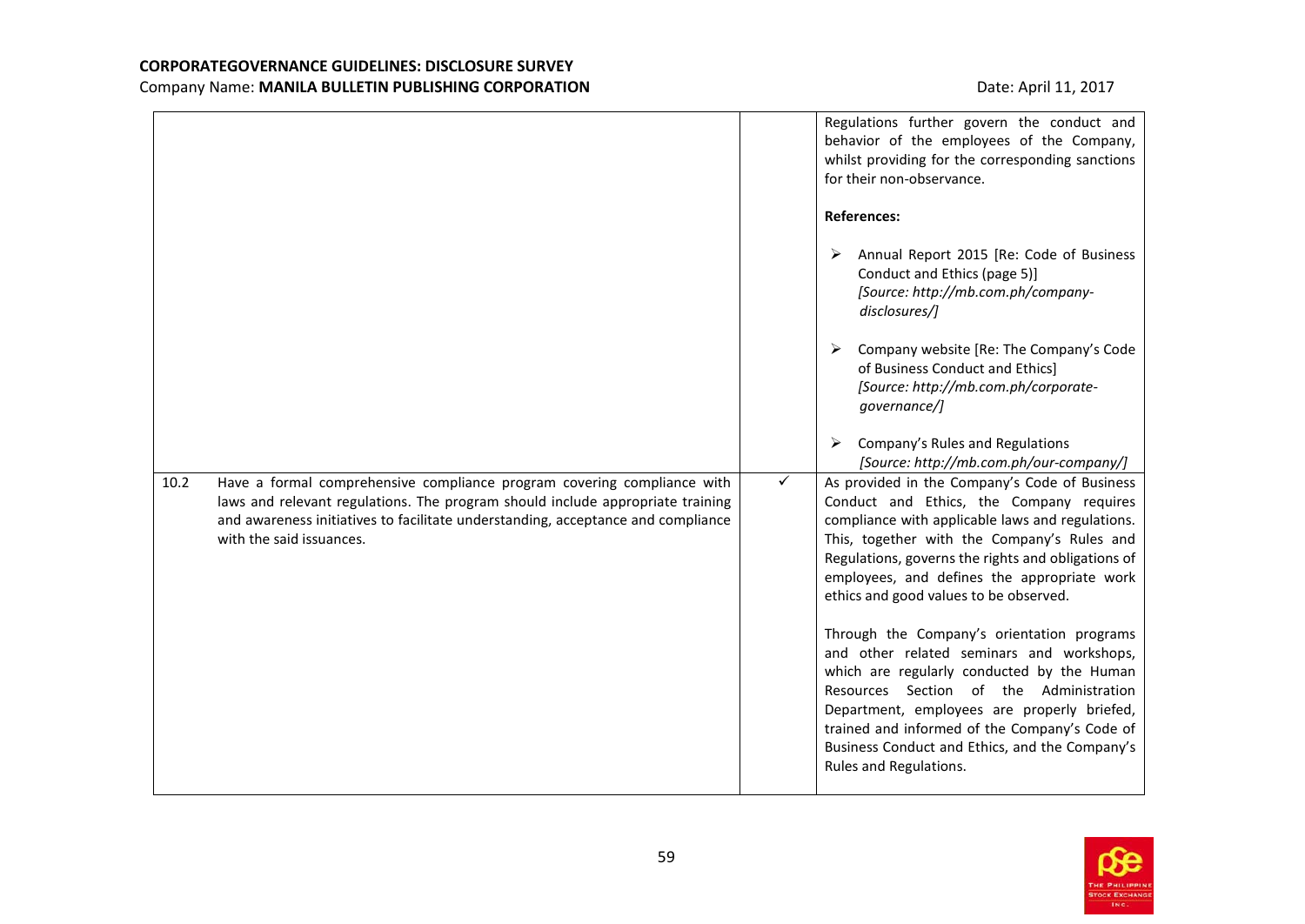| | | | |
|---|---|---|---|
| | | | Regulations further govern the conduct and behavior of the employees of the Company, whilst providing for the corresponding sanctions for their non-observance.<br><br>**References:**<br><br>➢ Annual Report 2015 [Re: Code of Business Conduct and Ethics (page 5)] *[Source: http://mb.com.ph/company-disclosures/]*<br><br>➢ Company website [Re: The Company's Code of Business Conduct and Ethics] *[Source: http://mb.com.ph/corporate-governance/]*<br><br>➢ Company's Rules and Regulations *[Source: http://mb.com.ph/our-company/]* |
| 10.2 | Have a formal comprehensive compliance program covering compliance with laws and relevant regulations. The program should include appropriate training and awareness initiatives to facilitate understanding, acceptance and compliance with the said issuances. | ✓ | As provided in the Company's Code of Business Conduct and Ethics, the Company requires compliance with applicable laws and regulations. This, together with the Company's Rules and Regulations, governs the rights and obligations of employees, and defines the appropriate work ethics and good values to be observed.<br><br>Through the Company's orientation programs and other related seminars and workshops, which are regularly conducted by the Human Resources Section of the Administration Department, employees are properly briefed, trained and informed of the Company's Code of Business Conduct and Ethics, and the Company's Rules and Regulations. |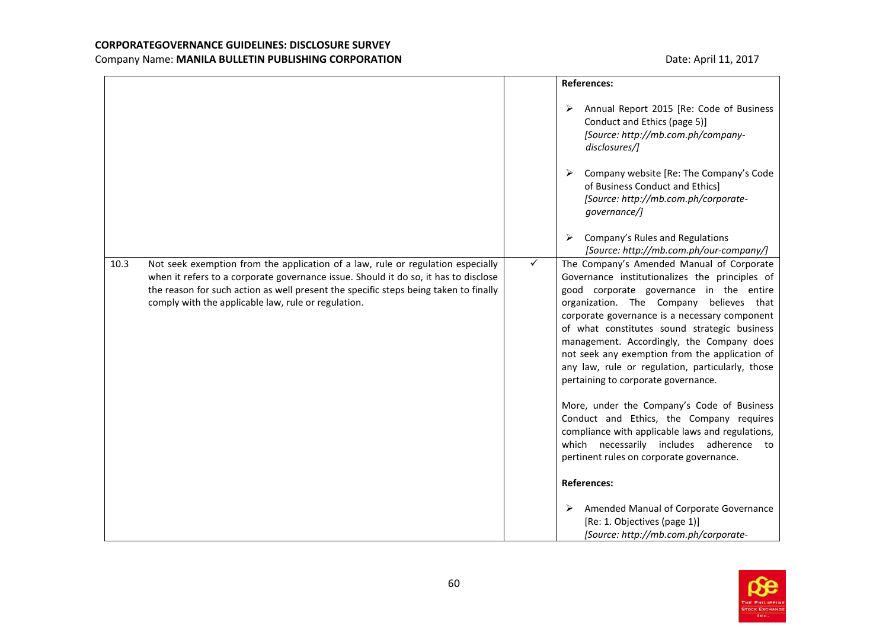| | | |
|---|---|---|
| | | **References:**<br><br>➢ Annual Report 2015 [Re: Code of Business Conduct and Ethics (page 5)] *[Source: http://mb.com.ph/company-disclosures/]*<br><br>➢ Company website [Re: The Company's Code of Business Conduct and Ethics] *[Source: http://mb.com.ph/corporate-governance/]*<br><br>➢ Company's Rules and Regulations *[Source: http://mb.com.ph/our-company/]* |
| 10.3 Not seek exemption from the application of a law, rule or regulation especially when it refers to a corporate governance issue. Should it do so, it has to disclose the reason for such action as well present the specific steps being taken to finally comply with the applicable law, rule or regulation. | ✓ | The Company's Amended Manual of Corporate Governance institutionalizes the principles of good corporate governance in the entire organization. The Company believes that corporate governance is a necessary component of what constitutes sound strategic business management. Accordingly, the Company does not seek any exemption from the application of any law, rule or regulation, particularly, those pertaining to corporate governance.<br><br>More, under the Company's Code of Business Conduct and Ethics, the Company requires compliance with applicable laws and regulations, which necessarily includes adherence to pertinent rules on corporate governance.<br><br>**References:**<br><br>➢ Amended Manual of Corporate Governance [Re: 1. Objectives (page 1)] *[Source: http://mb.com.ph/corporate-* |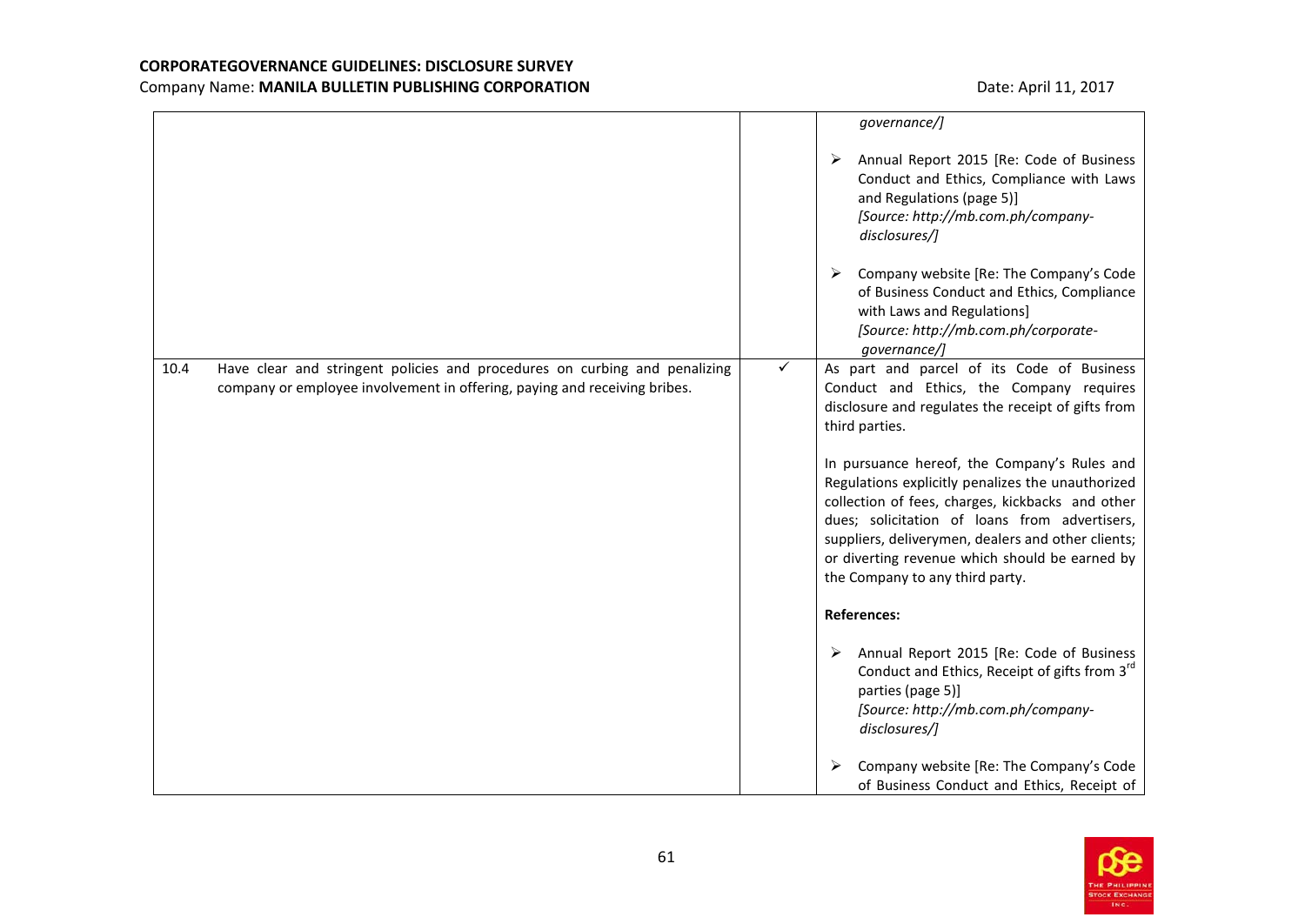| | | |
|---|---|---|
| | | *governance/]*<br><br>➢ Annual Report 2015 [Re: Code of Business Conduct and Ethics, Compliance with Laws and Regulations (page 5)]<br>*[Source: http://mb.com.ph/company-disclosures/]*<br><br>➢ Company website [Re: The Company's Code of Business Conduct and Ethics, Compliance with Laws and Regulations]<br>*[Source: http://mb.com.ph/corporate-governance/]* |
| 10.4 Have clear and stringent policies and procedures on curbing and penalizing company or employee involvement in offering, paying and receiving bribes. | ✓ | As part and parcel of its Code of Business Conduct and Ethics, the Company requires disclosure and regulates the receipt of gifts from third parties.<br><br>In pursuance hereof, the Company's Rules and Regulations explicitly penalizes the unauthorized collection of fees, charges, kickbacks and other dues; solicitation of loans from advertisers, suppliers, deliverymen, dealers and other clients; or diverting revenue which should be earned by the Company to any third party.<br><br>**References:**<br><br>➢ Annual Report 2015 [Re: Code of Business Conduct and Ethics, Receipt of gifts from 3rd parties (page 5)]<br>*[Source: http://mb.com.ph/company-disclosures/]*<br><br>➢ Company website [Re: The Company's Code of Business Conduct and Ethics, Receipt of |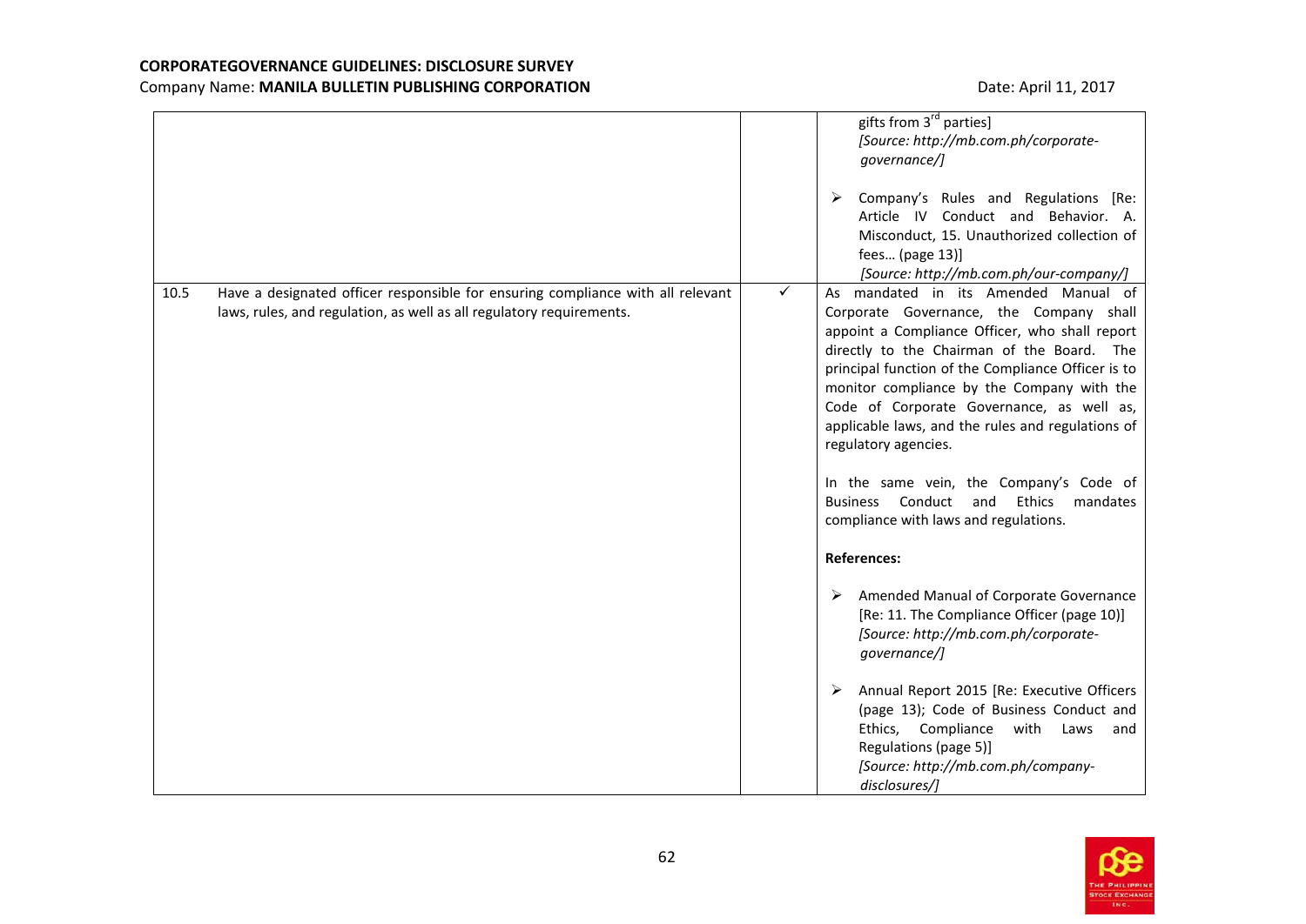| | | |
|---|---|---|
| | | gifts from 3rd parties]<br>*[Source: http://mb.com.ph/corporate-governance/]*<br><br>➢ Company's Rules and Regulations [Re: Article IV Conduct and Behavior. A. Misconduct, 15. Unauthorized collection of fees… (page 13)]<br>*[Source: http://mb.com.ph/our-company/]* |
| 10.5 Have a designated officer responsible for ensuring compliance with all relevant laws, rules, and regulation, as well as all regulatory requirements. | ✓ | As mandated in its Amended Manual of Corporate Governance, the Company shall appoint a Compliance Officer, who shall report directly to the Chairman of the Board. The principal function of the Compliance Officer is to monitor compliance by the Company with the Code of Corporate Governance, as well as, applicable laws, and the rules and regulations of regulatory agencies.<br><br>In the same vein, the Company's Code of Business Conduct and Ethics mandates compliance with laws and regulations.<br><br>**References:**<br><br>➢ Amended Manual of Corporate Governance [Re: 11. The Compliance Officer (page 10)]<br>*[Source: http://mb.com.ph/corporate-governance/]*<br><br>➢ Annual Report 2015 [Re: Executive Officers (page 13); Code of Business Conduct and Ethics, Compliance with Laws and Regulations (page 5)]<br>*[Source: http://mb.com.ph/company-disclosures/]* |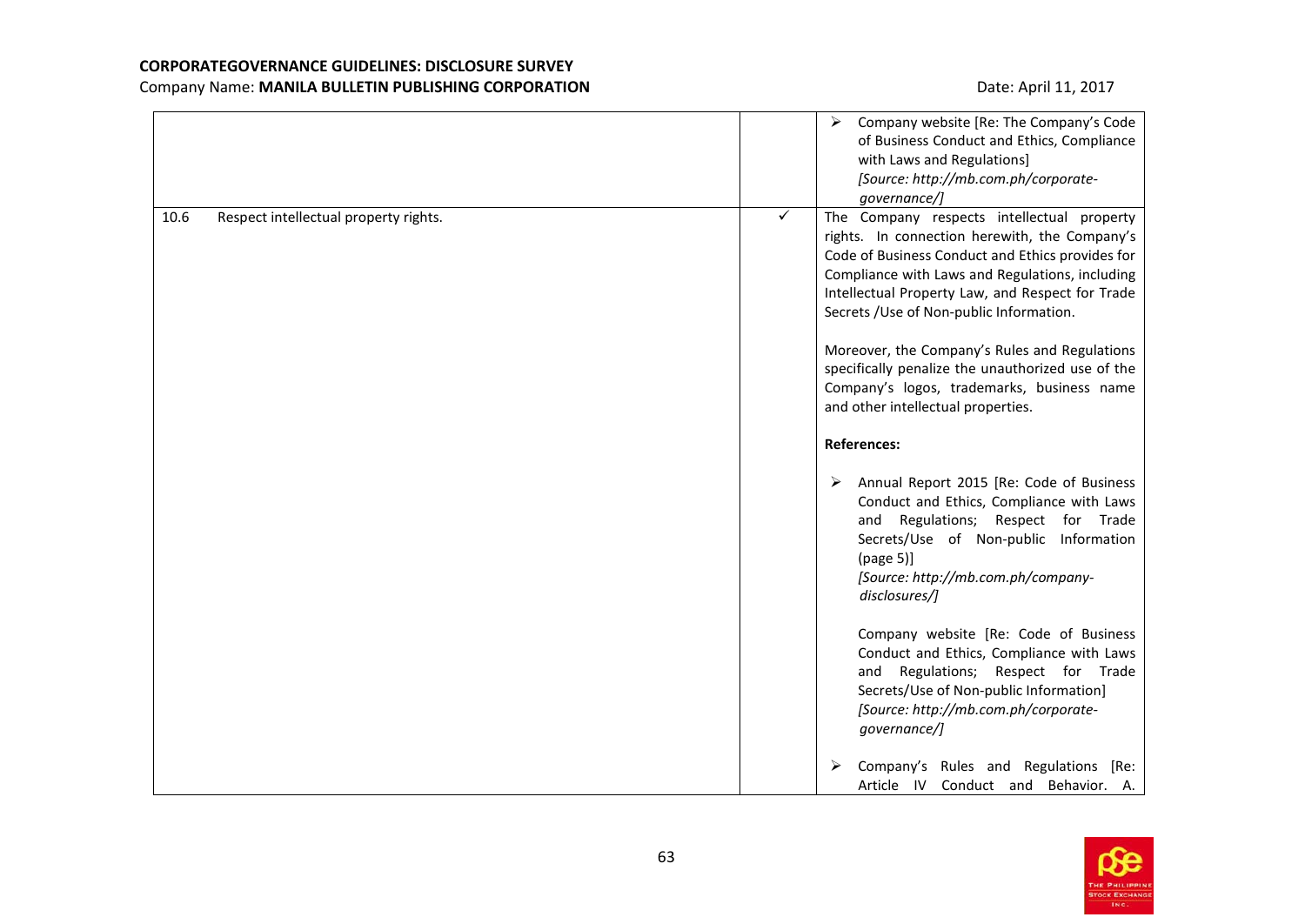| | | |
|---|---|---|
| | | ➢ Company website [Re: The Company's Code of Business Conduct and Ethics, Compliance with Laws and Regulations] *[Source: http://mb.com.ph/corporate-governance/]* |
| 10.6 Respect intellectual property rights. | ✓ | The Company respects intellectual property rights. In connection herewith, the Company's Code of Business Conduct and Ethics provides for Compliance with Laws and Regulations, including Intellectual Property Law, and Respect for Trade Secrets /Use of Non-public Information.<br><br>Moreover, the Company's Rules and Regulations specifically penalize the unauthorized use of the Company's logos, trademarks, business name and other intellectual properties.<br><br>**References:**<br><br>➢ Annual Report 2015 [Re: Code of Business Conduct and Ethics, Compliance with Laws and Regulations; Respect for Trade Secrets/Use of Non-public Information (page 5)] *[Source: http://mb.com.ph/company-disclosures/]*<br><br>Company website [Re: Code of Business Conduct and Ethics, Compliance with Laws and Regulations; Respect for Trade Secrets/Use of Non-public Information] *[Source: http://mb.com.ph/corporate-governance/]*<br><br>➢ Company's Rules and Regulations [Re: Article IV Conduct and Behavior. A. |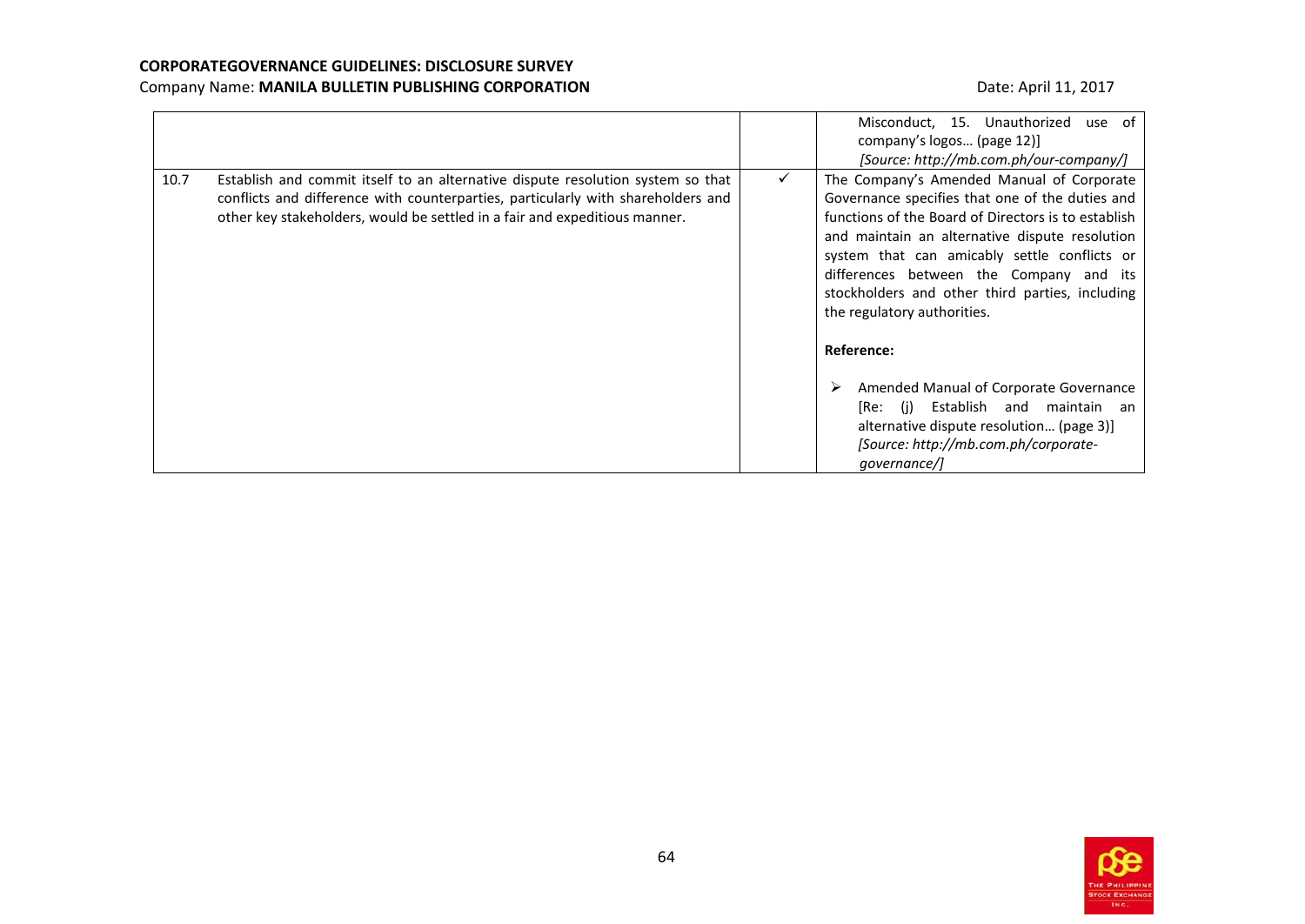**CORPORATEGOVERNANCE GUIDELINES: DISCLOSURE SURVEY**

Company Name: **MANILA BULLETIN PUBLISHING CORPORATION** Date: April 11, 2017

| | | | |
|---|---|---|---|
| | | | Misconduct, 15. Unauthorized use of company's logos… (page 12)] *[Source: http://mb.com.ph/our-company/]* |
| 10.7 | Establish and commit itself to an alternative dispute resolution system so that conflicts and difference with counterparties, particularly with shareholders and other key stakeholders, would be settled in a fair and expeditious manner. | ✓ | The Company's Amended Manual of Corporate Governance specifies that one of the duties and functions of the Board of Directors is to establish and maintain an alternative dispute resolution system that can amicably settle conflicts or differences between the Company and its stockholders and other third parties, including the regulatory authorities. <br><br> **Reference:** <br><br> ➢ Amended Manual of Corporate Governance [Re: (j) Establish and maintain an alternative dispute resolution… (page 3)] *[Source: http://mb.com.ph/corporate-governance/]* |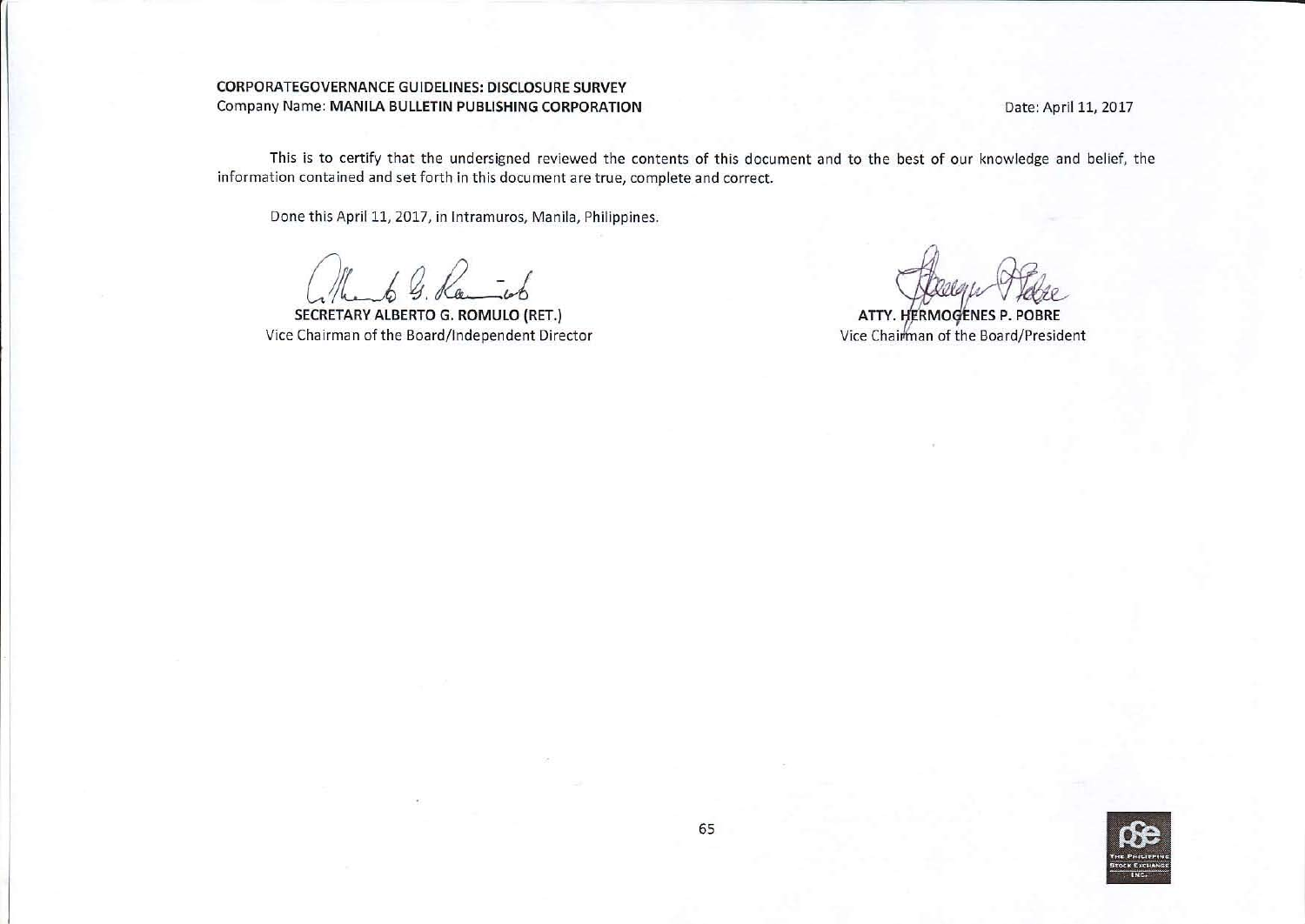**CORPORATEGOVERNANCE GUIDELINES: DISCLOSURE SURVEY**
Company Name: **MANILA BULLETIN PUBLISHING CORPORATION**

Date: April 11, 2017

This is to certify that the undersigned reviewed the contents of this document and to the best of our knowledge and belief, the information contained and set forth in this document are true, complete and correct.

Done this April 11, 2017, in Intramuros, Manila, Philippines.

**SECRETARY ALBERTO G. ROMULO (RET.)**
Vice Chairman of the Board/Independent Director

**ATTY. HERMOGENES P. POBRE**
Vice Chairman of the Board/President